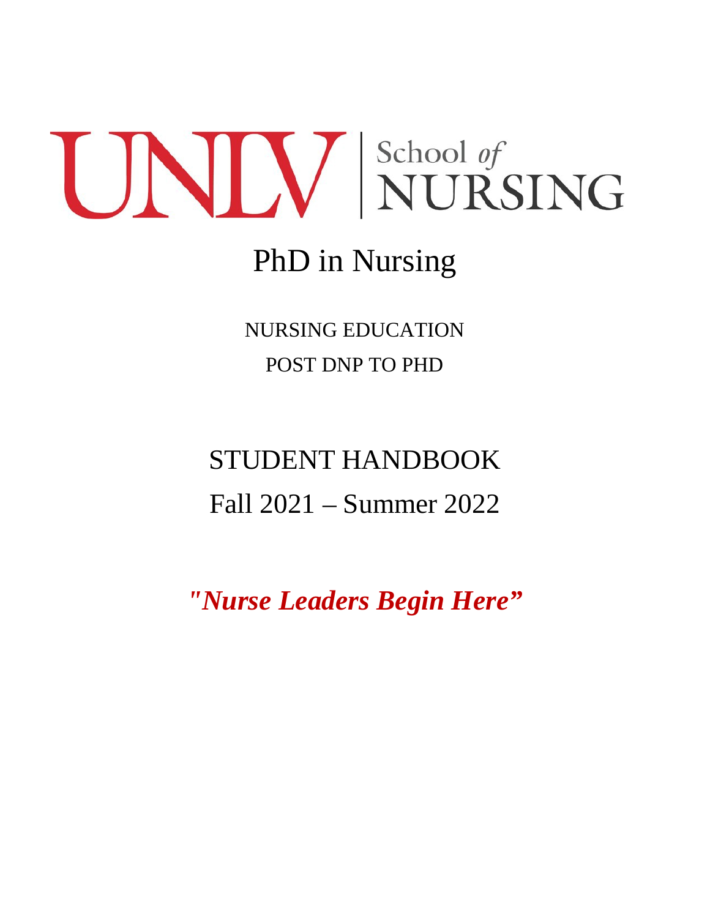# UNLV | School of NURSING

## PhD in Nursing

NURSING EDUCATION

POST DNP TO PHD

## STUDENT HANDBOOK

## Fall 2021 – Summer 2022

***"Nurse Leaders Begin Here"***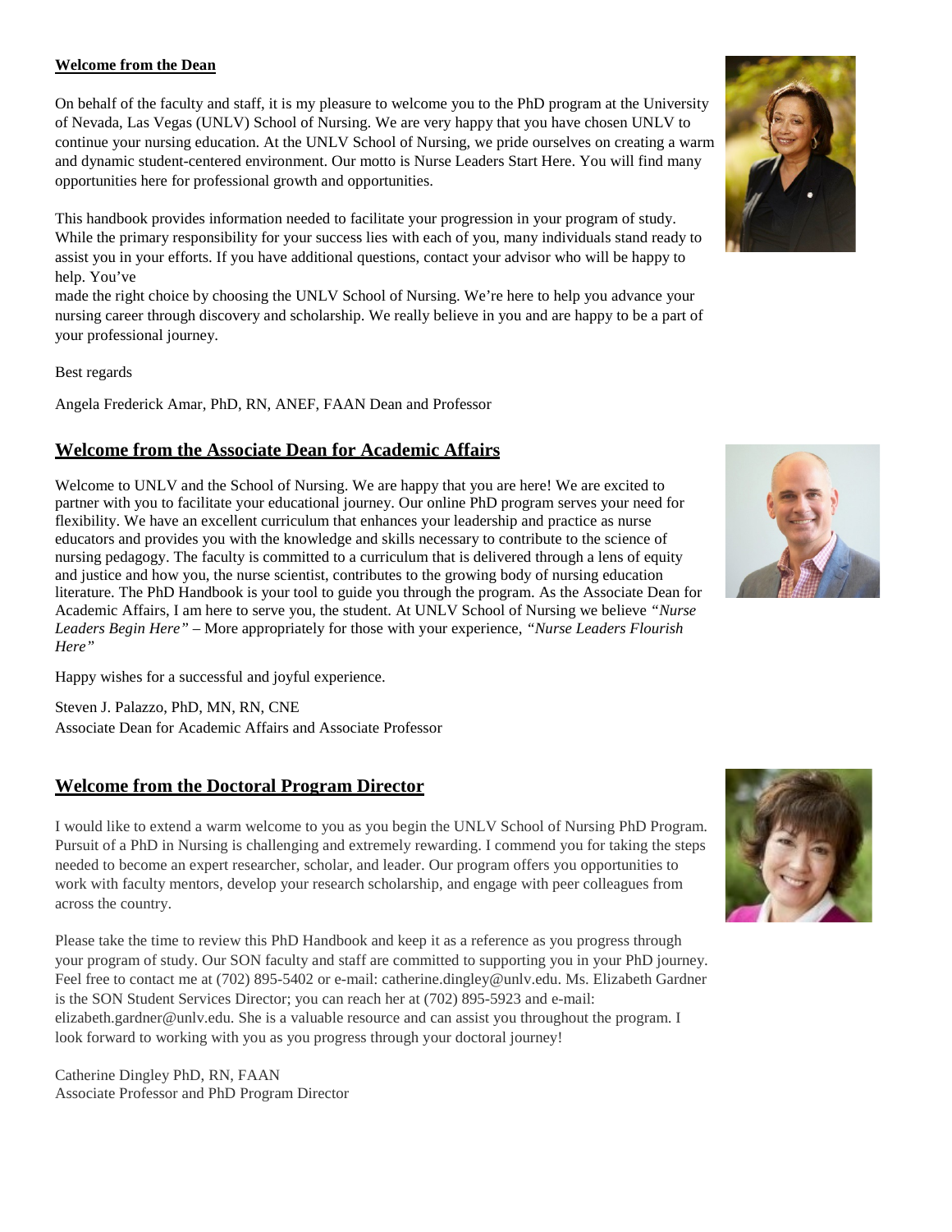## Welcome from the Dean

On behalf of the faculty and staff, it is my pleasure to welcome you to the PhD program at the University of Nevada, Las Vegas (UNLV) School of Nursing. We are very happy that you have chosen UNLV to continue your nursing education. At the UNLV School of Nursing, we pride ourselves on creating a warm and dynamic student-centered environment. Our motto is Nurse Leaders Start Here. You will find many opportunities here for professional growth and opportunities.

This handbook provides information needed to facilitate your progression in your program of study. While the primary responsibility for your success lies with each of you, many individuals stand ready to assist you in your efforts. If you have additional questions, contact your advisor who will be happy to help. You've made the right choice by choosing the UNLV School of Nursing. We're here to help you advance your nursing career through discovery and scholarship. We really believe in you and are happy to be a part of your professional journey.

Best regards

Angela Frederick Amar, PhD, RN, ANEF, FAAN Dean and Professor

## Welcome from the Associate Dean for Academic Affairs

Welcome to UNLV and the School of Nursing. We are happy that you are here! We are excited to partner with you to facilitate your educational journey. Our online PhD program serves your need for flexibility. We have an excellent curriculum that enhances your leadership and practice as nurse educators and provides you with the knowledge and skills necessary to contribute to the science of nursing pedagogy. The faculty is committed to a curriculum that is delivered through a lens of equity and justice and how you, the nurse scientist, contributes to the growing body of nursing education literature. The PhD Handbook is your tool to guide you through the program. As the Associate Dean for Academic Affairs, I am here to serve you, the student. At UNLV School of Nursing we believe *"Nurse Leaders Begin Here"* – More appropriately for those with your experience, *"Nurse Leaders Flourish Here"*

Happy wishes for a successful and joyful experience.

Steven J. Palazzo, PhD, MN, RN, CNE
Associate Dean for Academic Affairs and Associate Professor

## Welcome from the Doctoral Program Director

I would like to extend a warm welcome to you as you begin the UNLV School of Nursing PhD Program. Pursuit of a PhD in Nursing is challenging and extremely rewarding. I commend you for taking the steps needed to become an expert researcher, scholar, and leader. Our program offers you opportunities to work with faculty mentors, develop your research scholarship, and engage with peer colleagues from across the country.

Please take the time to review this PhD Handbook and keep it as a reference as you progress through your program of study. Our SON faculty and staff are committed to supporting you in your PhD journey. Feel free to contact me at (702) 895-5402 or e-mail: catherine.dingley@unlv.edu. Ms. Elizabeth Gardner is the SON Student Services Director; you can reach her at (702) 895-5923 and e-mail: elizabeth.gardner@unlv.edu. She is a valuable resource and can assist you throughout the program. I look forward to working with you as you progress through your doctoral journey!

Catherine Dingley PhD, RN, FAAN
Associate Professor and PhD Program Director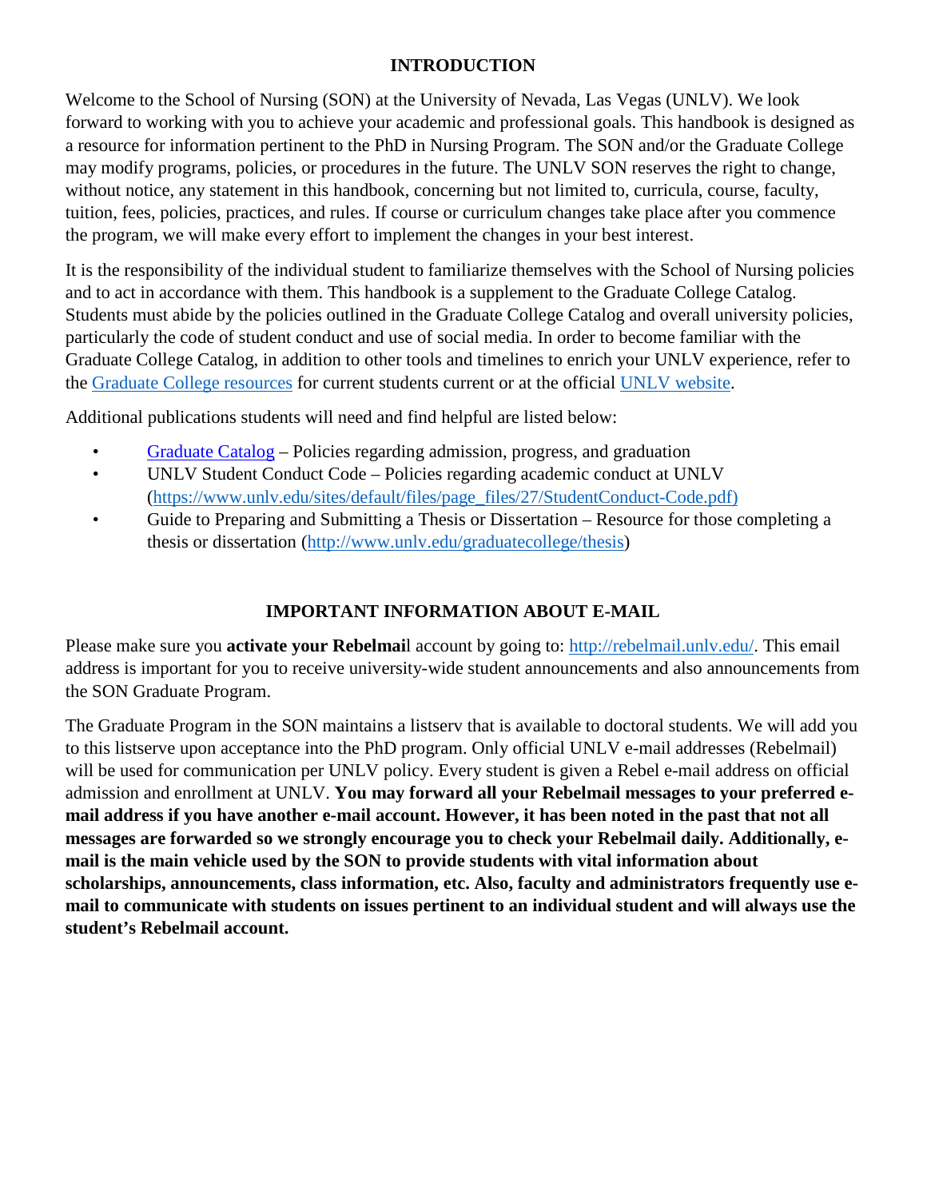## INTRODUCTION

Welcome to the School of Nursing (SON) at the University of Nevada, Las Vegas (UNLV). We look forward to working with you to achieve your academic and professional goals. This handbook is designed as a resource for information pertinent to the PhD in Nursing Program. The SON and/or the Graduate College may modify programs, policies, or procedures in the future. The UNLV SON reserves the right to change, without notice, any statement in this handbook, concerning but not limited to, curricula, course, faculty, tuition, fees, policies, practices, and rules. If course or curriculum changes take place after you commence the program, we will make every effort to implement the changes in your best interest.

It is the responsibility of the individual student to familiarize themselves with the School of Nursing policies and to act in accordance with them. This handbook is a supplement to the Graduate College Catalog. Students must abide by the policies outlined in the Graduate College Catalog and overall university policies, particularly the code of student conduct and use of social media. In order to become familiar with the Graduate College Catalog, in addition to other tools and timelines to enrich your UNLV experience, refer to the Graduate College resources for current students current or at the official UNLV website.

Additional publications students will need and find helpful are listed below:

- Graduate Catalog – Policies regarding admission, progress, and graduation
- UNLV Student Conduct Code – Policies regarding academic conduct at UNLV (https://www.unlv.edu/sites/default/files/page_files/27/StudentConduct-Code.pdf)
- Guide to Preparing and Submitting a Thesis or Dissertation – Resource for those completing a thesis or dissertation (http://www.unlv.edu/graduatecollege/thesis)

## IMPORTANT INFORMATION ABOUT E-MAIL

Please make sure you **activate your Rebelmail** account by going to: http://rebelmail.unlv.edu/. This email address is important for you to receive university-wide student announcements and also announcements from the SON Graduate Program.

The Graduate Program in the SON maintains a listserv that is available to doctoral students. We will add you to this listserve upon acceptance into the PhD program. Only official UNLV e-mail addresses (Rebelmail) will be used for communication per UNLV policy. Every student is given a Rebel e-mail address on official admission and enrollment at UNLV. **You may forward all your Rebelmail messages to your preferred e-mail address if you have another e-mail account. However, it has been noted in the past that not all messages are forwarded so we strongly encourage you to check your Rebelmail daily. Additionally, e-mail is the main vehicle used by the SON to provide students with vital information about scholarships, announcements, class information, etc. Also, faculty and administrators frequently use e-mail to communicate with students on issues pertinent to an individual student and will always use the student's Rebelmail account.**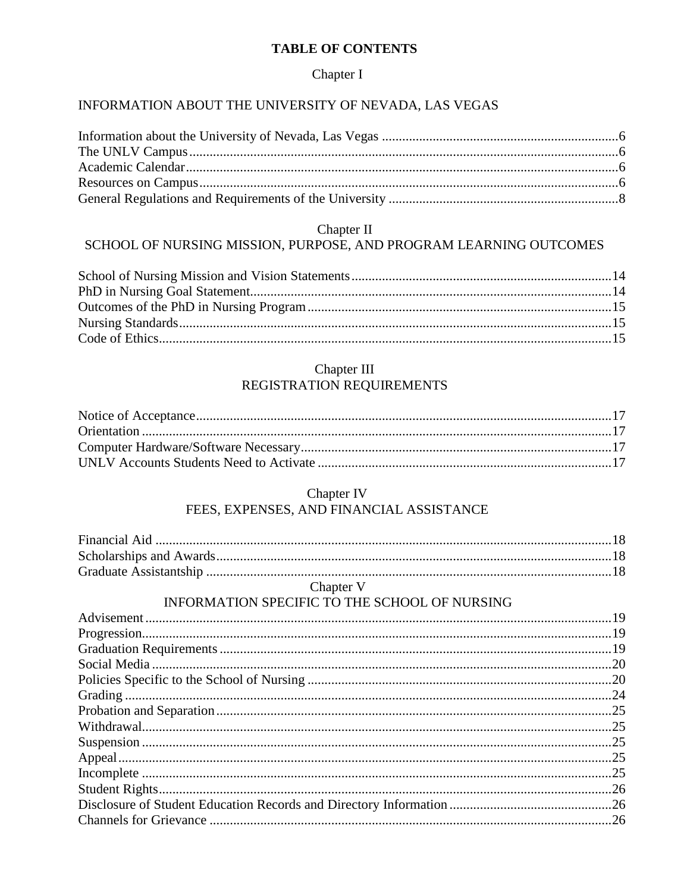# TABLE OF CONTENTS

## Chapter I

## INFORMATION ABOUT THE UNIVERSITY OF NEVADA, LAS VEGAS

Information about the University of Nevada, Las Vegas ..... 6
The UNLV Campus ..... 6
Academic Calendar ..... 6
Resources on Campus ..... 6
General Regulations and Requirements of the University ..... 8

## Chapter II
## SCHOOL OF NURSING MISSION, PURPOSE, AND PROGRAM LEARNING OUTCOMES

School of Nursing Mission and Vision Statements ..... 14
PhD in Nursing Goal Statement ..... 14
Outcomes of the PhD in Nursing Program ..... 15
Nursing Standards ..... 15
Code of Ethics ..... 15

## Chapter III
## REGISTRATION REQUIREMENTS

Notice of Acceptance ..... 17
Orientation ..... 17
Computer Hardware/Software Necessary ..... 17
UNLV Accounts Students Need to Activate ..... 17

## Chapter IV
## FEES, EXPENSES, AND FINANCIAL ASSISTANCE

Financial Aid ..... 18
Scholarships and Awards ..... 18
Graduate Assistantship ..... 18

## Chapter V
## INFORMATION SPECIFIC TO THE SCHOOL OF NURSING

Advisement ..... 19
Progression ..... 19
Graduation Requirements ..... 19
Social Media ..... 20
Policies Specific to the School of Nursing ..... 20
Grading ..... 24
Probation and Separation ..... 25
Withdrawal ..... 25
Suspension ..... 25
Appeal ..... 25
Incomplete ..... 25
Student Rights ..... 26
Disclosure of Student Education Records and Directory Information ..... 26
Channels for Grievance ..... 26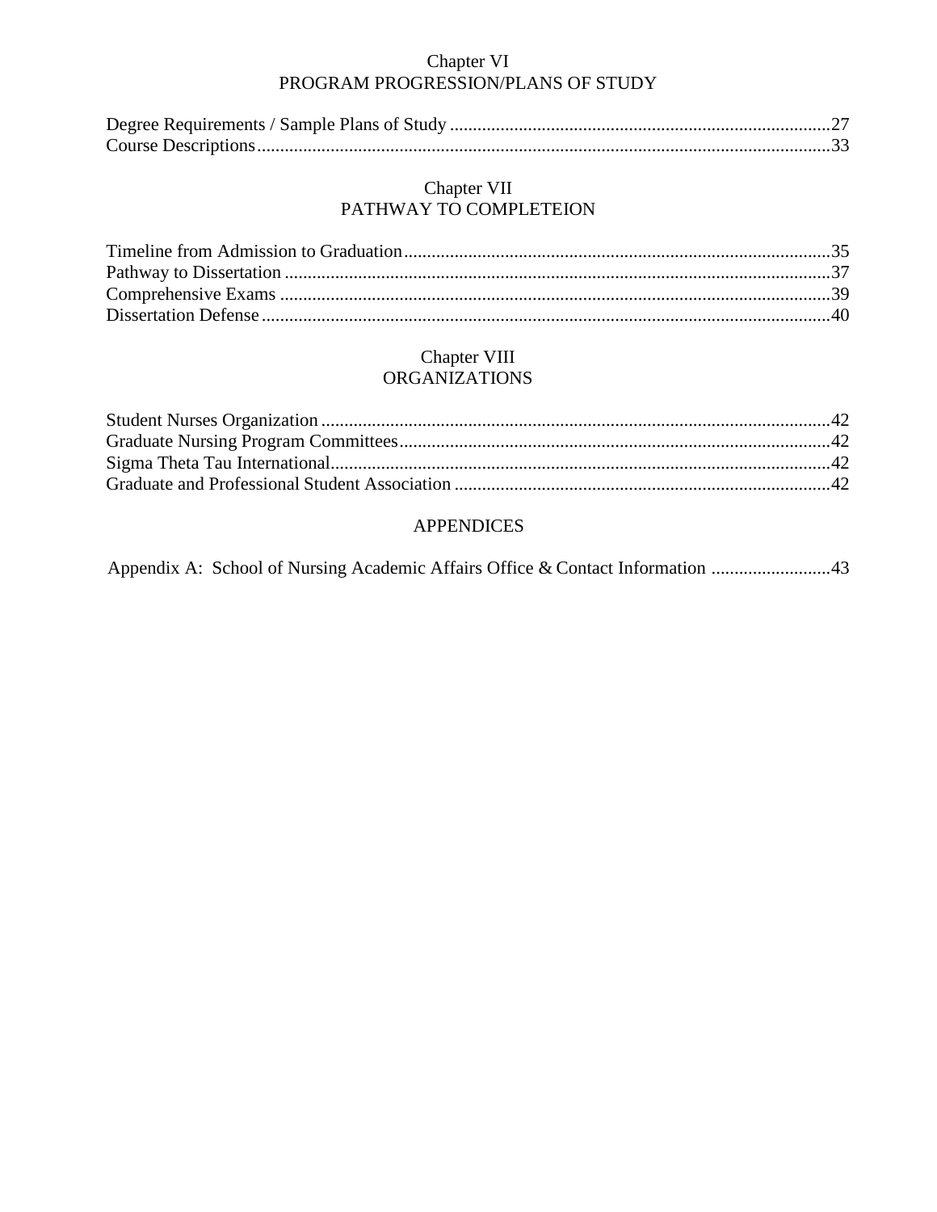## Chapter VI
## PROGRAM PROGRESSION/PLANS OF STUDY

Degree Requirements / Sample Plans of Study ....................................................................................27
Course Descriptions.............................................................................................................................33

## Chapter VII
## PATHWAY TO COMPLETEION

Timeline from Admission to Graduation.............................................................................................35
Pathway to Dissertation .......................................................................................................................37
Comprehensive Exams ........................................................................................................................39
Dissertation Defense ............................................................................................................................40

## Chapter VIII
## ORGANIZATIONS

Student Nurses Organization ...............................................................................................................42
Graduate Nursing Program Committees..............................................................................................42
Sigma Theta Tau International.............................................................................................................42
Graduate and Professional Student Association ..................................................................................42

## APPENDICES

Appendix A: School of Nursing Academic Affairs Office & Contact Information ..........................43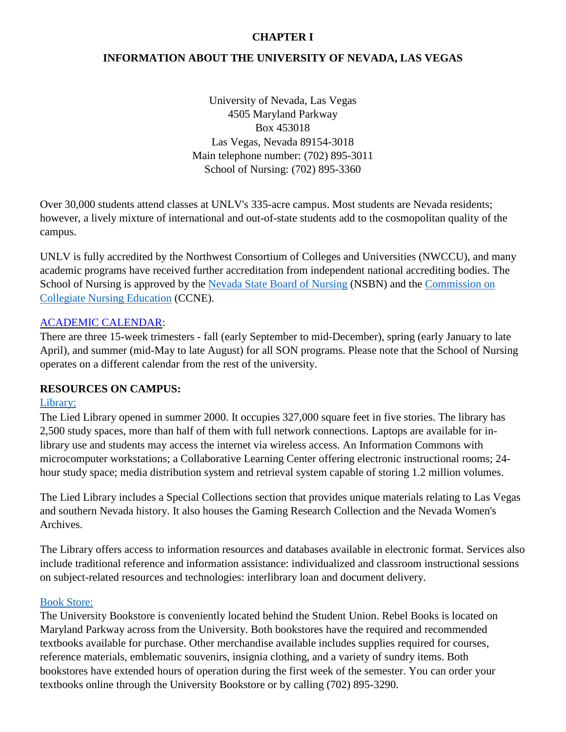# CHAPTER I

## INFORMATION ABOUT THE UNIVERSITY OF NEVADA, LAS VEGAS

University of Nevada, Las Vegas
4505 Maryland Parkway
Box 453018
Las Vegas, Nevada 89154-3018
Main telephone number: (702) 895-3011
School of Nursing: (702) 895-3360

Over 30,000 students attend classes at UNLV's 335-acre campus. Most students are Nevada residents; however, a lively mixture of international and out-of-state students add to the cosmopolitan quality of the campus.

UNLV is fully accredited by the Northwest Consortium of Colleges and Universities (NWCCU), and many academic programs have received further accreditation from independent national accrediting bodies. The School of Nursing is approved by the Nevada State Board of Nursing (NSBN) and the Commission on Collegiate Nursing Education (CCNE).

ACADEMIC CALENDAR:
There are three 15-week trimesters - fall (early September to mid-December), spring (early January to late April), and summer (mid-May to late August) for all SON programs. Please note that the School of Nursing operates on a different calendar from the rest of the university.

**RESOURCES ON CAMPUS:**

Library:
The Lied Library opened in summer 2000. It occupies 327,000 square feet in five stories. The library has 2,500 study spaces, more than half of them with full network connections. Laptops are available for in-library use and students may access the internet via wireless access. An Information Commons with microcomputer workstations; a Collaborative Learning Center offering electronic instructional rooms; 24-hour study space; media distribution system and retrieval system capable of storing 1.2 million volumes.

The Lied Library includes a Special Collections section that provides unique materials relating to Las Vegas and southern Nevada history. It also houses the Gaming Research Collection and the Nevada Women's Archives.

The Library offers access to information resources and databases available in electronic format. Services also include traditional reference and information assistance: individualized and classroom instructional sessions on subject-related resources and technologies: interlibrary loan and document delivery.

Book Store:
The University Bookstore is conveniently located behind the Student Union. Rebel Books is located on Maryland Parkway across from the University. Both bookstores have the required and recommended textbooks available for purchase. Other merchandise available includes supplies required for courses, reference materials, emblematic souvenirs, insignia clothing, and a variety of sundry items. Both bookstores have extended hours of operation during the first week of the semester. You can order your textbooks online through the University Bookstore or by calling (702) 895-3290.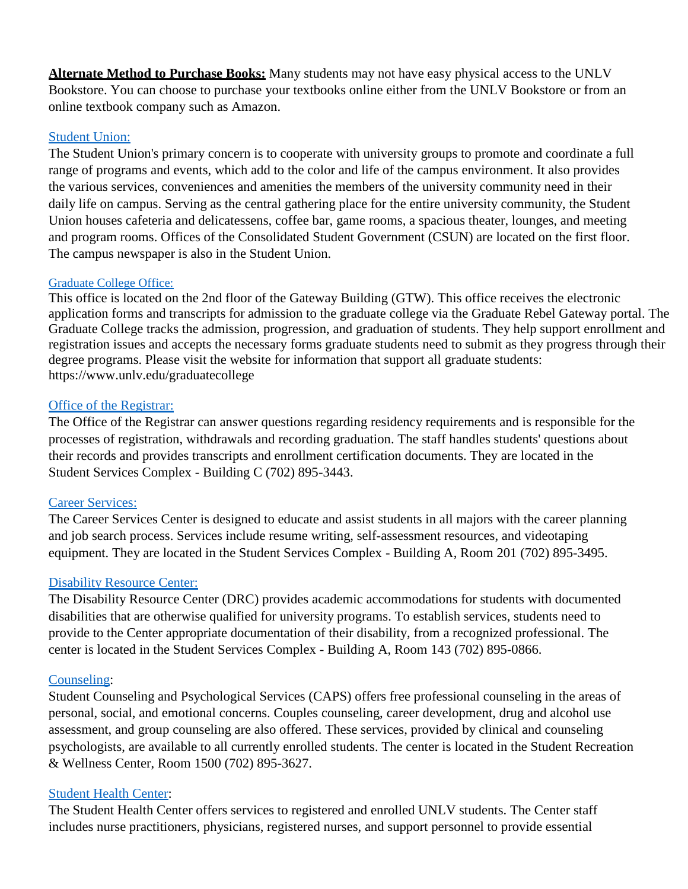**Alternate Method to Purchase Books:** Many students may not have easy physical access to the UNLV Bookstore. You can choose to purchase your textbooks online either from the UNLV Bookstore or from an online textbook company such as Amazon.

Student Union:

The Student Union's primary concern is to cooperate with university groups to promote and coordinate a full range of programs and events, which add to the color and life of the campus environment. It also provides the various services, conveniences and amenities the members of the university community need in their daily life on campus. Serving as the central gathering place for the entire university community, the Student Union houses cafeteria and delicatessens, coffee bar, game rooms, a spacious theater, lounges, and meeting and program rooms. Offices of the Consolidated Student Government (CSUN) are located on the first floor. The campus newspaper is also in the Student Union.

Graduate College Office:

This office is located on the 2nd floor of the Gateway Building (GTW). This office receives the electronic application forms and transcripts for admission to the graduate college via the Graduate Rebel Gateway portal. The Graduate College tracks the admission, progression, and graduation of students. They help support enrollment and registration issues and accepts the necessary forms graduate students need to submit as they progress through their degree programs. Please visit the website for information that support all graduate students: https://www.unlv.edu/graduatecollege

Office of the Registrar:

The Office of the Registrar can answer questions regarding residency requirements and is responsible for the processes of registration, withdrawals and recording graduation. The staff handles students' questions about their records and provides transcripts and enrollment certification documents. They are located in the Student Services Complex - Building C (702) 895-3443.

Career Services:

The Career Services Center is designed to educate and assist students in all majors with the career planning and job search process. Services include resume writing, self-assessment resources, and videotaping equipment. They are located in the Student Services Complex - Building A, Room 201 (702) 895-3495.

Disability Resource Center:

The Disability Resource Center (DRC) provides academic accommodations for students with documented disabilities that are otherwise qualified for university programs. To establish services, students need to provide to the Center appropriate documentation of their disability, from a recognized professional. The center is located in the Student Services Complex - Building A, Room 143 (702) 895-0866.

Counseling:

Student Counseling and Psychological Services (CAPS) offers free professional counseling in the areas of personal, social, and emotional concerns. Couples counseling, career development, drug and alcohol use assessment, and group counseling are also offered. These services, provided by clinical and counseling psychologists, are available to all currently enrolled students. The center is located in the Student Recreation & Wellness Center, Room 1500 (702) 895-3627.

Student Health Center:

The Student Health Center offers services to registered and enrolled UNLV students. The Center staff includes nurse practitioners, physicians, registered nurses, and support personnel to provide essential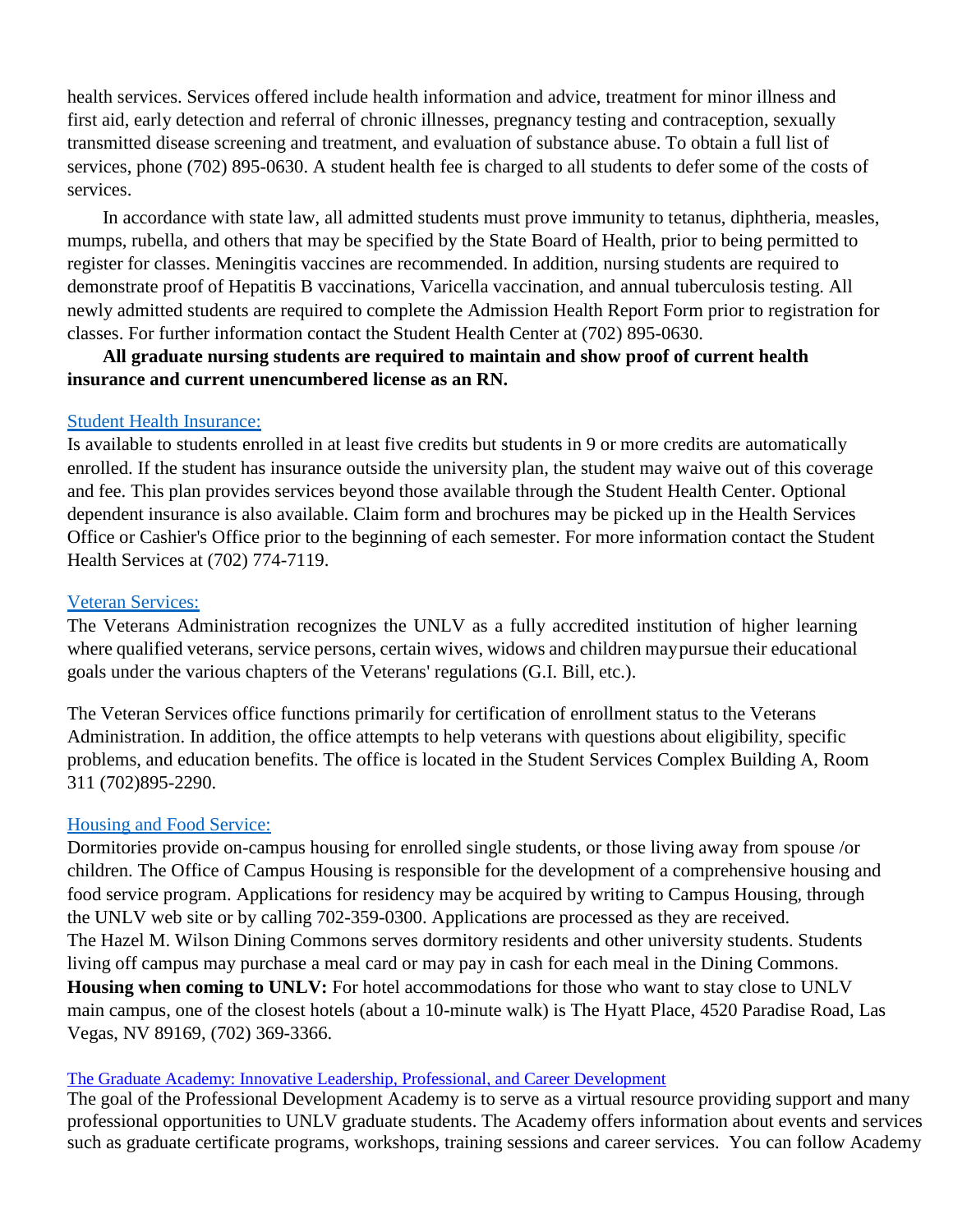health services. Services offered include health information and advice, treatment for minor illness and first aid, early detection and referral of chronic illnesses, pregnancy testing and contraception, sexually transmitted disease screening and treatment, and evaluation of substance abuse. To obtain a full list of services, phone (702) 895-0630. A student health fee is charged to all students to defer some of the costs of services.

In accordance with state law, all admitted students must prove immunity to tetanus, diphtheria, measles, mumps, rubella, and others that may be specified by the State Board of Health, prior to being permitted to register for classes. Meningitis vaccines are recommended. In addition, nursing students are required to demonstrate proof of Hepatitis B vaccinations, Varicella vaccination, and annual tuberculosis testing. All newly admitted students are required to complete the Admission Health Report Form prior to registration for classes. For further information contact the Student Health Center at (702) 895-0630.

**All graduate nursing students are required to maintain and show proof of current health insurance and current unencumbered license as an RN.**

## Student Health Insurance:

Is available to students enrolled in at least five credits but students in 9 or more credits are automatically enrolled. If the student has insurance outside the university plan, the student may waive out of this coverage and fee. This plan provides services beyond those available through the Student Health Center. Optional dependent insurance is also available. Claim form and brochures may be picked up in the Health Services Office or Cashier's Office prior to the beginning of each semester. For more information contact the Student Health Services at (702) 774-7119.

## Veteran Services:

The Veterans Administration recognizes the UNLV as a fully accredited institution of higher learning where qualified veterans, service persons, certain wives, widows and children maypursue their educational goals under the various chapters of the Veterans' regulations (G.I. Bill, etc.).

The Veteran Services office functions primarily for certification of enrollment status to the Veterans Administration. In addition, the office attempts to help veterans with questions about eligibility, specific problems, and education benefits. The office is located in the Student Services Complex Building A, Room 311 (702)895-2290.

## Housing and Food Service:

Dormitories provide on-campus housing for enrolled single students, or those living away from spouse /or children. The Office of Campus Housing is responsible for the development of a comprehensive housing and food service program. Applications for residency may be acquired by writing to Campus Housing, through the UNLV web site or by calling 702-359-0300. Applications are processed as they are received. The Hazel M. Wilson Dining Commons serves dormitory residents and other university students. Students living off campus may purchase a meal card or may pay in cash for each meal in the Dining Commons.
**Housing when coming to UNLV:** For hotel accommodations for those who want to stay close to UNLV main campus, one of the closest hotels (about a 10-minute walk) is The Hyatt Place, 4520 Paradise Road, Las Vegas, NV 89169, (702) 369-3366.

## The Graduate Academy: Innovative Leadership, Professional, and Career Development

The goal of the Professional Development Academy is to serve as a virtual resource providing support and many professional opportunities to UNLV graduate students. The Academy offers information about events and services such as graduate certificate programs, workshops, training sessions and career services. You can follow Academy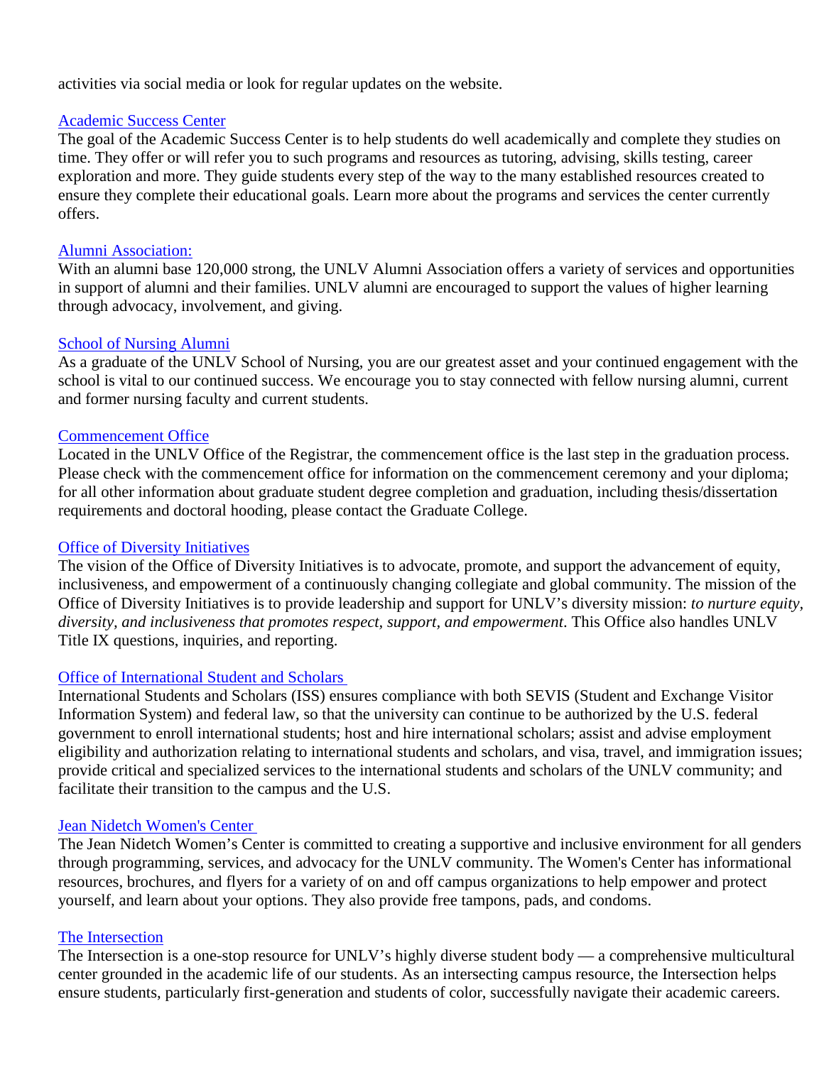activities via social media or look for regular updates on the website.

Academic Success Center
The goal of the Academic Success Center is to help students do well academically and complete they studies on time. They offer or will refer you to such programs and resources as tutoring, advising, skills testing, career exploration and more. They guide students every step of the way to the many established resources created to ensure they complete their educational goals. Learn more about the programs and services the center currently offers.

Alumni Association:
With an alumni base 120,000 strong, the UNLV Alumni Association offers a variety of services and opportunities in support of alumni and their families. UNLV alumni are encouraged to support the values of higher learning through advocacy, involvement, and giving.

School of Nursing Alumni
As a graduate of the UNLV School of Nursing, you are our greatest asset and your continued engagement with the school is vital to our continued success. We encourage you to stay connected with fellow nursing alumni, current and former nursing faculty and current students.

Commencement Office
Located in the UNLV Office of the Registrar, the commencement office is the last step in the graduation process. Please check with the commencement office for information on the commencement ceremony and your diploma; for all other information about graduate student degree completion and graduation, including thesis/dissertation requirements and doctoral hooding, please contact the Graduate College.

Office of Diversity Initiatives
The vision of the Office of Diversity Initiatives is to advocate, promote, and support the advancement of equity, inclusiveness, and empowerment of a continuously changing collegiate and global community. The mission of the Office of Diversity Initiatives is to provide leadership and support for UNLV's diversity mission: *to nurture equity, diversity, and inclusiveness that promotes respect, support, and empowerment*. This Office also handles UNLV Title IX questions, inquiries, and reporting.

Office of International Student and Scholars
International Students and Scholars (ISS) ensures compliance with both SEVIS (Student and Exchange Visitor Information System) and federal law, so that the university can continue to be authorized by the U.S. federal government to enroll international students; host and hire international scholars; assist and advise employment eligibility and authorization relating to international students and scholars, and visa, travel, and immigration issues; provide critical and specialized services to the international students and scholars of the UNLV community; and facilitate their transition to the campus and the U.S.

Jean Nidetch Women's Center
The Jean Nidetch Women's Center is committed to creating a supportive and inclusive environment for all genders through programming, services, and advocacy for the UNLV community. The Women's Center has informational resources, brochures, and flyers for a variety of on and off campus organizations to help empower and protect yourself, and learn about your options. They also provide free tampons, pads, and condoms.

The Intersection
The Intersection is a one-stop resource for UNLV's highly diverse student body — a comprehensive multicultural center grounded in the academic life of our students. As an intersecting campus resource, the Intersection helps ensure students, particularly first-generation and students of color, successfully navigate their academic careers.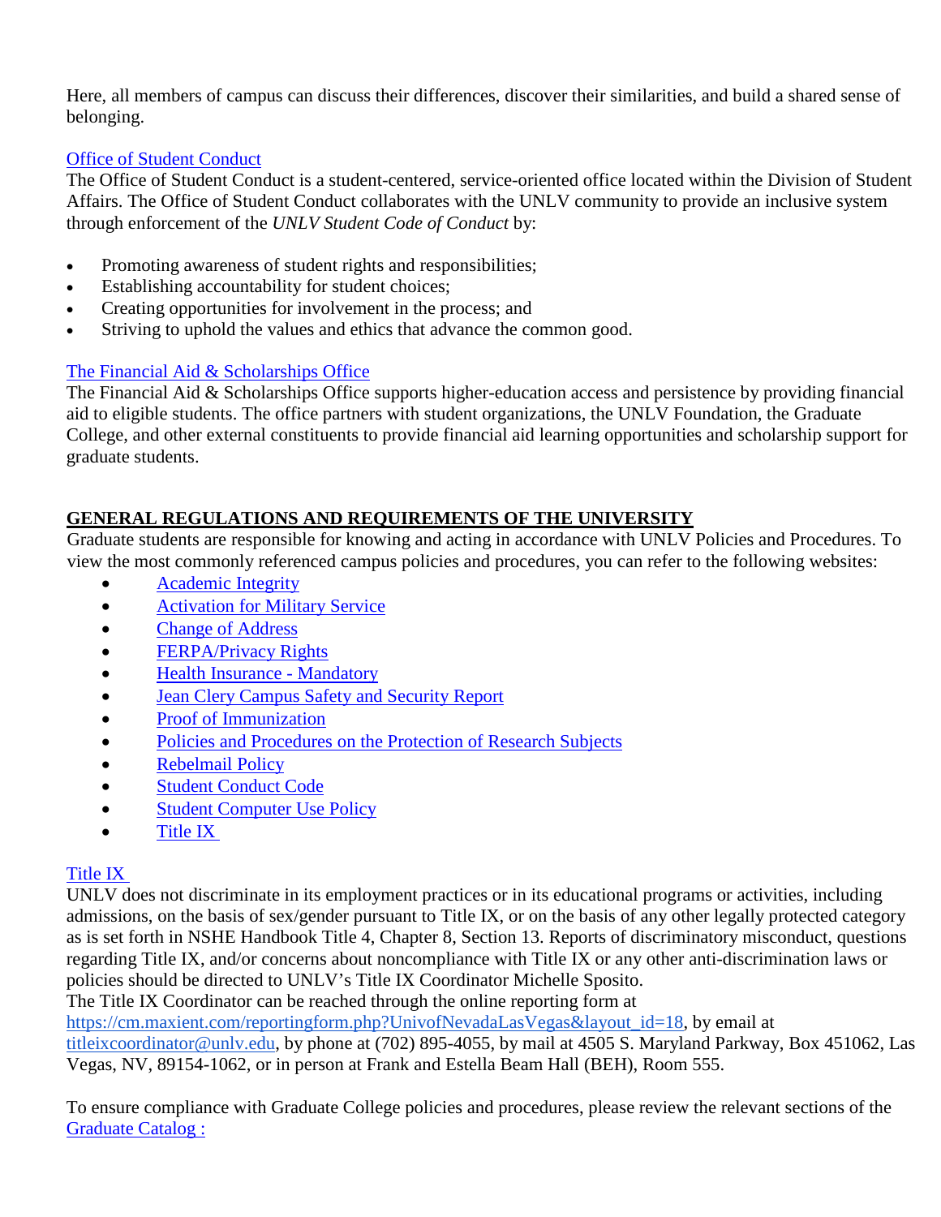Here, all members of campus can discuss their differences, discover their similarities, and build a shared sense of belonging.

Office of Student Conduct
The Office of Student Conduct is a student-centered, service-oriented office located within the Division of Student Affairs. The Office of Student Conduct collaborates with the UNLV community to provide an inclusive system through enforcement of the *UNLV Student Code of Conduct* by:

- Promoting awareness of student rights and responsibilities;
- Establishing accountability for student choices;
- Creating opportunities for involvement in the process; and
- Striving to uphold the values and ethics that advance the common good.

The Financial Aid & Scholarships Office
The Financial Aid & Scholarships Office supports higher-education access and persistence by providing financial aid to eligible students. The office partners with student organizations, the UNLV Foundation, the Graduate College, and other external constituents to provide financial aid learning opportunities and scholarship support for graduate students.

## GENERAL REGULATIONS AND REQUIREMENTS OF THE UNIVERSITY

Graduate students are responsible for knowing and acting in accordance with UNLV Policies and Procedures. To view the most commonly referenced campus policies and procedures, you can refer to the following websites:

- Academic Integrity
- Activation for Military Service
- Change of Address
- FERPA/Privacy Rights
- Health Insurance - Mandatory
- Jean Clery Campus Safety and Security Report
- Proof of Immunization
- Policies and Procedures on the Protection of Research Subjects
- Rebelmail Policy
- Student Conduct Code
- Student Computer Use Policy
- Title IX

Title IX
UNLV does not discriminate in its employment practices or in its educational programs or activities, including admissions, on the basis of sex/gender pursuant to Title IX, or on the basis of any other legally protected category as is set forth in NSHE Handbook Title 4, Chapter 8, Section 13. Reports of discriminatory misconduct, questions regarding Title IX, and/or concerns about noncompliance with Title IX or any other anti-discrimination laws or policies should be directed to UNLV's Title IX Coordinator Michelle Sposito.
The Title IX Coordinator can be reached through the online reporting form at https://cm.maxient.com/reportingform.php?UnivofNevadaLasVegas&layout_id=18, by email at titleixcoordinator@unlv.edu, by phone at (702) 895-4055, by mail at 4505 S. Maryland Parkway, Box 451062, Las Vegas, NV, 89154-1062, or in person at Frank and Estella Beam Hall (BEH), Room 555.

To ensure compliance with Graduate College policies and procedures, please review the relevant sections of the Graduate Catalog :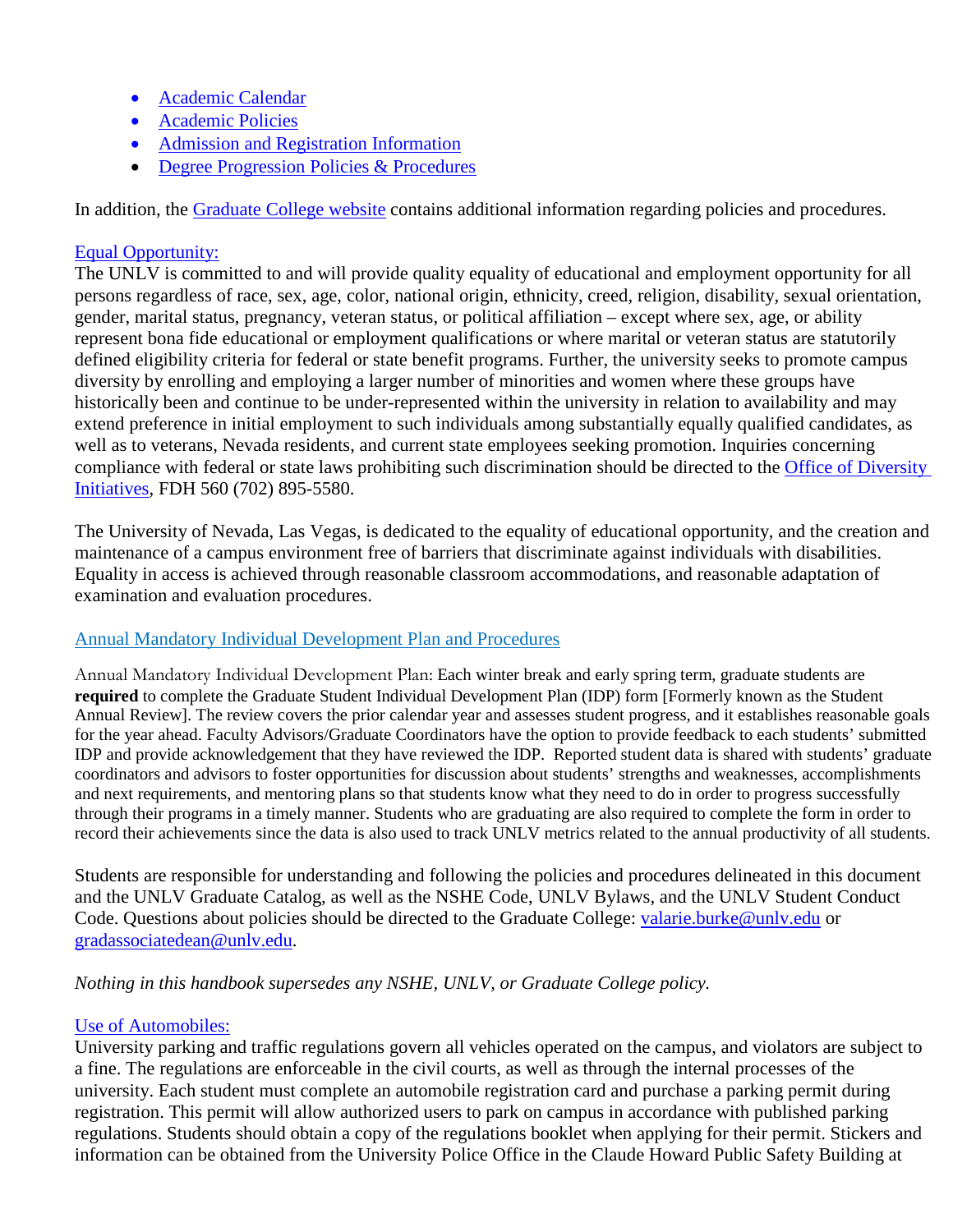- Academic Calendar
- Academic Policies
- Admission and Registration Information
- Degree Progression Policies & Procedures

In addition, the Graduate College website contains additional information regarding policies and procedures.

Equal Opportunity:
The UNLV is committed to and will provide quality equality of educational and employment opportunity for all persons regardless of race, sex, age, color, national origin, ethnicity, creed, religion, disability, sexual orientation, gender, marital status, pregnancy, veteran status, or political affiliation – except where sex, age, or ability represent bona fide educational or employment qualifications or where marital or veteran status are statutorily defined eligibility criteria for federal or state benefit programs. Further, the university seeks to promote campus diversity by enrolling and employing a larger number of minorities and women where these groups have historically been and continue to be under-represented within the university in relation to availability and may extend preference in initial employment to such individuals among substantially equally qualified candidates, as well as to veterans, Nevada residents, and current state employees seeking promotion. Inquiries concerning compliance with federal or state laws prohibiting such discrimination should be directed to the Office of Diversity Initiatives, FDH 560 (702) 895-5580.

The University of Nevada, Las Vegas, is dedicated to the equality of educational opportunity, and the creation and maintenance of a campus environment free of barriers that discriminate against individuals with disabilities. Equality in access is achieved through reasonable classroom accommodations, and reasonable adaptation of examination and evaluation procedures.

Annual Mandatory Individual Development Plan and Procedures

Annual Mandatory Individual Development Plan: Each winter break and early spring term, graduate students are **required** to complete the Graduate Student Individual Development Plan (IDP) form [Formerly known as the Student Annual Review]. The review covers the prior calendar year and assesses student progress, and it establishes reasonable goals for the year ahead. Faculty Advisors/Graduate Coordinators have the option to provide feedback to each students' submitted IDP and provide acknowledgement that they have reviewed the IDP. Reported student data is shared with students' graduate coordinators and advisors to foster opportunities for discussion about students' strengths and weaknesses, accomplishments and next requirements, and mentoring plans so that students know what they need to do in order to progress successfully through their programs in a timely manner. Students who are graduating are also required to complete the form in order to record their achievements since the data is also used to track UNLV metrics related to the annual productivity of all students.

Students are responsible for understanding and following the policies and procedures delineated in this document and the UNLV Graduate Catalog, as well as the NSHE Code, UNLV Bylaws, and the UNLV Student Conduct Code. Questions about policies should be directed to the Graduate College: valarie.burke@unlv.edu or gradassociatedean@unlv.edu.

*Nothing in this handbook supersedes any NSHE, UNLV, or Graduate College policy.*

Use of Automobiles:
University parking and traffic regulations govern all vehicles operated on the campus, and violators are subject to a fine. The regulations are enforceable in the civil courts, as well as through the internal processes of the university. Each student must complete an automobile registration card and purchase a parking permit during registration. This permit will allow authorized users to park on campus in accordance with published parking regulations. Students should obtain a copy of the regulations booklet when applying for their permit. Stickers and information can be obtained from the University Police Office in the Claude Howard Public Safety Building at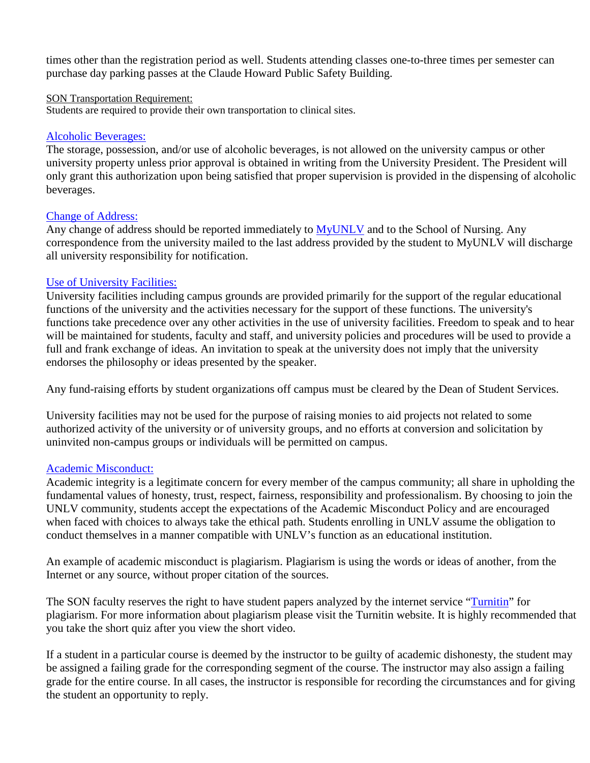times other than the registration period as well. Students attending classes one-to-three times per semester can purchase day parking passes at the Claude Howard Public Safety Building.

SON Transportation Requirement:
Students are required to provide their own transportation to clinical sites.

### Alcoholic Beverages:

The storage, possession, and/or use of alcoholic beverages, is not allowed on the university campus or other university property unless prior approval is obtained in writing from the University President. The President will only grant this authorization upon being satisfied that proper supervision is provided in the dispensing of alcoholic beverages.

### Change of Address:

Any change of address should be reported immediately to MyUNLV and to the School of Nursing. Any correspondence from the university mailed to the last address provided by the student to MyUNLV will discharge all university responsibility for notification.

### Use of University Facilities:

University facilities including campus grounds are provided primarily for the support of the regular educational functions of the university and the activities necessary for the support of these functions. The university's functions take precedence over any other activities in the use of university facilities. Freedom to speak and to hear will be maintained for students, faculty and staff, and university policies and procedures will be used to provide a full and frank exchange of ideas. An invitation to speak at the university does not imply that the university endorses the philosophy or ideas presented by the speaker.

Any fund-raising efforts by student organizations off campus must be cleared by the Dean of Student Services.

University facilities may not be used for the purpose of raising monies to aid projects not related to some authorized activity of the university or of university groups, and no efforts at conversion and solicitation by uninvited non-campus groups or individuals will be permitted on campus.

### Academic Misconduct:

Academic integrity is a legitimate concern for every member of the campus community; all share in upholding the fundamental values of honesty, trust, respect, fairness, responsibility and professionalism. By choosing to join the UNLV community, students accept the expectations of the Academic Misconduct Policy and are encouraged when faced with choices to always take the ethical path. Students enrolling in UNLV assume the obligation to conduct themselves in a manner compatible with UNLV's function as an educational institution.

An example of academic misconduct is plagiarism. Plagiarism is using the words or ideas of another, from the Internet or any source, without proper citation of the sources.

The SON faculty reserves the right to have student papers analyzed by the internet service "Turnitin" for plagiarism. For more information about plagiarism please visit the Turnitin website. It is highly recommended that you take the short quiz after you view the short video.

If a student in a particular course is deemed by the instructor to be guilty of academic dishonesty, the student may be assigned a failing grade for the corresponding segment of the course. The instructor may also assign a failing grade for the entire course. In all cases, the instructor is responsible for recording the circumstances and for giving the student an opportunity to reply.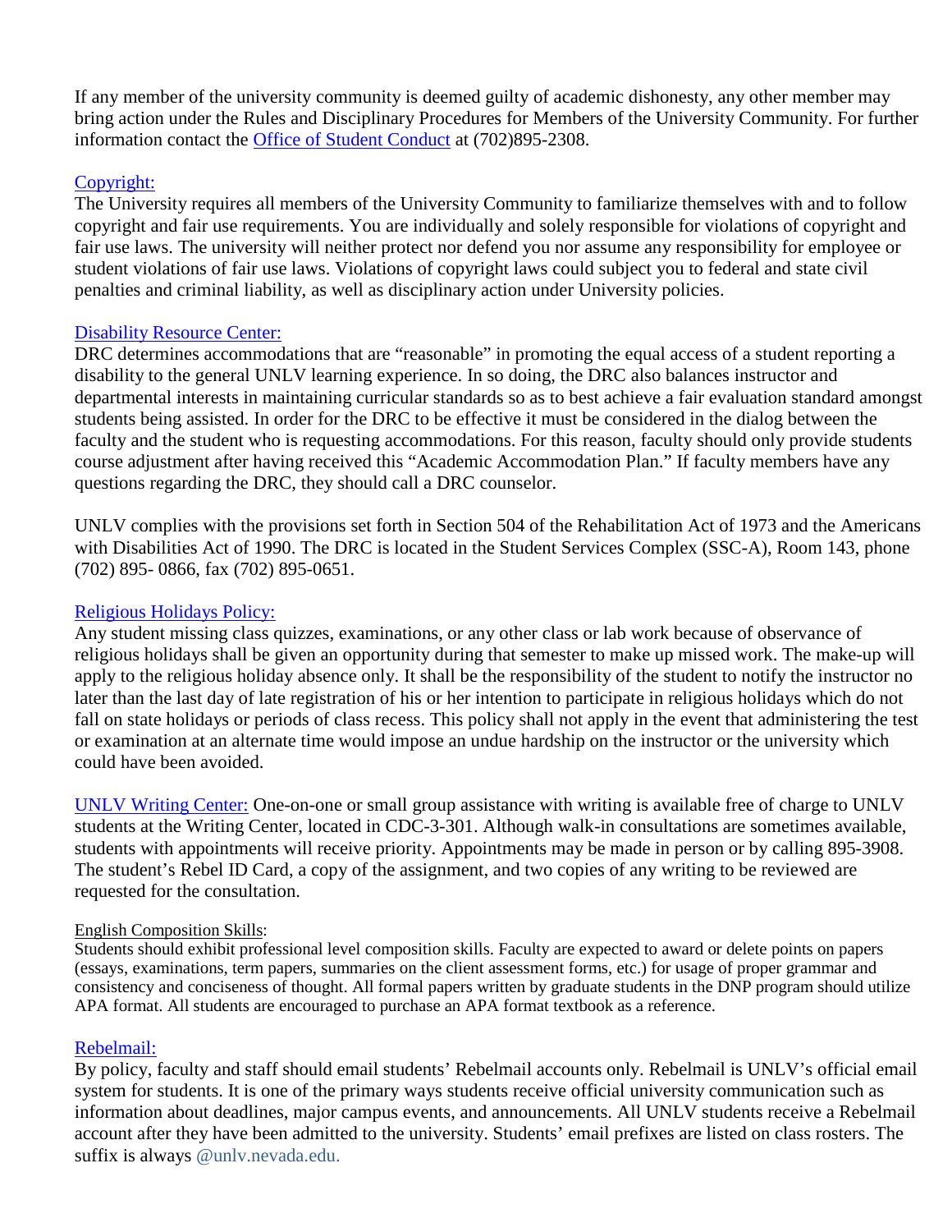If any member of the university community is deemed guilty of academic dishonesty, any other member may bring action under the Rules and Disciplinary Procedures for Members of the University Community. For further information contact the Office of Student Conduct at (702)895-2308.

Copyright:

The University requires all members of the University Community to familiarize themselves with and to follow copyright and fair use requirements. You are individually and solely responsible for violations of copyright and fair use laws. The university will neither protect nor defend you nor assume any responsibility for employee or student violations of fair use laws. Violations of copyright laws could subject you to federal and state civil penalties and criminal liability, as well as disciplinary action under University policies.

Disability Resource Center:

DRC determines accommodations that are "reasonable" in promoting the equal access of a student reporting a disability to the general UNLV learning experience. In so doing, the DRC also balances instructor and departmental interests in maintaining curricular standards so as to best achieve a fair evaluation standard amongst students being assisted. In order for the DRC to be effective it must be considered in the dialog between the faculty and the student who is requesting accommodations. For this reason, faculty should only provide students course adjustment after having received this "Academic Accommodation Plan." If faculty members have any questions regarding the DRC, they should call a DRC counselor.

UNLV complies with the provisions set forth in Section 504 of the Rehabilitation Act of 1973 and the Americans with Disabilities Act of 1990. The DRC is located in the Student Services Complex (SSC-A), Room 143, phone (702) 895- 0866, fax (702) 895-0651.

Religious Holidays Policy:

Any student missing class quizzes, examinations, or any other class or lab work because of observance of religious holidays shall be given an opportunity during that semester to make up missed work. The make-up will apply to the religious holiday absence only. It shall be the responsibility of the student to notify the instructor no later than the last day of late registration of his or her intention to participate in religious holidays which do not fall on state holidays or periods of class recess. This policy shall not apply in the event that administering the test or examination at an alternate time would impose an undue hardship on the instructor or the university which could have been avoided.

UNLV Writing Center: One-on-one or small group assistance with writing is available free of charge to UNLV students at the Writing Center, located in CDC-3-301. Although walk-in consultations are sometimes available, students with appointments will receive priority. Appointments may be made in person or by calling 895-3908. The student's Rebel ID Card, a copy of the assignment, and two copies of any writing to be reviewed are requested for the consultation.

English Composition Skills:

Students should exhibit professional level composition skills. Faculty are expected to award or delete points on papers (essays, examinations, term papers, summaries on the client assessment forms, etc.) for usage of proper grammar and consistency and conciseness of thought. All formal papers written by graduate students in the DNP program should utilize APA format. All students are encouraged to purchase an APA format textbook as a reference.

Rebelmail:

By policy, faculty and staff should email students' Rebelmail accounts only. Rebelmail is UNLV's official email system for students. It is one of the primary ways students receive official university communication such as information about deadlines, major campus events, and announcements. All UNLV students receive a Rebelmail account after they have been admitted to the university. Students' email prefixes are listed on class rosters. The suffix is always @unlv.nevada.edu.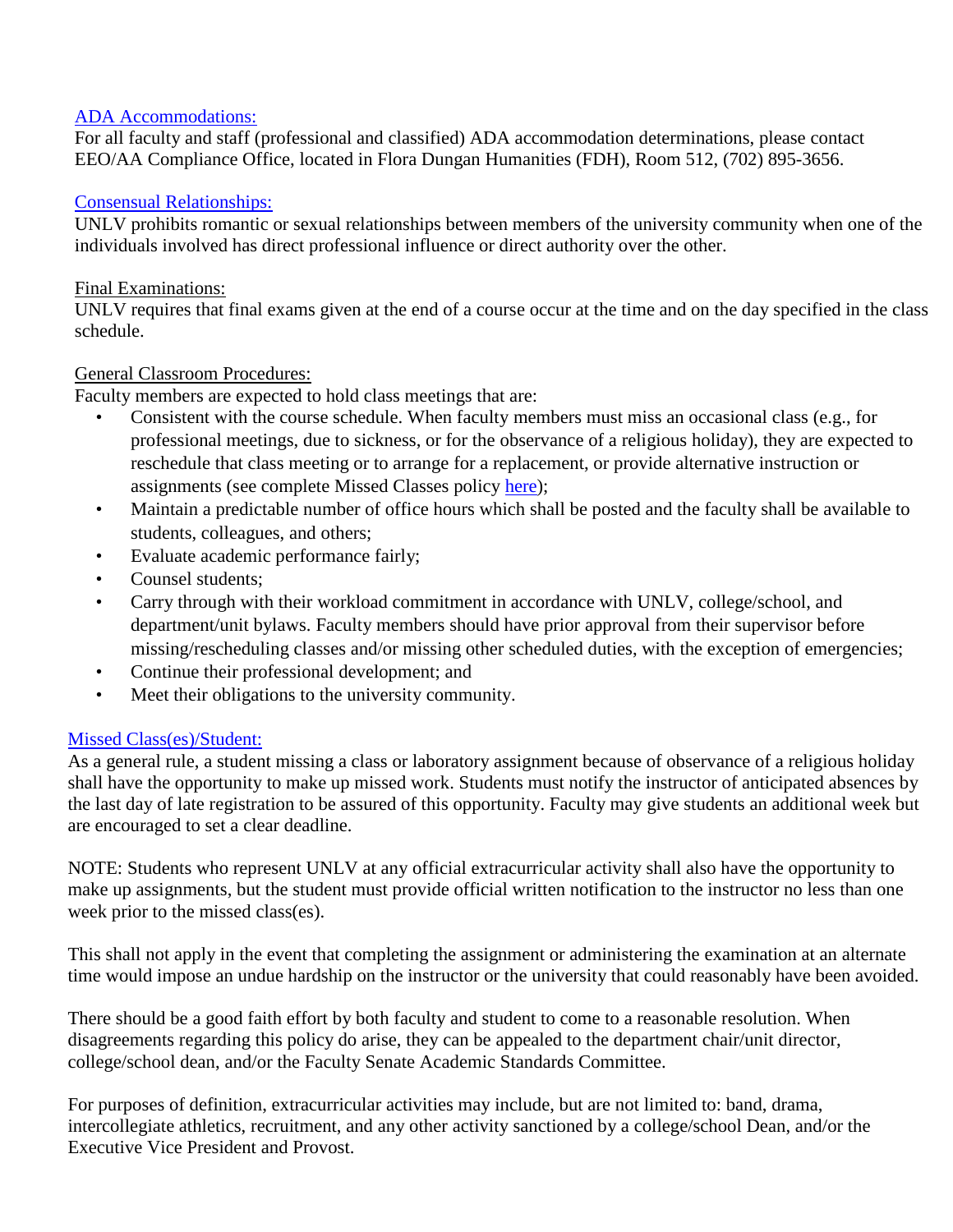[ADA Accommodations:](#)

For all faculty and staff (professional and classified) ADA accommodation determinations, please contact EEO/AA Compliance Office, located in Flora Dungan Humanities (FDH), Room 512, (702) 895-3656.

[Consensual Relationships:](#)

UNLV prohibits romantic or sexual relationships between members of the university community when one of the individuals involved has direct professional influence or direct authority over the other.

Final Examinations:

UNLV requires that final exams given at the end of a course occur at the time and on the day specified in the class schedule.

General Classroom Procedures:

Faculty members are expected to hold class meetings that are:

- Consistent with the course schedule. When faculty members must miss an occasional class (e.g., for professional meetings, due to sickness, or for the observance of a religious holiday), they are expected to reschedule that class meeting or to arrange for a replacement, or provide alternative instruction or assignments (see complete Missed Classes policy [here](#));
- Maintain a predictable number of office hours which shall be posted and the faculty shall be available to students, colleagues, and others;
- Evaluate academic performance fairly;
- Counsel students;
- Carry through with their workload commitment in accordance with UNLV, college/school, and department/unit bylaws. Faculty members should have prior approval from their supervisor before missing/rescheduling classes and/or missing other scheduled duties, with the exception of emergencies;
- Continue their professional development; and
- Meet their obligations to the university community.

[Missed Class(es)/Student:](#)

As a general rule, a student missing a class or laboratory assignment because of observance of a religious holiday shall have the opportunity to make up missed work. Students must notify the instructor of anticipated absences by the last day of late registration to be assured of this opportunity. Faculty may give students an additional week but are encouraged to set a clear deadline.

NOTE: Students who represent UNLV at any official extracurricular activity shall also have the opportunity to make up assignments, but the student must provide official written notification to the instructor no less than one week prior to the missed class(es).

This shall not apply in the event that completing the assignment or administering the examination at an alternate time would impose an undue hardship on the instructor or the university that could reasonably have been avoided.

There should be a good faith effort by both faculty and student to come to a reasonable resolution. When disagreements regarding this policy do arise, they can be appealed to the department chair/unit director, college/school dean, and/or the Faculty Senate Academic Standards Committee.

For purposes of definition, extracurricular activities may include, but are not limited to: band, drama, intercollegiate athletics, recruitment, and any other activity sanctioned by a college/school Dean, and/or the Executive Vice President and Provost.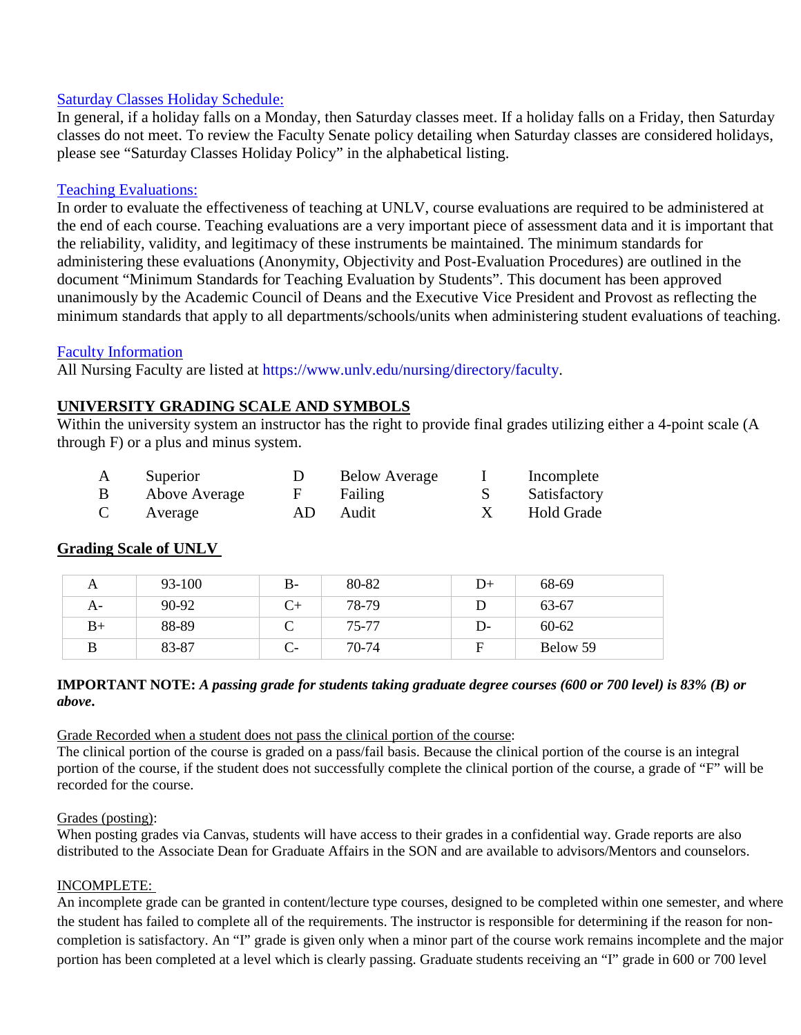Saturday Classes Holiday Schedule:

In general, if a holiday falls on a Monday, then Saturday classes meet. If a holiday falls on a Friday, then Saturday classes do not meet. To review the Faculty Senate policy detailing when Saturday classes are considered holidays, please see "Saturday Classes Holiday Policy" in the alphabetical listing.

Teaching Evaluations:

In order to evaluate the effectiveness of teaching at UNLV, course evaluations are required to be administered at the end of each course. Teaching evaluations are a very important piece of assessment data and it is important that the reliability, validity, and legitimacy of these instruments be maintained. The minimum standards for administering these evaluations (Anonymity, Objectivity and Post-Evaluation Procedures) are outlined in the document "Minimum Standards for Teaching Evaluation by Students". This document has been approved unanimously by the Academic Council of Deans and the Executive Vice President and Provost as reflecting the minimum standards that apply to all departments/schools/units when administering student evaluations of teaching.

Faculty Information

All Nursing Faculty are listed at https://www.unlv.edu/nursing/directory/faculty.

## UNIVERSITY GRADING SCALE AND SYMBOLS

Within the university system an instructor has the right to provide final grades utilizing either a 4-point scale (A through F) or a plus and minus system.

| | | | | | |
|---|---|---|---|---|---|
| A | Superior | D | Below Average | I | Incomplete |
| B | Above Average | F | Failing | S | Satisfactory |
| C | Average | AD | Audit | X | Hold Grade |

### Grading Scale of UNLV

| | | | | | |
|---|---|---|---|---|---|
| A | 93-100 | B- | 80-82 | D+ | 68-69 |
| A- | 90-92 | C+ | 78-79 | D | 63-67 |
| B+ | 88-89 | C | 75-77 | D- | 60-62 |
| B | 83-87 | C- | 70-74 | F | Below 59 |

**IMPORTANT NOTE:** ***A passing grade for students taking graduate degree courses (600 or 700 level) is 83% (B) or above.***

Grade Recorded when a student does not pass the clinical portion of the course:

The clinical portion of the course is graded on a pass/fail basis. Because the clinical portion of the course is an integral portion of the course, if the student does not successfully complete the clinical portion of the course, a grade of "F" will be recorded for the course.

Grades (posting):

When posting grades via Canvas, students will have access to their grades in a confidential way. Grade reports are also distributed to the Associate Dean for Graduate Affairs in the SON and are available to advisors/Mentors and counselors.

INCOMPLETE:

An incomplete grade can be granted in content/lecture type courses, designed to be completed within one semester, and where the student has failed to complete all of the requirements. The instructor is responsible for determining if the reason for non-completion is satisfactory. An "I" grade is given only when a minor part of the course work remains incomplete and the major portion has been completed at a level which is clearly passing. Graduate students receiving an "I" grade in 600 or 700 level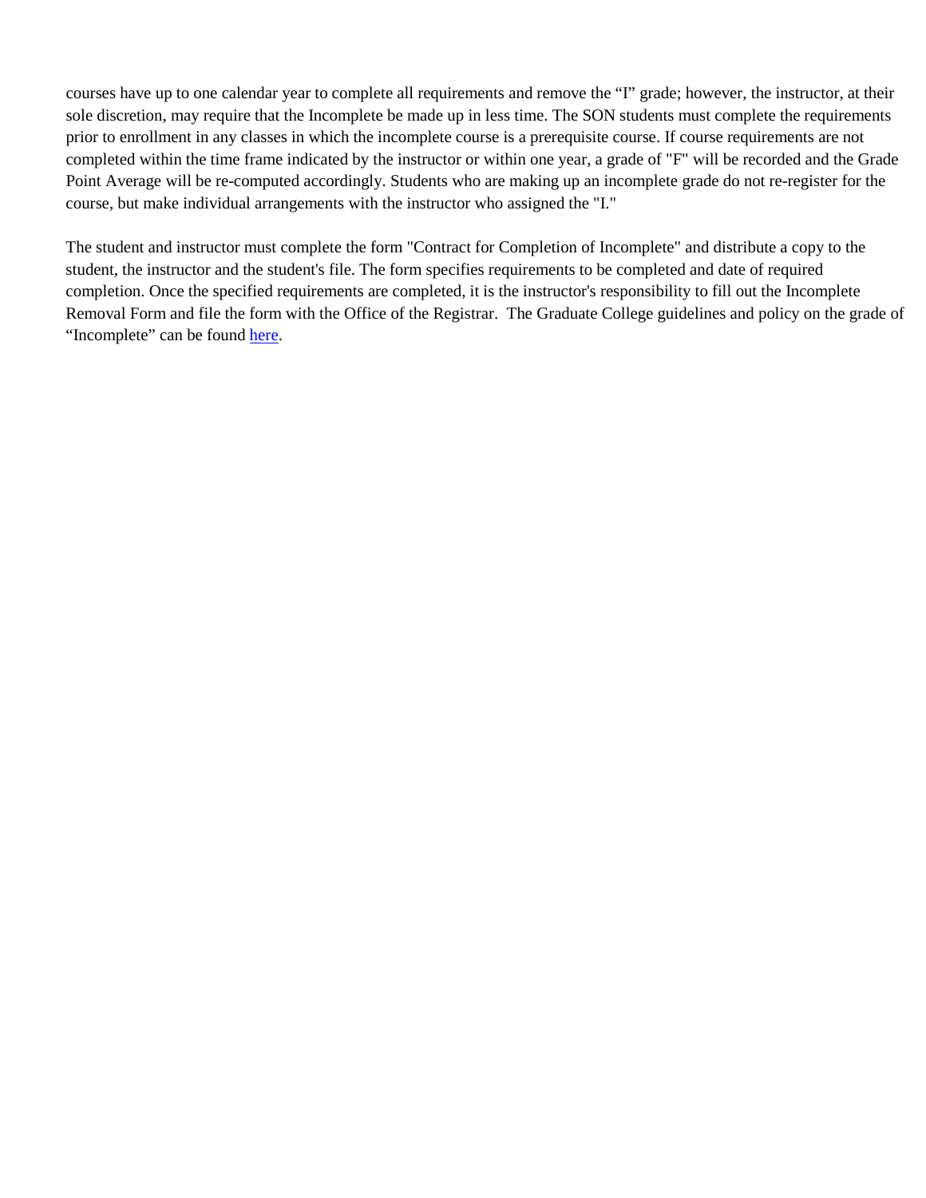courses have up to one calendar year to complete all requirements and remove the "I" grade; however, the instructor, at their sole discretion, may require that the Incomplete be made up in less time. The SON students must complete the requirements prior to enrollment in any classes in which the incomplete course is a prerequisite course. If course requirements are not completed within the time frame indicated by the instructor or within one year, a grade of "F" will be recorded and the Grade Point Average will be re-computed accordingly. Students who are making up an incomplete grade do not re-register for the course, but make individual arrangements with the instructor who assigned the "I."

The student and instructor must complete the form "Contract for Completion of Incomplete" and distribute a copy to the student, the instructor and the student's file. The form specifies requirements to be completed and date of required completion. Once the specified requirements are completed, it is the instructor's responsibility to fill out the Incomplete Removal Form and file the form with the Office of the Registrar. The Graduate College guidelines and policy on the grade of "Incomplete" can be found here.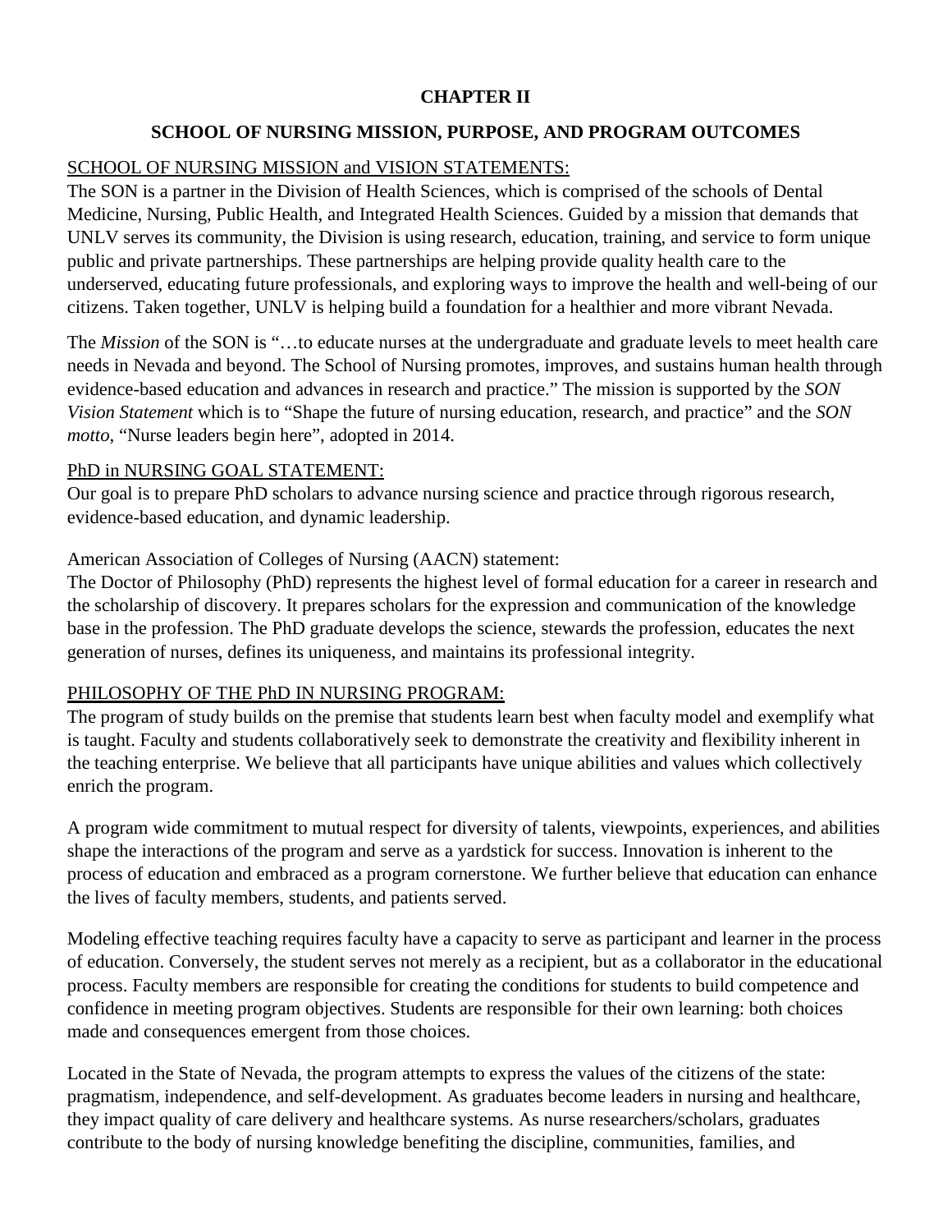# CHAPTER II

## SCHOOL OF NURSING MISSION, PURPOSE, AND PROGRAM OUTCOMES

### SCHOOL OF NURSING MISSION and VISION STATEMENTS:

The SON is a partner in the Division of Health Sciences, which is comprised of the schools of Dental Medicine, Nursing, Public Health, and Integrated Health Sciences. Guided by a mission that demands that UNLV serves its community, the Division is using research, education, training, and service to form unique public and private partnerships. These partnerships are helping provide quality health care to the underserved, educating future professionals, and exploring ways to improve the health and well-being of our citizens. Taken together, UNLV is helping build a foundation for a healthier and more vibrant Nevada.

The *Mission* of the SON is "…to educate nurses at the undergraduate and graduate levels to meet health care needs in Nevada and beyond. The School of Nursing promotes, improves, and sustains human health through evidence-based education and advances in research and practice." The mission is supported by the *SON Vision Statement* which is to "Shape the future of nursing education, research, and practice" and the *SON motto*, "Nurse leaders begin here", adopted in 2014.

### PhD in NURSING GOAL STATEMENT:

Our goal is to prepare PhD scholars to advance nursing science and practice through rigorous research, evidence-based education, and dynamic leadership.

American Association of Colleges of Nursing (AACN) statement:

The Doctor of Philosophy (PhD) represents the highest level of formal education for a career in research and the scholarship of discovery. It prepares scholars for the expression and communication of the knowledge base in the profession. The PhD graduate develops the science, stewards the profession, educates the next generation of nurses, defines its uniqueness, and maintains its professional integrity.

### PHILOSOPHY OF THE PhD IN NURSING PROGRAM:

The program of study builds on the premise that students learn best when faculty model and exemplify what is taught. Faculty and students collaboratively seek to demonstrate the creativity and flexibility inherent in the teaching enterprise. We believe that all participants have unique abilities and values which collectively enrich the program.

A program wide commitment to mutual respect for diversity of talents, viewpoints, experiences, and abilities shape the interactions of the program and serve as a yardstick for success. Innovation is inherent to the process of education and embraced as a program cornerstone. We further believe that education can enhance the lives of faculty members, students, and patients served.

Modeling effective teaching requires faculty have a capacity to serve as participant and learner in the process of education. Conversely, the student serves not merely as a recipient, but as a collaborator in the educational process. Faculty members are responsible for creating the conditions for students to build competence and confidence in meeting program objectives. Students are responsible for their own learning: both choices made and consequences emergent from those choices.

Located in the State of Nevada, the program attempts to express the values of the citizens of the state: pragmatism, independence, and self-development. As graduates become leaders in nursing and healthcare, they impact quality of care delivery and healthcare systems. As nurse researchers/scholars, graduates contribute to the body of nursing knowledge benefiting the discipline, communities, families, and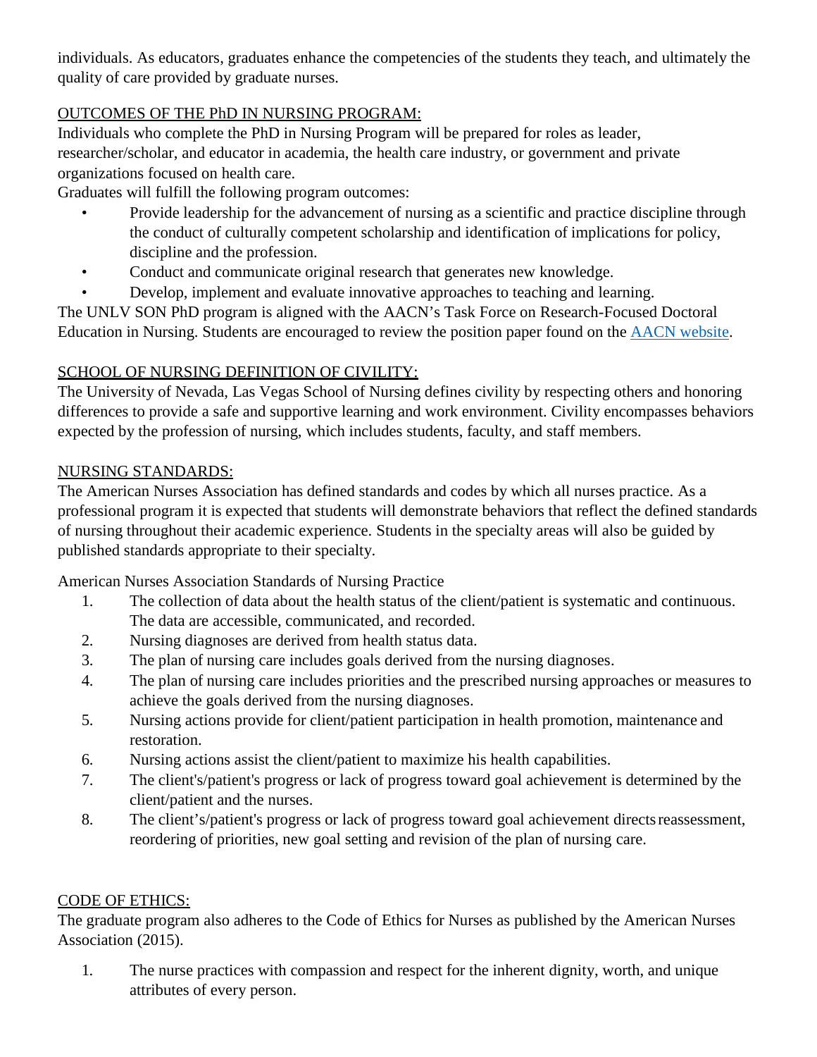individuals. As educators, graduates enhance the competencies of the students they teach, and ultimately the quality of care provided by graduate nurses.

## OUTCOMES OF THE PhD IN NURSING PROGRAM:

Individuals who complete the PhD in Nursing Program will be prepared for roles as leader, researcher/scholar, and educator in academia, the health care industry, or government and private organizations focused on health care.

Graduates will fulfill the following program outcomes:

- Provide leadership for the advancement of nursing as a scientific and practice discipline through the conduct of culturally competent scholarship and identification of implications for policy, discipline and the profession.
- Conduct and communicate original research that generates new knowledge.
- Develop, implement and evaluate innovative approaches to teaching and learning.

The UNLV SON PhD program is aligned with the AACN's Task Force on Research-Focused Doctoral Education in Nursing. Students are encouraged to review the position paper found on the [AACN website](AACN website).

## SCHOOL OF NURSING DEFINITION OF CIVILITY:

The University of Nevada, Las Vegas School of Nursing defines civility by respecting others and honoring differences to provide a safe and supportive learning and work environment. Civility encompasses behaviors expected by the profession of nursing, which includes students, faculty, and staff members.

## NURSING STANDARDS:

The American Nurses Association has defined standards and codes by which all nurses practice. As a professional program it is expected that students will demonstrate behaviors that reflect the defined standards of nursing throughout their academic experience. Students in the specialty areas will also be guided by published standards appropriate to their specialty.

American Nurses Association Standards of Nursing Practice

1. The collection of data about the health status of the client/patient is systematic and continuous. The data are accessible, communicated, and recorded.
2. Nursing diagnoses are derived from health status data.
3. The plan of nursing care includes goals derived from the nursing diagnoses.
4. The plan of nursing care includes priorities and the prescribed nursing approaches or measures to achieve the goals derived from the nursing diagnoses.
5. Nursing actions provide for client/patient participation in health promotion, maintenance and restoration.
6. Nursing actions assist the client/patient to maximize his health capabilities.
7. The client's/patient's progress or lack of progress toward goal achievement is determined by the client/patient and the nurses.
8. The client's/patient's progress or lack of progress toward goal achievement directs reassessment, reordering of priorities, new goal setting and revision of the plan of nursing care.

## CODE OF ETHICS:

The graduate program also adheres to the Code of Ethics for Nurses as published by the American Nurses Association (2015).

1. The nurse practices with compassion and respect for the inherent dignity, worth, and unique attributes of every person.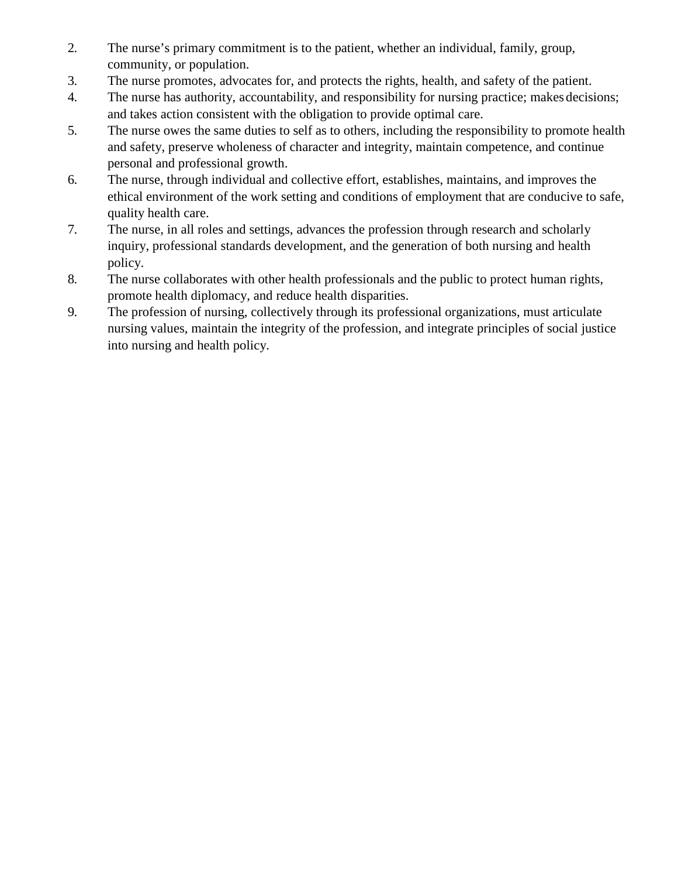2. The nurse's primary commitment is to the patient, whether an individual, family, group, community, or population.
3. The nurse promotes, advocates for, and protects the rights, health, and safety of the patient.
4. The nurse has authority, accountability, and responsibility for nursing practice; makes decisions; and takes action consistent with the obligation to provide optimal care.
5. The nurse owes the same duties to self as to others, including the responsibility to promote health and safety, preserve wholeness of character and integrity, maintain competence, and continue personal and professional growth.
6. The nurse, through individual and collective effort, establishes, maintains, and improves the ethical environment of the work setting and conditions of employment that are conducive to safe, quality health care.
7. The nurse, in all roles and settings, advances the profession through research and scholarly inquiry, professional standards development, and the generation of both nursing and health policy.
8. The nurse collaborates with other health professionals and the public to protect human rights, promote health diplomacy, and reduce health disparities.
9. The profession of nursing, collectively through its professional organizations, must articulate nursing values, maintain the integrity of the profession, and integrate principles of social justice into nursing and health policy.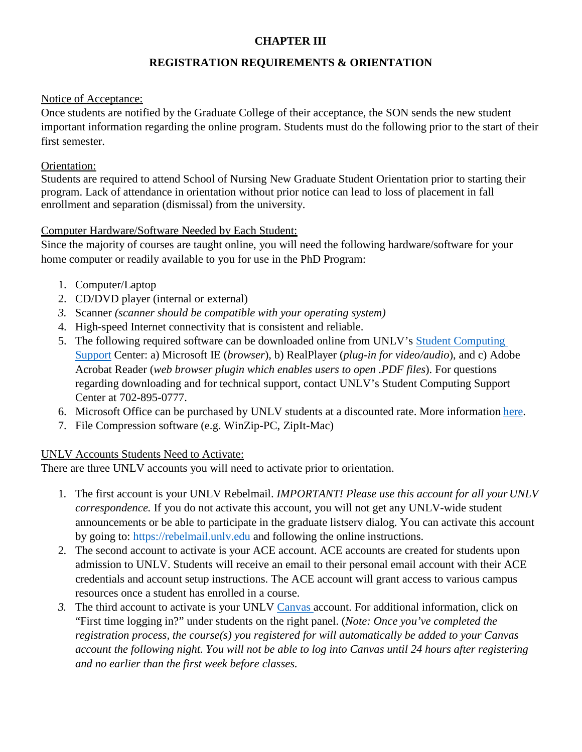# CHAPTER III

## REGISTRATION REQUIREMENTS & ORIENTATION

<u>Notice of Acceptance:</u>
Once students are notified by the Graduate College of their acceptance, the SON sends the new student important information regarding the online program. Students must do the following prior to the start of their first semester.

<u>Orientation:</u>
Students are required to attend School of Nursing New Graduate Student Orientation prior to starting their program. Lack of attendance in orientation without prior notice can lead to loss of placement in fall enrollment and separation (dismissal) from the university.

<u>Computer Hardware/Software Needed by Each Student:</u>
Since the majority of courses are taught online, you will need the following hardware/software for your home computer or readily available to you for use in the PhD Program:

1. Computer/Laptop
2. CD/DVD player (internal or external)
3. Scanner *(scanner should be compatible with your operating system)*
4. High-speed Internet connectivity that is consistent and reliable.
5. The following required software can be downloaded online from UNLV's Student Computing Support Center: a) Microsoft IE (*browser*), b) RealPlayer (*plug-in for video/audio*), and c) Adobe Acrobat Reader (*web browser plugin which enables users to open .PDF files*). For questions regarding downloading and for technical support, contact UNLV's Student Computing Support Center at 702-895-0777.
6. Microsoft Office can be purchased by UNLV students at a discounted rate. More information here.
7. File Compression software (e.g. WinZip-PC, ZipIt-Mac)

<u>UNLV Accounts Students Need to Activate:</u>
There are three UNLV accounts you will need to activate prior to orientation.

1. The first account is your UNLV Rebelmail. *IMPORTANT! Please use this account for all your UNLV correspondence.* If you do not activate this account, you will not get any UNLV-wide student announcements or be able to participate in the graduate listserv dialog. You can activate this account by going to: https://rebelmail.unlv.edu and following the online instructions.
2. The second account to activate is your ACE account. ACE accounts are created for students upon admission to UNLV. Students will receive an email to their personal email account with their ACE credentials and account setup instructions. The ACE account will grant access to various campus resources once a student has enrolled in a course.
3. The third account to activate is your UNLV Canvas account. For additional information, click on "First time logging in?" under students on the right panel. (*Note: Once you've completed the registration process, the course(s) you registered for will automatically be added to your Canvas account the following night. You will not be able to log into Canvas until 24 hours after registering and no earlier than the first week before classes.*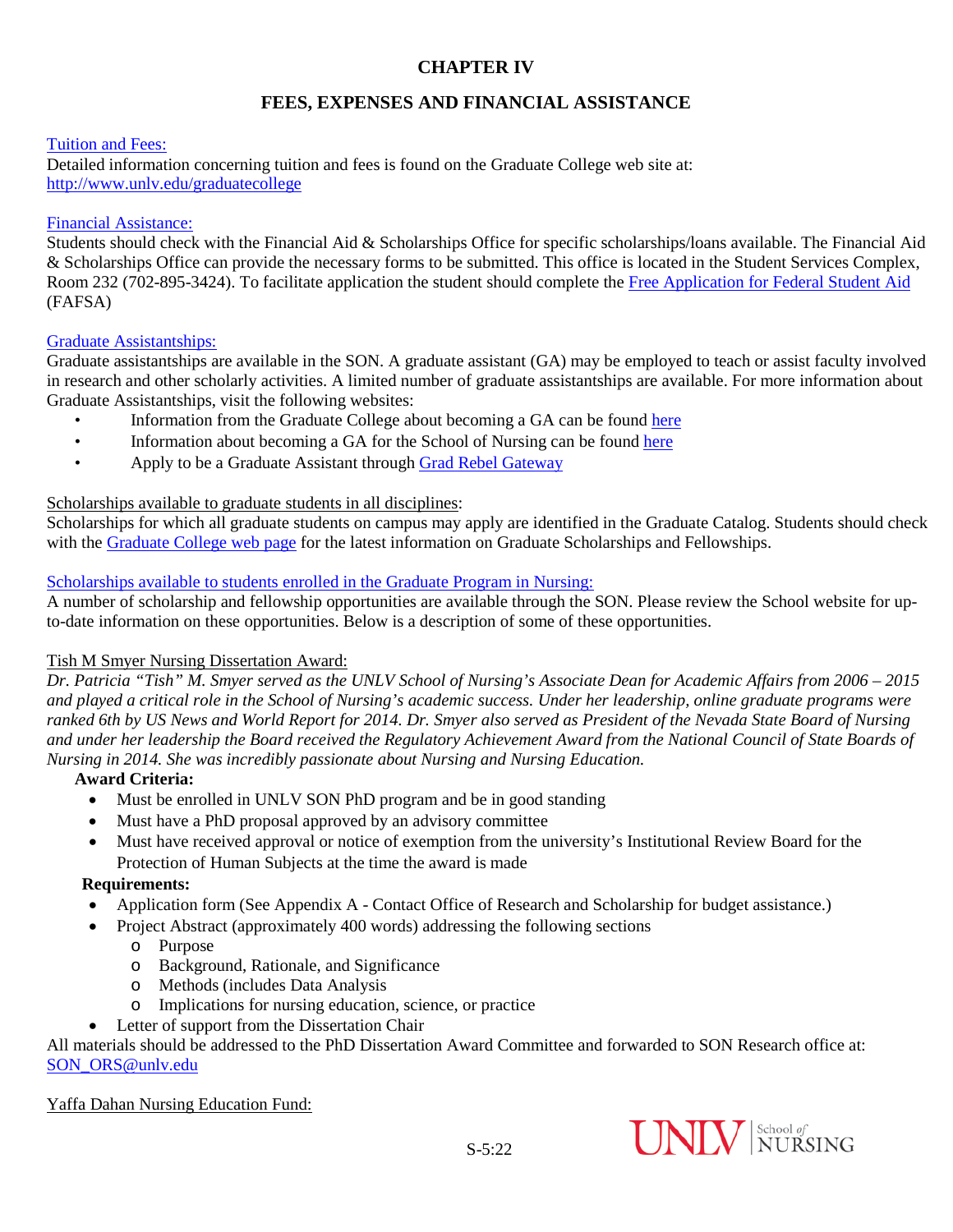# CHAPTER IV

## FEES, EXPENSES AND FINANCIAL ASSISTANCE

Tuition and Fees:
Detailed information concerning tuition and fees is found on the Graduate College web site at:
http://www.unlv.edu/graduatecollege

Financial Assistance:
Students should check with the Financial Aid & Scholarships Office for specific scholarships/loans available. The Financial Aid & Scholarships Office can provide the necessary forms to be submitted. This office is located in the Student Services Complex, Room 232 (702-895-3424). To facilitate application the student should complete the Free Application for Federal Student Aid (FAFSA)

Graduate Assistantships:
Graduate assistantships are available in the SON. A graduate assistant (GA) may be employed to teach or assist faculty involved in research and other scholarly activities. A limited number of graduate assistantships are available. For more information about Graduate Assistantships, visit the following websites:

- Information from the Graduate College about becoming a GA can be found here
- Information about becoming a GA for the School of Nursing can be found here
- Apply to be a Graduate Assistant through Grad Rebel Gateway

Scholarships available to graduate students in all disciplines:
Scholarships for which all graduate students on campus may apply are identified in the Graduate Catalog. Students should check with the Graduate College web page for the latest information on Graduate Scholarships and Fellowships.

Scholarships available to students enrolled in the Graduate Program in Nursing:
A number of scholarship and fellowship opportunities are available through the SON. Please review the School website for up-to-date information on these opportunities. Below is a description of some of these opportunities.

Tish M Smyer Nursing Dissertation Award:
*Dr. Patricia "Tish" M. Smyer served as the UNLV School of Nursing's Associate Dean for Academic Affairs from 2006 – 2015 and played a critical role in the School of Nursing's academic success. Under her leadership, online graduate programs were ranked 6th by US News and World Report for 2014. Dr. Smyer also served as President of the Nevada State Board of Nursing and under her leadership the Board received the Regulatory Achievement Award from the National Council of State Boards of Nursing in 2014. She was incredibly passionate about Nursing and Nursing Education.*

**Award Criteria:**

- Must be enrolled in UNLV SON PhD program and be in good standing
- Must have a PhD proposal approved by an advisory committee
- Must have received approval or notice of exemption from the university's Institutional Review Board for the Protection of Human Subjects at the time the award is made

**Requirements:**

- Application form (See Appendix A - Contact Office of Research and Scholarship for budget assistance.)
- Project Abstract (approximately 400 words) addressing the following sections
  - Purpose
  - Background, Rationale, and Significance
  - Methods (includes Data Analysis
  - Implications for nursing education, science, or practice
- Letter of support from the Dissertation Chair

All materials should be addressed to the PhD Dissertation Award Committee and forwarded to SON Research office at: SON_ORS@unlv.edu

Yaffa Dahan Nursing Education Fund: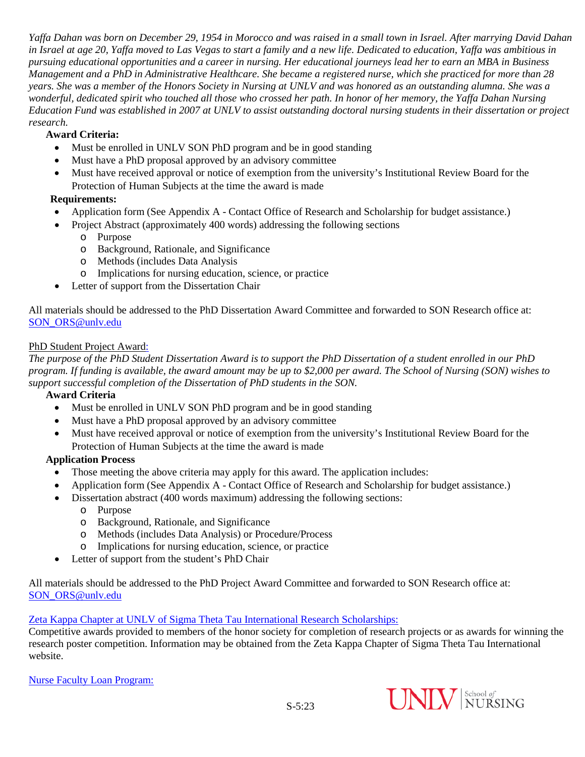*Yaffa Dahan was born on December 29, 1954 in Morocco and was raised in a small town in Israel. After marrying David Dahan in Israel at age 20, Yaffa moved to Las Vegas to start a family and a new life. Dedicated to education, Yaffa was ambitious in pursuing educational opportunities and a career in nursing. Her educational journeys lead her to earn an MBA in Business Management and a PhD in Administrative Healthcare. She became a registered nurse, which she practiced for more than 28 years. She was a member of the Honors Society in Nursing at UNLV and was honored as an outstanding alumna. She was a wonderful, dedicated spirit who touched all those who crossed her path. In honor of her memory, the Yaffa Dahan Nursing Education Fund was established in 2007 at UNLV to assist outstanding doctoral nursing students in their dissertation or project research.*

**Award Criteria:**

- Must be enrolled in UNLV SON PhD program and be in good standing
- Must have a PhD proposal approved by an advisory committee
- Must have received approval or notice of exemption from the university's Institutional Review Board for the Protection of Human Subjects at the time the award is made

**Requirements:**

- Application form (See Appendix A - Contact Office of Research and Scholarship for budget assistance.)
- Project Abstract (approximately 400 words) addressing the following sections
  - Purpose
  - Background, Rationale, and Significance
  - Methods (includes Data Analysis
  - Implications for nursing education, science, or practice
- Letter of support from the Dissertation Chair

All materials should be addressed to the PhD Dissertation Award Committee and forwarded to SON Research office at: SON_ORS@unlv.edu

PhD Student Project Award:

*The purpose of the PhD Student Dissertation Award is to support the PhD Dissertation of a student enrolled in our PhD program. If funding is available, the award amount may be up to $2,000 per award. The School of Nursing (SON) wishes to support successful completion of the Dissertation of PhD students in the SON.*

**Award Criteria**

- Must be enrolled in UNLV SON PhD program and be in good standing
- Must have a PhD proposal approved by an advisory committee
- Must have received approval or notice of exemption from the university's Institutional Review Board for the Protection of Human Subjects at the time the award is made

**Application Process**

- Those meeting the above criteria may apply for this award. The application includes:
- Application form (See Appendix A - Contact Office of Research and Scholarship for budget assistance.)
- Dissertation abstract (400 words maximum) addressing the following sections:
  - Purpose
  - Background, Rationale, and Significance
  - Methods (includes Data Analysis) or Procedure/Process
  - Implications for nursing education, science, or practice
- Letter of support from the student's PhD Chair

All materials should be addressed to the PhD Project Award Committee and forwarded to SON Research office at: SON_ORS@unlv.edu

Zeta Kappa Chapter at UNLV of Sigma Theta Tau International Research Scholarships:

Competitive awards provided to members of the honor society for completion of research projects or as awards for winning the research poster competition. Information may be obtained from the Zeta Kappa Chapter of Sigma Theta Tau International website.

Nurse Faculty Loan Program: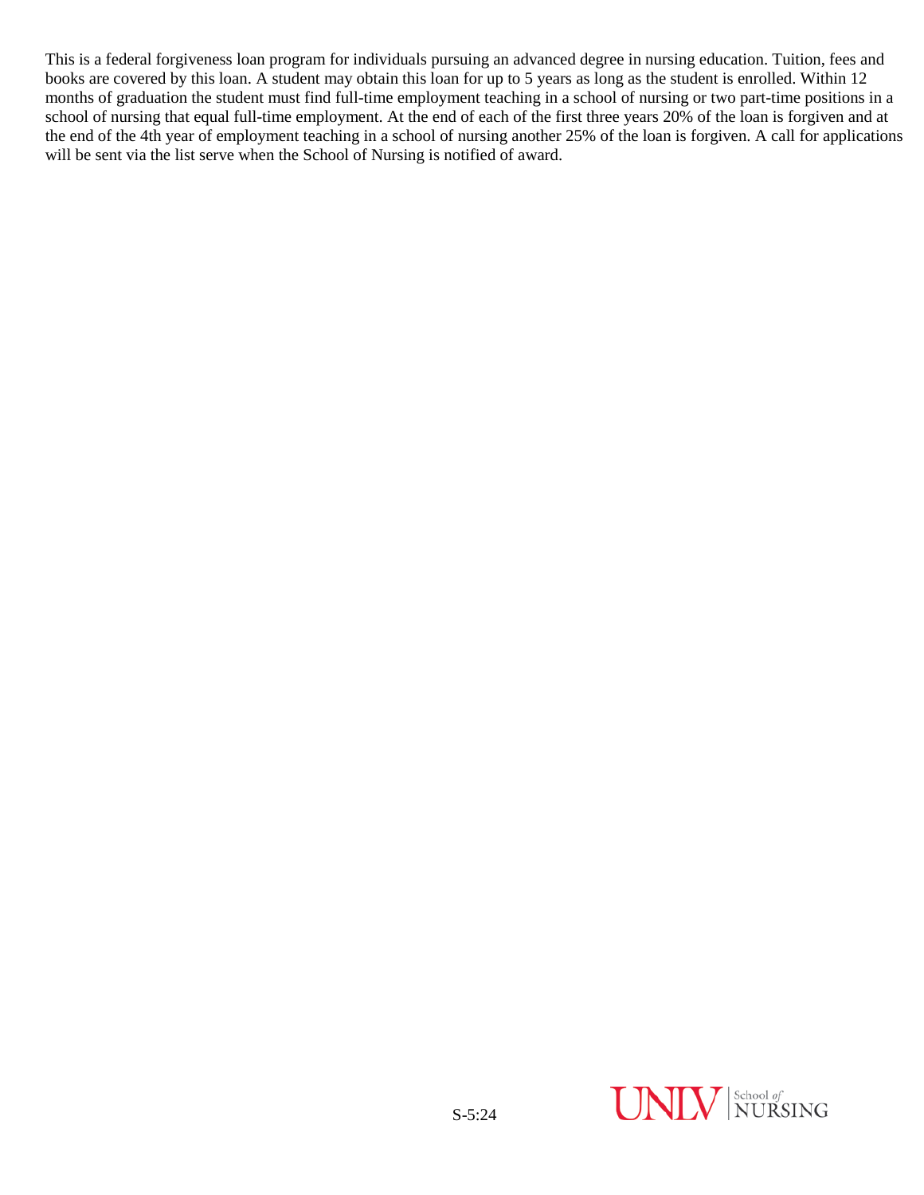This is a federal forgiveness loan program for individuals pursuing an advanced degree in nursing education. Tuition, fees and books are covered by this loan. A student may obtain this loan for up to 5 years as long as the student is enrolled. Within 12 months of graduation the student must find full-time employment teaching in a school of nursing or two part-time positions in a school of nursing that equal full-time employment. At the end of each of the first three years 20% of the loan is forgiven and at the end of the 4th year of employment teaching in a school of nursing another 25% of the loan is forgiven. A call for applications will be sent via the list serve when the School of Nursing is notified of award.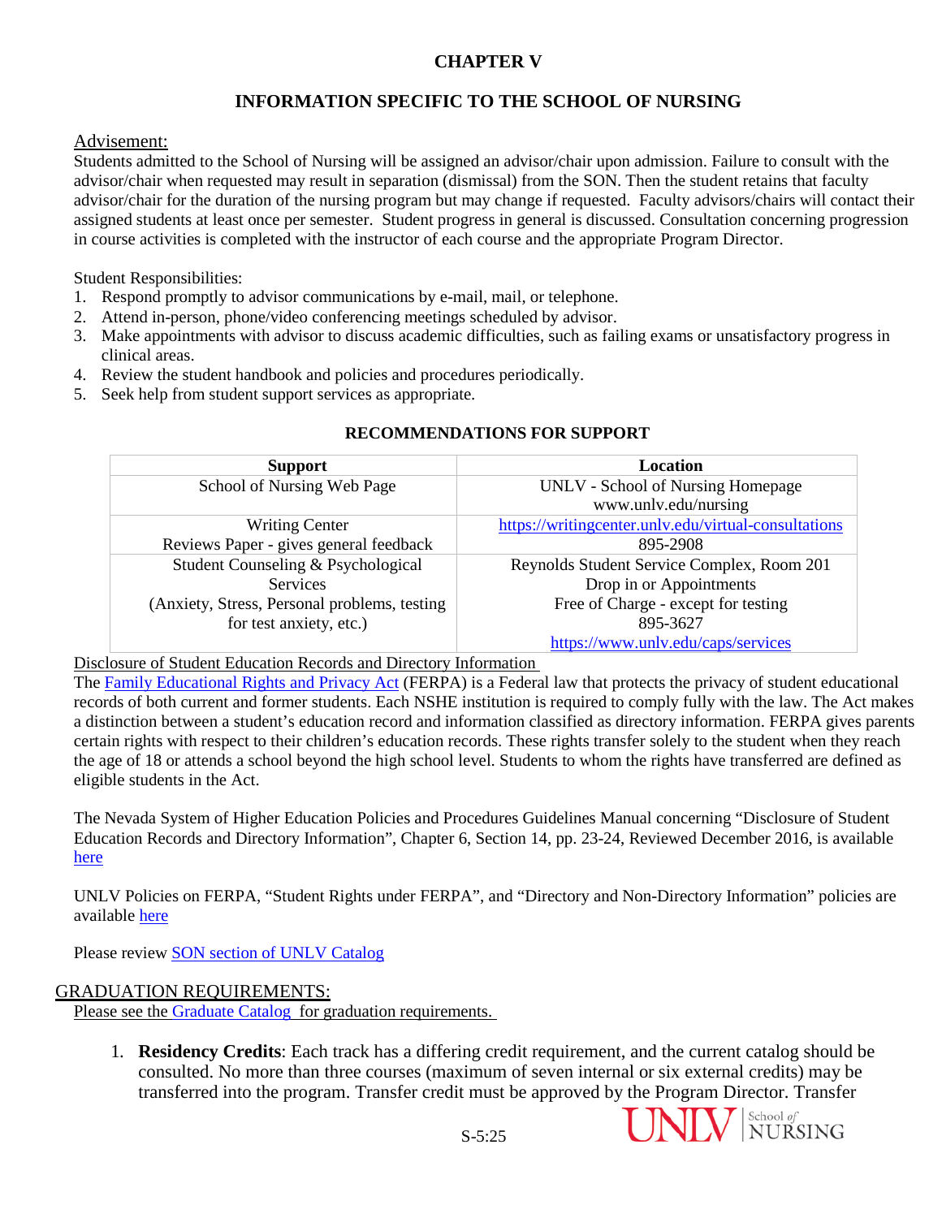# CHAPTER V

## INFORMATION SPECIFIC TO THE SCHOOL OF NURSING

Advisement:

Students admitted to the School of Nursing will be assigned an advisor/chair upon admission. Failure to consult with the advisor/chair when requested may result in separation (dismissal) from the SON. Then the student retains that faculty advisor/chair for the duration of the nursing program but may change if requested. Faculty advisors/chairs will contact their assigned students at least once per semester. Student progress in general is discussed. Consultation concerning progression in course activities is completed with the instructor of each course and the appropriate Program Director.

Student Responsibilities:

1. Respond promptly to advisor communications by e-mail, mail, or telephone.
2. Attend in-person, phone/video conferencing meetings scheduled by advisor.
3. Make appointments with advisor to discuss academic difficulties, such as failing exams or unsatisfactory progress in clinical areas.
4. Review the student handbook and policies and procedures periodically.
5. Seek help from student support services as appropriate.

**RECOMMENDATIONS FOR SUPPORT**

| Support | Location |
|---|---|
| School of Nursing Web Page | UNLV - School of Nursing Homepage<br>www.unlv.edu/nursing |
| Writing Center<br>Reviews Paper - gives general feedback | https://writingcenter.unlv.edu/virtual-consultations<br>895-2908 |
| Student Counseling & Psychological Services<br>(Anxiety, Stress, Personal problems, testing for test anxiety, etc.) | Reynolds Student Service Complex, Room 201<br>Drop in or Appointments<br>Free of Charge - except for testing<br>895-3627<br>https://www.unlv.edu/caps/services |

Disclosure of Student Education Records and Directory Information

The Family Educational Rights and Privacy Act (FERPA) is a Federal law that protects the privacy of student educational records of both current and former students. Each NSHE institution is required to comply fully with the law. The Act makes a distinction between a student's education record and information classified as directory information. FERPA gives parents certain rights with respect to their children's education records. These rights transfer solely to the student when they reach the age of 18 or attends a school beyond the high school level. Students to whom the rights have transferred are defined as eligible students in the Act.

The Nevada System of Higher Education Policies and Procedures Guidelines Manual concerning "Disclosure of Student Education Records and Directory Information", Chapter 6, Section 14, pp. 23-24, Reviewed December 2016, is available here

UNLV Policies on FERPA, "Student Rights under FERPA", and "Directory and Non-Directory Information" policies are available here

Please review SON section of UNLV Catalog

## GRADUATION REQUIREMENTS:

Please see the Graduate Catalog for graduation requirements.

1. **Residency Credits**: Each track has a differing credit requirement, and the current catalog should be consulted. No more than three courses (maximum of seven internal or six external credits) may be transferred into the program. Transfer credit must be approved by the Program Director. Transfer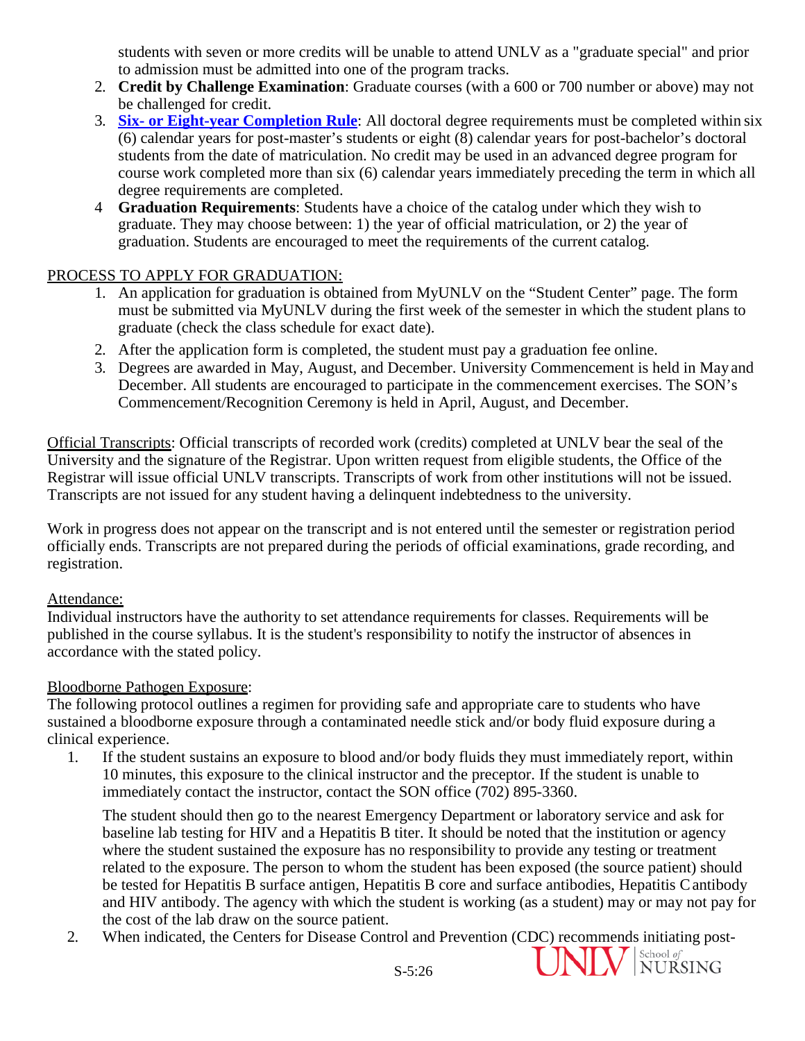students with seven or more credits will be unable to attend UNLV as a "graduate special" and prior to admission must be admitted into one of the program tracks.

2. **Credit by Challenge Examination**: Graduate courses (with a 600 or 700 number or above) may not be challenged for credit.
3. **Six- or Eight-year Completion Rule**: All doctoral degree requirements must be completed within six (6) calendar years for post-master's students or eight (8) calendar years for post-bachelor's doctoral students from the date of matriculation. No credit may be used in an advanced degree program for course work completed more than six (6) calendar years immediately preceding the term in which all degree requirements are completed.
4. **Graduation Requirements**: Students have a choice of the catalog under which they wish to graduate. They may choose between: 1) the year of official matriculation, or 2) the year of graduation. Students are encouraged to meet the requirements of the current catalog.

PROCESS TO APPLY FOR GRADUATION:

1. An application for graduation is obtained from MyUNLV on the "Student Center" page. The form must be submitted via MyUNLV during the first week of the semester in which the student plans to graduate (check the class schedule for exact date).
2. After the application form is completed, the student must pay a graduation fee online.
3. Degrees are awarded in May, August, and December. University Commencement is held in May and December. All students are encouraged to participate in the commencement exercises. The SON's Commencement/Recognition Ceremony is held in April, August, and December.

Official Transcripts: Official transcripts of recorded work (credits) completed at UNLV bear the seal of the University and the signature of the Registrar. Upon written request from eligible students, the Office of the Registrar will issue official UNLV transcripts. Transcripts of work from other institutions will not be issued. Transcripts are not issued for any student having a delinquent indebtedness to the university.

Work in progress does not appear on the transcript and is not entered until the semester or registration period officially ends. Transcripts are not prepared during the periods of official examinations, grade recording, and registration.

Attendance:

Individual instructors have the authority to set attendance requirements for classes. Requirements will be published in the course syllabus. It is the student's responsibility to notify the instructor of absences in accordance with the stated policy.

Bloodborne Pathogen Exposure:

The following protocol outlines a regimen for providing safe and appropriate care to students who have sustained a bloodborne exposure through a contaminated needle stick and/or body fluid exposure during a clinical experience.

1. If the student sustains an exposure to blood and/or body fluids they must immediately report, within 10 minutes, this exposure to the clinical instructor and the preceptor. If the student is unable to immediately contact the instructor, contact the SON office (702) 895-3360.

   The student should then go to the nearest Emergency Department or laboratory service and ask for baseline lab testing for HIV and a Hepatitis B titer. It should be noted that the institution or agency where the student sustained the exposure has no responsibility to provide any testing or treatment related to the exposure. The person to whom the student has been exposed (the source patient) should be tested for Hepatitis B surface antigen, Hepatitis B core and surface antibodies, Hepatitis C antibody and HIV antibody. The agency with which the student is working (as a student) may or may not pay for the cost of the lab draw on the source patient.
2. When indicated, the Centers for Disease Control and Prevention (CDC) recommends initiating post-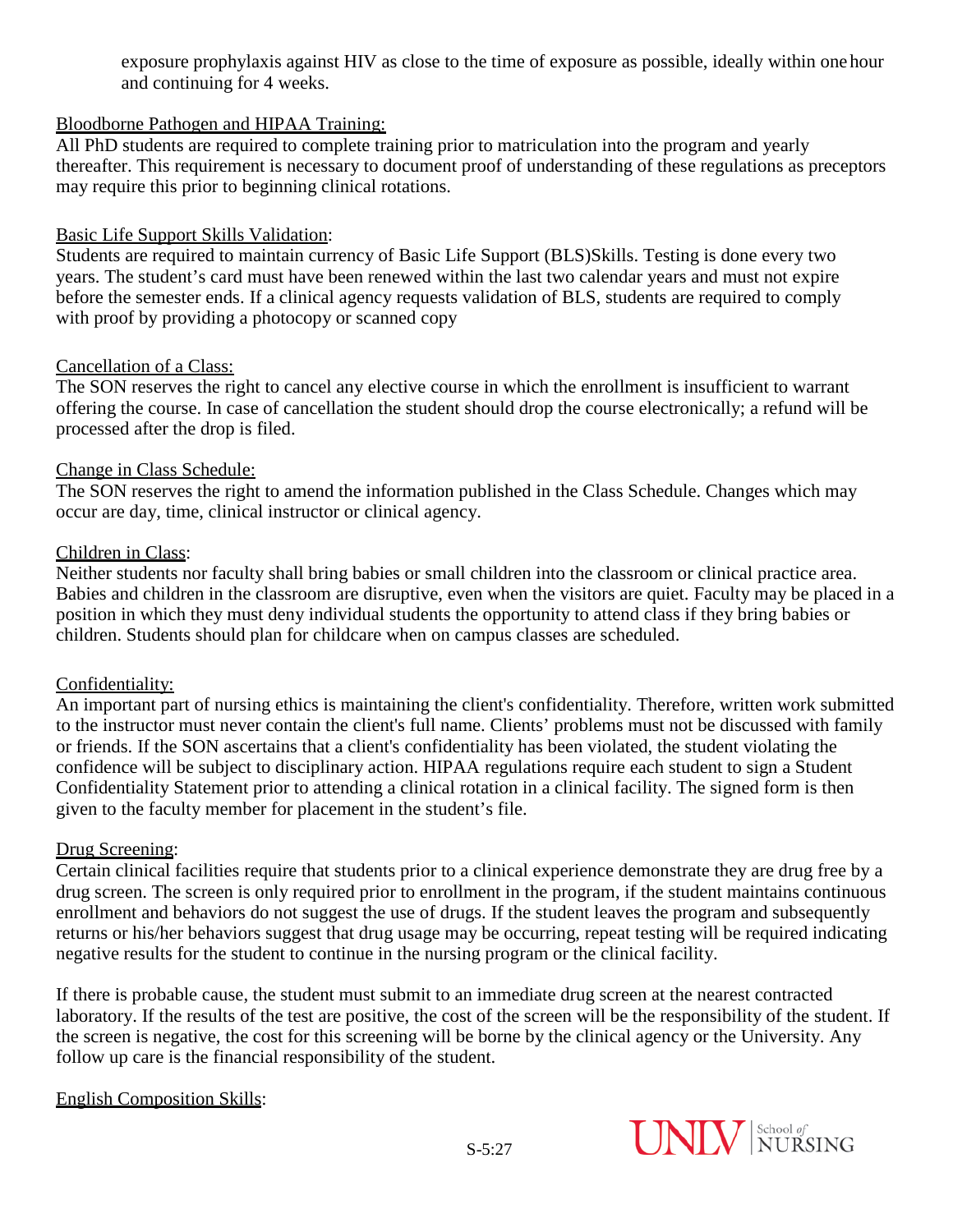exposure prophylaxis against HIV as close to the time of exposure as possible, ideally within one hour and continuing for 4 weeks.

<u>Bloodborne Pathogen and HIPAA Training:</u>
All PhD students are required to complete training prior to matriculation into the program and yearly thereafter. This requirement is necessary to document proof of understanding of these regulations as preceptors may require this prior to beginning clinical rotations.

<u>Basic Life Support Skills Validation</u>:
Students are required to maintain currency of Basic Life Support (BLS)Skills. Testing is done every two years. The student's card must have been renewed within the last two calendar years and must not expire before the semester ends. If a clinical agency requests validation of BLS, students are required to comply with proof by providing a photocopy or scanned copy

<u>Cancellation of a Class:</u>
The SON reserves the right to cancel any elective course in which the enrollment is insufficient to warrant offering the course. In case of cancellation the student should drop the course electronically; a refund will be processed after the drop is filed.

<u>Change in Class Schedule:</u>
The SON reserves the right to amend the information published in the Class Schedule. Changes which may occur are day, time, clinical instructor or clinical agency.

<u>Children in Class</u>:
Neither students nor faculty shall bring babies or small children into the classroom or clinical practice area. Babies and children in the classroom are disruptive, even when the visitors are quiet. Faculty may be placed in a position in which they must deny individual students the opportunity to attend class if they bring babies or children. Students should plan for childcare when on campus classes are scheduled.

<u>Confidentiality:</u>
An important part of nursing ethics is maintaining the client's confidentiality. Therefore, written work submitted to the instructor must never contain the client's full name. Clients' problems must not be discussed with family or friends. If the SON ascertains that a client's confidentiality has been violated, the student violating the confidence will be subject to disciplinary action. HIPAA regulations require each student to sign a Student Confidentiality Statement prior to attending a clinical rotation in a clinical facility. The signed form is then given to the faculty member for placement in the student's file.

<u>Drug Screening</u>:
Certain clinical facilities require that students prior to a clinical experience demonstrate they are drug free by a drug screen. The screen is only required prior to enrollment in the program, if the student maintains continuous enrollment and behaviors do not suggest the use of drugs. If the student leaves the program and subsequently returns or his/her behaviors suggest that drug usage may be occurring, repeat testing will be required indicating negative results for the student to continue in the nursing program or the clinical facility.

If there is probable cause, the student must submit to an immediate drug screen at the nearest contracted laboratory. If the results of the test are positive, the cost of the screen will be the responsibility of the student. If the screen is negative, the cost for this screening will be borne by the clinical agency or the University. Any follow up care is the financial responsibility of the student.

<u>English Composition Skills</u>: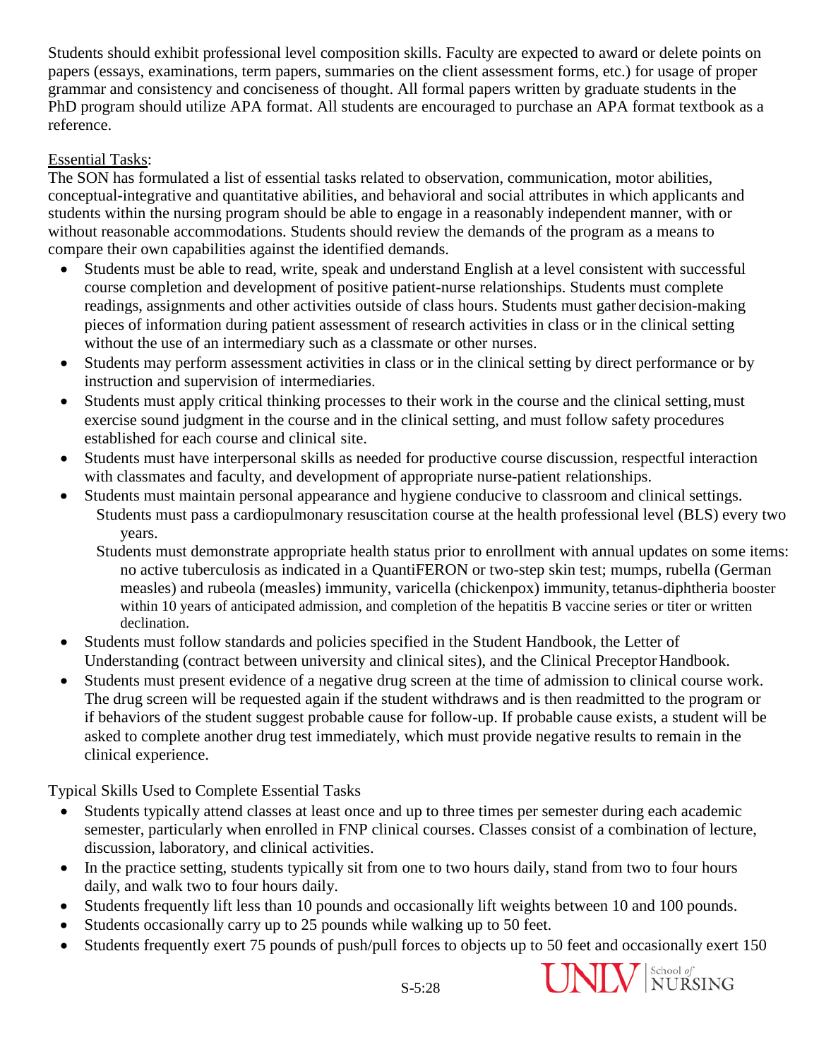Students should exhibit professional level composition skills. Faculty are expected to award or delete points on papers (essays, examinations, term papers, summaries on the client assessment forms, etc.) for usage of proper grammar and consistency and conciseness of thought. All formal papers written by graduate students in the PhD program should utilize APA format. All students are encouraged to purchase an APA format textbook as a reference.

Essential Tasks:

The SON has formulated a list of essential tasks related to observation, communication, motor abilities, conceptual-integrative and quantitative abilities, and behavioral and social attributes in which applicants and students within the nursing program should be able to engage in a reasonably independent manner, with or without reasonable accommodations. Students should review the demands of the program as a means to compare their own capabilities against the identified demands.

- Students must be able to read, write, speak and understand English at a level consistent with successful course completion and development of positive patient-nurse relationships. Students must complete readings, assignments and other activities outside of class hours. Students must gather decision-making pieces of information during patient assessment of research activities in class or in the clinical setting without the use of an intermediary such as a classmate or other nurses.
- Students may perform assessment activities in class or in the clinical setting by direct performance or by instruction and supervision of intermediaries.
- Students must apply critical thinking processes to their work in the course and the clinical setting, must exercise sound judgment in the course and in the clinical setting, and must follow safety procedures established for each course and clinical site.
- Students must have interpersonal skills as needed for productive course discussion, respectful interaction with classmates and faculty, and development of appropriate nurse-patient relationships.
- Students must maintain personal appearance and hygiene conducive to classroom and clinical settings. Students must pass a cardiopulmonary resuscitation course at the health professional level (BLS) every two years.
  Students must demonstrate appropriate health status prior to enrollment with annual updates on some items: no active tuberculosis as indicated in a QuantiFERON or two-step skin test; mumps, rubella (German measles) and rubeola (measles) immunity, varicella (chickenpox) immunity, tetanus-diphtheria booster within 10 years of anticipated admission, and completion of the hepatitis B vaccine series or titer or written declination.
- Students must follow standards and policies specified in the Student Handbook, the Letter of Understanding (contract between university and clinical sites), and the Clinical Preceptor Handbook.
- Students must present evidence of a negative drug screen at the time of admission to clinical course work. The drug screen will be requested again if the student withdraws and is then readmitted to the program or if behaviors of the student suggest probable cause for follow-up. If probable cause exists, a student will be asked to complete another drug test immediately, which must provide negative results to remain in the clinical experience.

Typical Skills Used to Complete Essential Tasks

- Students typically attend classes at least once and up to three times per semester during each academic semester, particularly when enrolled in FNP clinical courses. Classes consist of a combination of lecture, discussion, laboratory, and clinical activities.
- In the practice setting, students typically sit from one to two hours daily, stand from two to four hours daily, and walk two to four hours daily.
- Students frequently lift less than 10 pounds and occasionally lift weights between 10 and 100 pounds.
- Students occasionally carry up to 25 pounds while walking up to 50 feet.
- Students frequently exert 75 pounds of push/pull forces to objects up to 50 feet and occasionally exert 150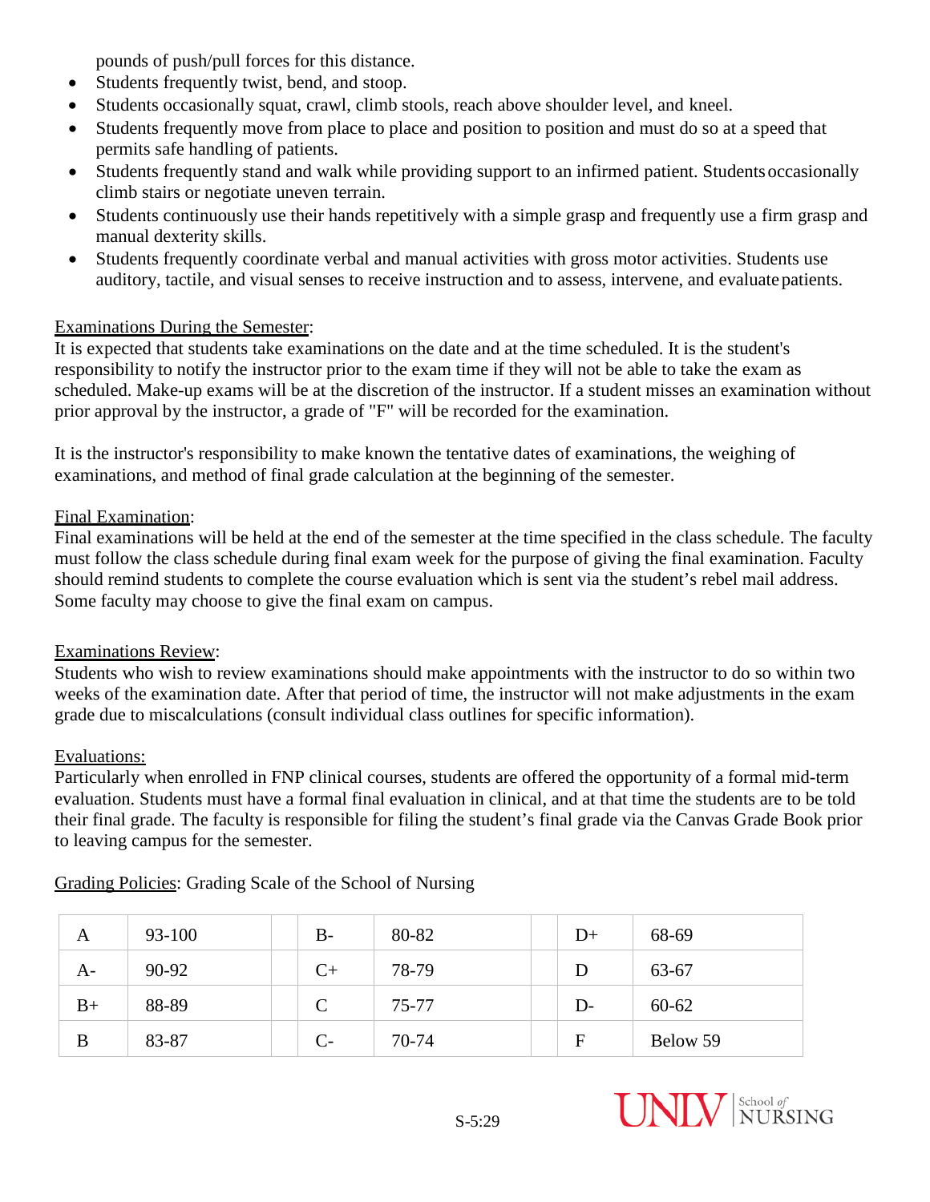pounds of push/pull forces for this distance.

- Students frequently twist, bend, and stoop.
- Students occasionally squat, crawl, climb stools, reach above shoulder level, and kneel.
- Students frequently move from place to place and position to position and must do so at a speed that permits safe handling of patients.
- Students frequently stand and walk while providing support to an infirmed patient. Students occasionally climb stairs or negotiate uneven terrain.
- Students continuously use their hands repetitively with a simple grasp and frequently use a firm grasp and manual dexterity skills.
- Students frequently coordinate verbal and manual activities with gross motor activities. Students use auditory, tactile, and visual senses to receive instruction and to assess, intervene, and evaluate patients.

Examinations During the Semester:
It is expected that students take examinations on the date and at the time scheduled. It is the student's responsibility to notify the instructor prior to the exam time if they will not be able to take the exam as scheduled. Make-up exams will be at the discretion of the instructor. If a student misses an examination without prior approval by the instructor, a grade of "F" will be recorded for the examination.

It is the instructor's responsibility to make known the tentative dates of examinations, the weighing of examinations, and method of final grade calculation at the beginning of the semester.

Final Examination:
Final examinations will be held at the end of the semester at the time specified in the class schedule. The faculty must follow the class schedule during final exam week for the purpose of giving the final examination. Faculty should remind students to complete the course evaluation which is sent via the student's rebel mail address. Some faculty may choose to give the final exam on campus.

Examinations Review:
Students who wish to review examinations should make appointments with the instructor to do so within two weeks of the examination date. After that period of time, the instructor will not make adjustments in the exam grade due to miscalculations (consult individual class outlines for specific information).

Evaluations:
Particularly when enrolled in FNP clinical courses, students are offered the opportunity of a formal mid-term evaluation. Students must have a formal final evaluation in clinical, and at that time the students are to be told their final grade. The faculty is responsible for filing the student's final grade via the Canvas Grade Book prior to leaving campus for the semester.

Grading Policies: Grading Scale of the School of Nursing

| Grade | Range | Grade | Range | Grade | Range |
|---|---|---|---|---|---|
| A | 93-100 | B- | 80-82 | D+ | 68-69 |
| A- | 90-92 | C+ | 78-79 | D | 63-67 |
| B+ | 88-89 | C | 75-77 | D- | 60-62 |
| B | 83-87 | C- | 70-74 | F | Below 59 |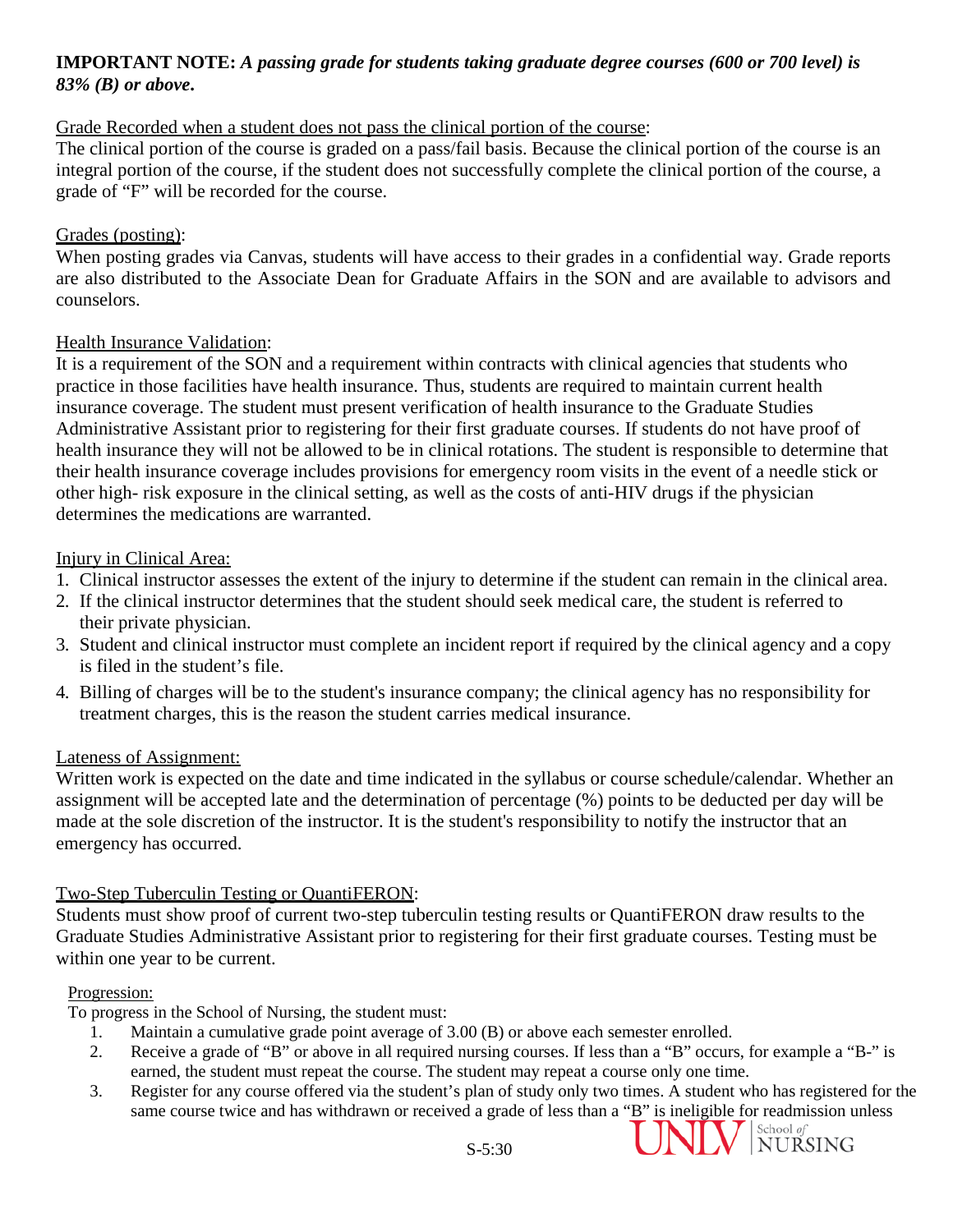**IMPORTANT NOTE:** ***A passing grade for students taking graduate degree courses (600 or 700 level) is 83% (B) or above.***

Grade Recorded when a student does not pass the clinical portion of the course:

The clinical portion of the course is graded on a pass/fail basis. Because the clinical portion of the course is an integral portion of the course, if the student does not successfully complete the clinical portion of the course, a grade of "F" will be recorded for the course.

Grades (posting):

When posting grades via Canvas, students will have access to their grades in a confidential way. Grade reports are also distributed to the Associate Dean for Graduate Affairs in the SON and are available to advisors and counselors.

Health Insurance Validation:

It is a requirement of the SON and a requirement within contracts with clinical agencies that students who practice in those facilities have health insurance. Thus, students are required to maintain current health insurance coverage. The student must present verification of health insurance to the Graduate Studies Administrative Assistant prior to registering for their first graduate courses. If students do not have proof of health insurance they will not be allowed to be in clinical rotations. The student is responsible to determine that their health insurance coverage includes provisions for emergency room visits in the event of a needle stick or other high- risk exposure in the clinical setting, as well as the costs of anti-HIV drugs if the physician determines the medications are warranted.

Injury in Clinical Area:

1. Clinical instructor assesses the extent of the injury to determine if the student can remain in the clinical area.
2. If the clinical instructor determines that the student should seek medical care, the student is referred to their private physician.
3. Student and clinical instructor must complete an incident report if required by the clinical agency and a copy is filed in the student's file.
4. Billing of charges will be to the student's insurance company; the clinical agency has no responsibility for treatment charges, this is the reason the student carries medical insurance.

Lateness of Assignment:

Written work is expected on the date and time indicated in the syllabus or course schedule/calendar. Whether an assignment will be accepted late and the determination of percentage (%) points to be deducted per day will be made at the sole discretion of the instructor. It is the student's responsibility to notify the instructor that an emergency has occurred.

Two-Step Tuberculin Testing or QuantiFERON:

Students must show proof of current two-step tuberculin testing results or QuantiFERON draw results to the Graduate Studies Administrative Assistant prior to registering for their first graduate courses. Testing must be within one year to be current.

Progression:

To progress in the School of Nursing, the student must:

1. Maintain a cumulative grade point average of 3.00 (B) or above each semester enrolled.
2. Receive a grade of "B" or above in all required nursing courses. If less than a "B" occurs, for example a "B-" is earned, the student must repeat the course. The student may repeat a course only one time.
3. Register for any course offered via the student's plan of study only two times. A student who has registered for the same course twice and has withdrawn or received a grade of less than a "B" is ineligible for readmission unless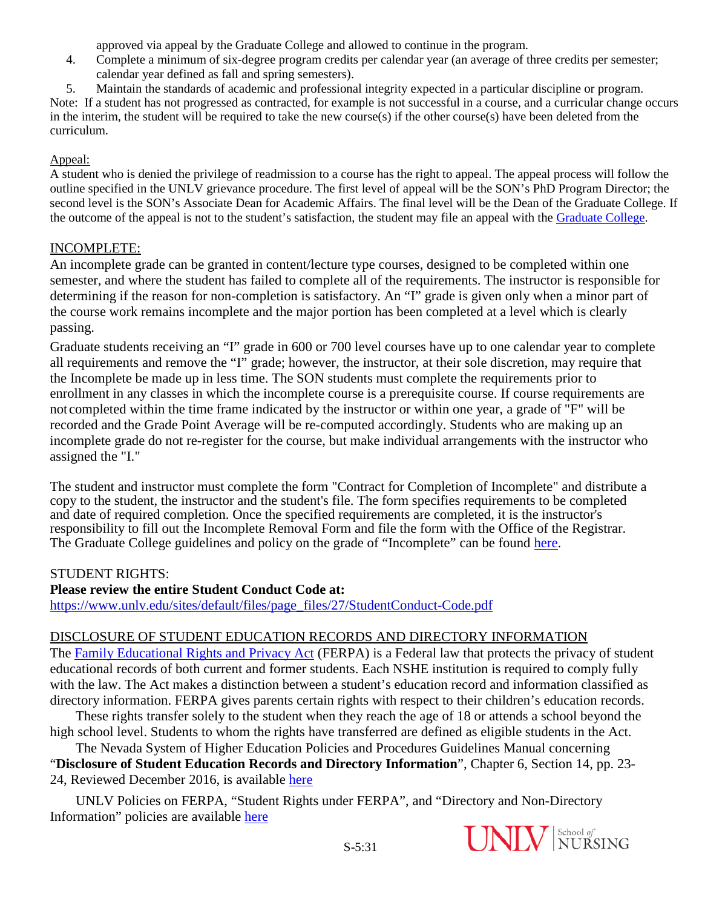approved via appeal by the Graduate College and allowed to continue in the program.

4. Complete a minimum of six-degree program credits per calendar year (an average of three credits per semester; calendar year defined as fall and spring semesters).
5. Maintain the standards of academic and professional integrity expected in a particular discipline or program.

Note: If a student has not progressed as contracted, for example is not successful in a course, and a curricular change occurs in the interim, the student will be required to take the new course(s) if the other course(s) have been deleted from the curriculum.

Appeal:

A student who is denied the privilege of readmission to a course has the right to appeal. The appeal process will follow the outline specified in the UNLV grievance procedure. The first level of appeal will be the SON's PhD Program Director; the second level is the SON's Associate Dean for Academic Affairs. The final level will be the Dean of the Graduate College. If the outcome of the appeal is not to the student's satisfaction, the student may file an appeal with the Graduate College.

## INCOMPLETE:

An incomplete grade can be granted in content/lecture type courses, designed to be completed within one semester, and where the student has failed to complete all of the requirements. The instructor is responsible for determining if the reason for non-completion is satisfactory. An "I" grade is given only when a minor part of the course work remains incomplete and the major portion has been completed at a level which is clearly passing.

Graduate students receiving an "I" grade in 600 or 700 level courses have up to one calendar year to complete all requirements and remove the "I" grade; however, the instructor, at their sole discretion, may require that the Incomplete be made up in less time. The SON students must complete the requirements prior to enrollment in any classes in which the incomplete course is a prerequisite course. If course requirements are not completed within the time frame indicated by the instructor or within one year, a grade of "F" will be recorded and the Grade Point Average will be re-computed accordingly. Students who are making up an incomplete grade do not re-register for the course, but make individual arrangements with the instructor who assigned the "I."

The student and instructor must complete the form "Contract for Completion of Incomplete" and distribute a copy to the student, the instructor and the student's file. The form specifies requirements to be completed and date of required completion. Once the specified requirements are completed, it is the instructor's responsibility to fill out the Incomplete Removal Form and file the form with the Office of the Registrar. The Graduate College guidelines and policy on the grade of "Incomplete" can be found here.

## STUDENT RIGHTS:

**Please review the entire Student Conduct Code at:**
https://www.unlv.edu/sites/default/files/page_files/27/StudentConduct-Code.pdf

## DISCLOSURE OF STUDENT EDUCATION RECORDS AND DIRECTORY INFORMATION

The Family Educational Rights and Privacy Act (FERPA) is a Federal law that protects the privacy of student educational records of both current and former students. Each NSHE institution is required to comply fully with the law. The Act makes a distinction between a student's education record and information classified as directory information. FERPA gives parents certain rights with respect to their children's education records.

These rights transfer solely to the student when they reach the age of 18 or attends a school beyond the high school level. Students to whom the rights have transferred are defined as eligible students in the Act.

The Nevada System of Higher Education Policies and Procedures Guidelines Manual concerning "**Disclosure of Student Education Records and Directory Information**", Chapter 6, Section 14, pp. 23-24, Reviewed December 2016, is available here

UNLV Policies on FERPA, "Student Rights under FERPA", and "Directory and Non-Directory Information" policies are available here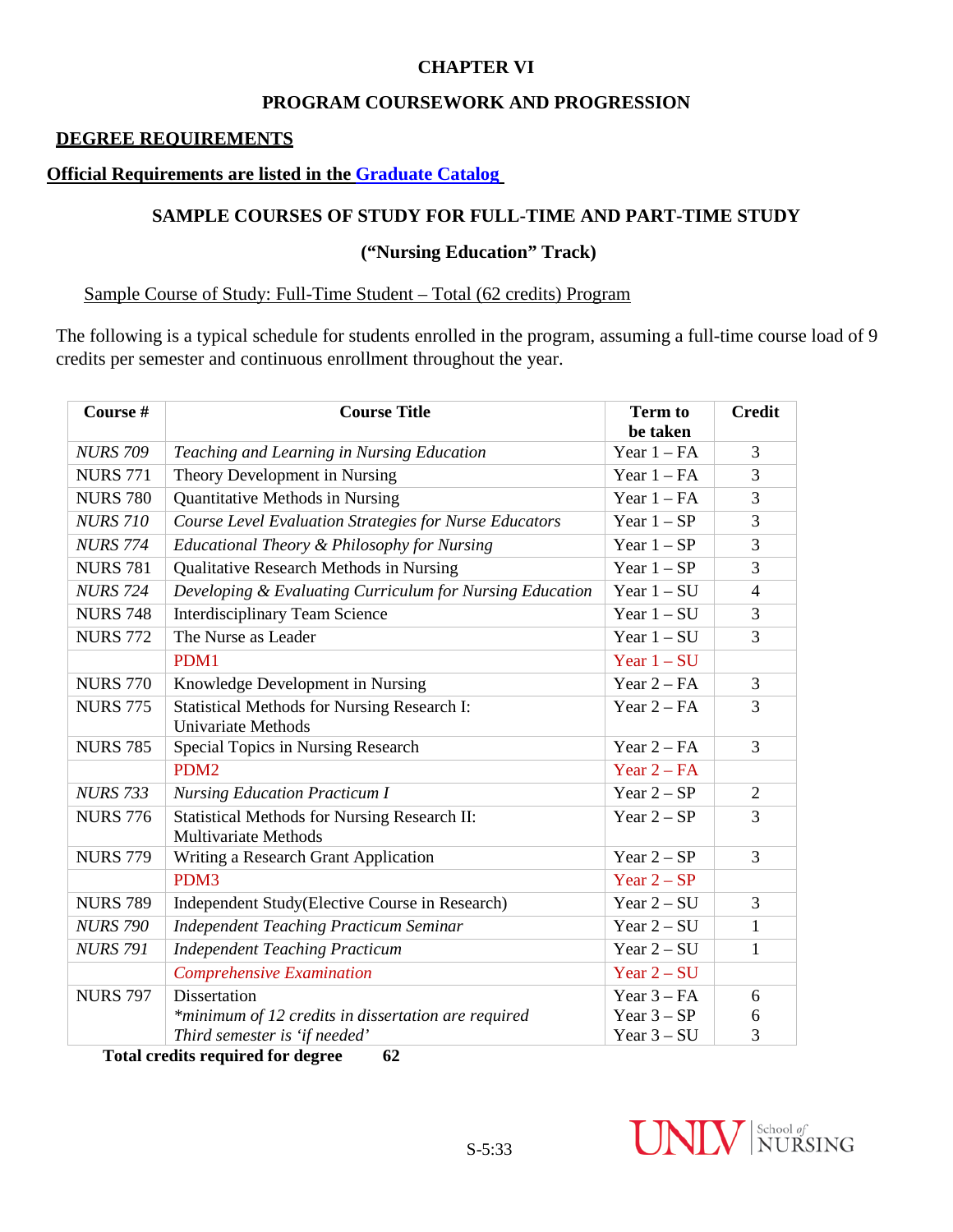# CHAPTER VI

## PROGRAM COURSEWORK AND PROGRESSION

**DEGREE REQUIREMENTS**

**Official Requirements are listed in the Graduate Catalog**

### SAMPLE COURSES OF STUDY FOR FULL-TIME AND PART-TIME STUDY

### (“Nursing Education” Track)

Sample Course of Study: Full-Time Student – Total (62 credits) Program

The following is a typical schedule for students enrolled in the program, assuming a full-time course load of 9 credits per semester and continuous enrollment throughout the year.

| Course # | Course Title | Term to be taken | Credit |
|---|---|---|---|
| *NURS 709* | *Teaching and Learning in Nursing Education* | Year 1 – FA | 3 |
| NURS 771 | Theory Development in Nursing | Year 1 – FA | 3 |
| NURS 780 | Quantitative Methods in Nursing | Year 1 – FA | 3 |
| *NURS 710* | *Course Level Evaluation Strategies for Nurse Educators* | Year 1 – SP | 3 |
| *NURS 774* | *Educational Theory & Philosophy for Nursing* | Year 1 – SP | 3 |
| NURS 781 | Qualitative Research Methods in Nursing | Year 1 – SP | 3 |
| *NURS 724* | *Developing & Evaluating Curriculum for Nursing Education* | Year 1 – SU | 4 |
| NURS 748 | Interdisciplinary Team Science | Year 1 – SU | 3 |
| NURS 772 | The Nurse as Leader | Year 1 – SU | 3 |
| | PDM1 | Year 1 – SU | |
| NURS 770 | Knowledge Development in Nursing | Year 2 – FA | 3 |
| NURS 775 | Statistical Methods for Nursing Research I: Univariate Methods | Year 2 – FA | 3 |
| NURS 785 | Special Topics in Nursing Research | Year 2 – FA | 3 |
| | PDM2 | Year 2 – FA | |
| *NURS 733* | *Nursing Education Practicum I* | Year 2 – SP | 2 |
| NURS 776 | Statistical Methods for Nursing Research II: Multivariate Methods | Year 2 – SP | 3 |
| NURS 779 | Writing a Research Grant Application | Year 2 – SP | 3 |
| | PDM3 | Year 2 – SP | |
| NURS 789 | Independent Study(Elective Course in Research) | Year 2 – SU | 3 |
| *NURS 790* | *Independent Teaching Practicum Seminar* | Year 2 – SU | 1 |
| *NURS 791* | *Independent Teaching Practicum* | Year 2 – SU | 1 |
| | *Comprehensive Examination* | Year 2 – SU | |
| NURS 797 | Dissertation<br>*\*minimum of 12 credits in dissertation are required*<br>*Third semester is ‘if needed’* | Year 3 – FA<br>Year 3 – SP<br>Year 3 – SU | 6<br>6<br>3 |

**Total credits required for degree 62**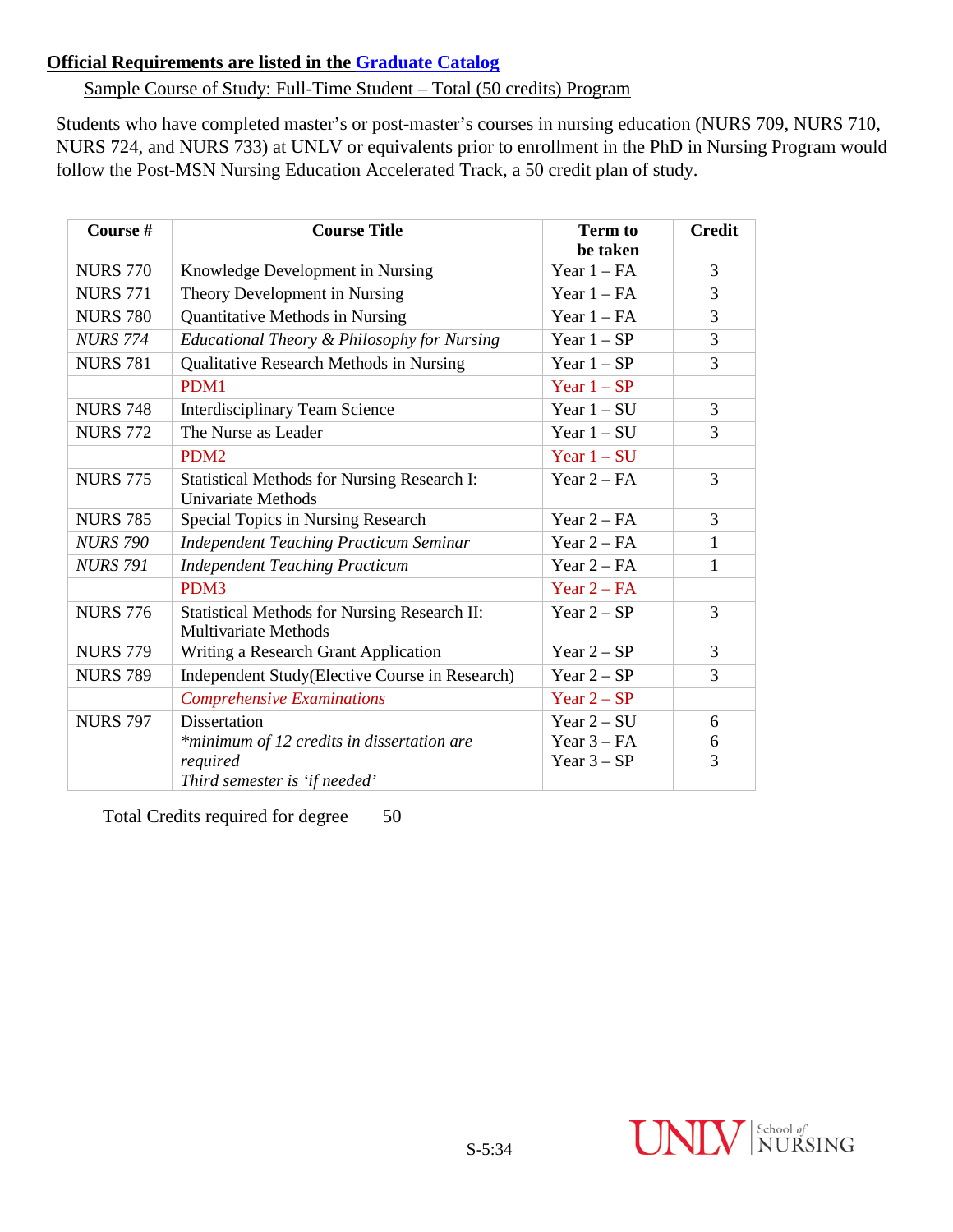**Official Requirements are listed in the Graduate Catalog**

Sample Course of Study: Full-Time Student – Total (50 credits) Program

Students who have completed master's or post-master's courses in nursing education (NURS 709, NURS 710, NURS 724, and NURS 733) at UNLV or equivalents prior to enrollment in the PhD in Nursing Program would follow the Post-MSN Nursing Education Accelerated Track, a 50 credit plan of study.

| Course # | Course Title | Term to be taken | Credit |
|---|---|---|---|
| NURS 770 | Knowledge Development in Nursing | Year 1 – FA | 3 |
| NURS 771 | Theory Development in Nursing | Year 1 – FA | 3 |
| NURS 780 | Quantitative Methods in Nursing | Year 1 – FA | 3 |
| *NURS 774* | *Educational Theory & Philosophy for Nursing* | Year 1 – SP | 3 |
| NURS 781 | Qualitative Research Methods in Nursing | Year 1 – SP | 3 |
| | PDM1 | Year 1 – SP | |
| NURS 748 | Interdisciplinary Team Science | Year 1 – SU | 3 |
| NURS 772 | The Nurse as Leader | Year 1 – SU | 3 |
| | PDM2 | Year 1 – SU | |
| NURS 775 | Statistical Methods for Nursing Research I: Univariate Methods | Year 2 – FA | 3 |
| NURS 785 | Special Topics in Nursing Research | Year 2 – FA | 3 |
| *NURS 790* | *Independent Teaching Practicum Seminar* | Year 2 – FA | 1 |
| *NURS 791* | *Independent Teaching Practicum* | Year 2 – FA | 1 |
| | PDM3 | Year 2 – FA | |
| NURS 776 | Statistical Methods for Nursing Research II: Multivariate Methods | Year 2 – SP | 3 |
| NURS 779 | Writing a Research Grant Application | Year 2 – SP | 3 |
| NURS 789 | Independent Study(Elective Course in Research) | Year 2 – SP | 3 |
| | *Comprehensive Examinations* | Year 2 – SP | |
| NURS 797 | Dissertation<br>*\*minimum of 12 credits in dissertation are required*<br>*Third semester is 'if needed'* | Year 2 – SU<br>Year 3 – FA<br>Year 3 – SP | 6<br>6<br>3 |

Total Credits required for degree 50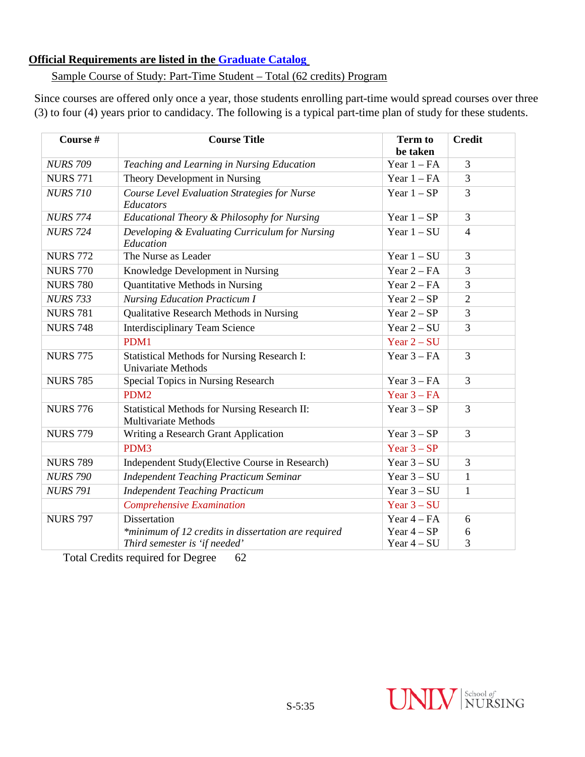**Official Requirements are listed in the Graduate Catalog**

Sample Course of Study: Part-Time Student – Total (62 credits) Program

Since courses are offered only once a year, those students enrolling part-time would spread courses over three (3) to four (4) years prior to candidacy. The following is a typical part-time plan of study for these students.

| Course # | Course Title | Term to be taken | Credit |
|---|---|---|---|
| *NURS 709* | *Teaching and Learning in Nursing Education* | Year 1 – FA | 3 |
| NURS 771 | Theory Development in Nursing | Year 1 – FA | 3 |
| *NURS 710* | *Course Level Evaluation Strategies for Nurse Educators* | Year 1 – SP | 3 |
| *NURS 774* | *Educational Theory & Philosophy for Nursing* | Year 1 – SP | 3 |
| *NURS 724* | *Developing & Evaluating Curriculum for Nursing Education* | Year 1 – SU | 4 |
| NURS 772 | The Nurse as Leader | Year 1 – SU | 3 |
| NURS 770 | Knowledge Development in Nursing | Year 2 – FA | 3 |
| NURS 780 | Quantitative Methods in Nursing | Year 2 – FA | 3 |
| *NURS 733* | *Nursing Education Practicum I* | Year 2 – SP | 2 |
| NURS 781 | Qualitative Research Methods in Nursing | Year 2 – SP | 3 |
| NURS 748 | Interdisciplinary Team Science | Year 2 – SU | 3 |
| | PDM1 | Year 2 – SU | |
| NURS 775 | Statistical Methods for Nursing Research I: Univariate Methods | Year 3 – FA | 3 |
| NURS 785 | Special Topics in Nursing Research | Year 3 – FA | 3 |
| | PDM2 | Year 3 – FA | |
| NURS 776 | Statistical Methods for Nursing Research II: Multivariate Methods | Year 3 – SP | 3 |
| NURS 779 | Writing a Research Grant Application | Year 3 – SP | 3 |
| | PDM3 | Year 3 – SP | |
| NURS 789 | Independent Study(Elective Course in Research) | Year 3 – SU | 3 |
| *NURS 790* | *Independent Teaching Practicum Seminar* | Year 3 – SU | 1 |
| *NURS 791* | *Independent Teaching Practicum* | Year 3 – SU | 1 |
| | *Comprehensive Examination* | Year 3 – SU | |
| NURS 797 | Dissertation<br>*\*minimum of 12 credits in dissertation are required*<br>*Third semester is 'if needed'* | Year 4 – FA<br>Year 4 – SP<br>Year 4 – SU | 6<br>6<br>3 |

Total Credits required for Degree 62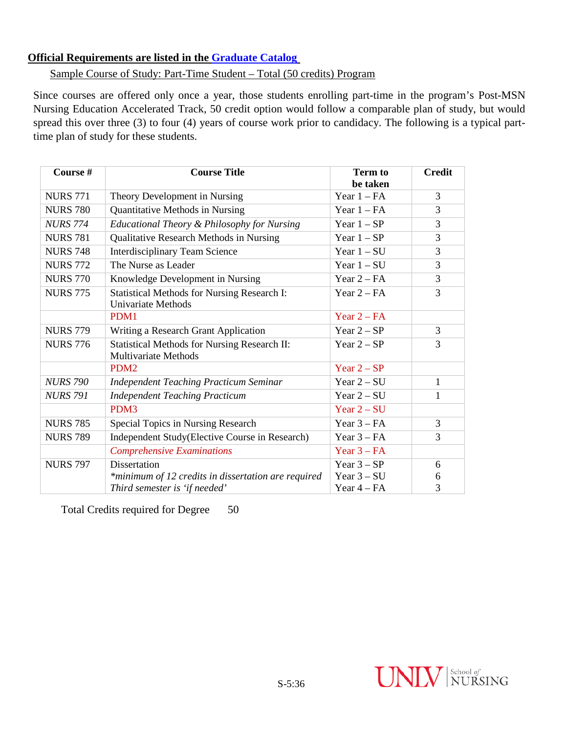**Official Requirements are listed in the Graduate Catalog**

Sample Course of Study: Part-Time Student – Total (50 credits) Program

Since courses are offered only once a year, those students enrolling part-time in the program's Post-MSN Nursing Education Accelerated Track, 50 credit option would follow a comparable plan of study, but would spread this over three (3) to four (4) years of course work prior to candidacy. The following is a typical part-time plan of study for these students.

| Course # | Course Title | Term to be taken | Credit |
|---|---|---|---|
| NURS 771 | Theory Development in Nursing | Year 1 – FA | 3 |
| NURS 780 | Quantitative Methods in Nursing | Year 1 – FA | 3 |
| *NURS 774* | *Educational Theory & Philosophy for Nursing* | Year 1 – SP | 3 |
| NURS 781 | Qualitative Research Methods in Nursing | Year 1 – SP | 3 |
| NURS 748 | Interdisciplinary Team Science | Year 1 – SU | 3 |
| NURS 772 | The Nurse as Leader | Year 1 – SU | 3 |
| NURS 770 | Knowledge Development in Nursing | Year 2 – FA | 3 |
| NURS 775 | Statistical Methods for Nursing Research I: Univariate Methods | Year 2 – FA | 3 |
| | PDM1 | Year 2 – FA | |
| NURS 779 | Writing a Research Grant Application | Year 2 – SP | 3 |
| NURS 776 | Statistical Methods for Nursing Research II: Multivariate Methods | Year 2 – SP | 3 |
| | PDM2 | Year 2 – SP | |
| *NURS 790* | *Independent Teaching Practicum Seminar* | Year 2 – SU | 1 |
| *NURS 791* | *Independent Teaching Practicum* | Year 2 – SU | 1 |
| | PDM3 | Year 2 – SU | |
| NURS 785 | Special Topics in Nursing Research | Year 3 – FA | 3 |
| NURS 789 | Independent Study(Elective Course in Research) | Year 3 – FA | 3 |
| | *Comprehensive Examinations* | Year 3 – FA | |
| NURS 797 | Dissertation<br>*\*minimum of 12 credits in dissertation are required*<br>*Third semester is 'if needed'* | Year 3 – SP<br>Year 3 – SU<br>Year 4 – FA | 6<br>6<br>3 |

Total Credits required for Degree 50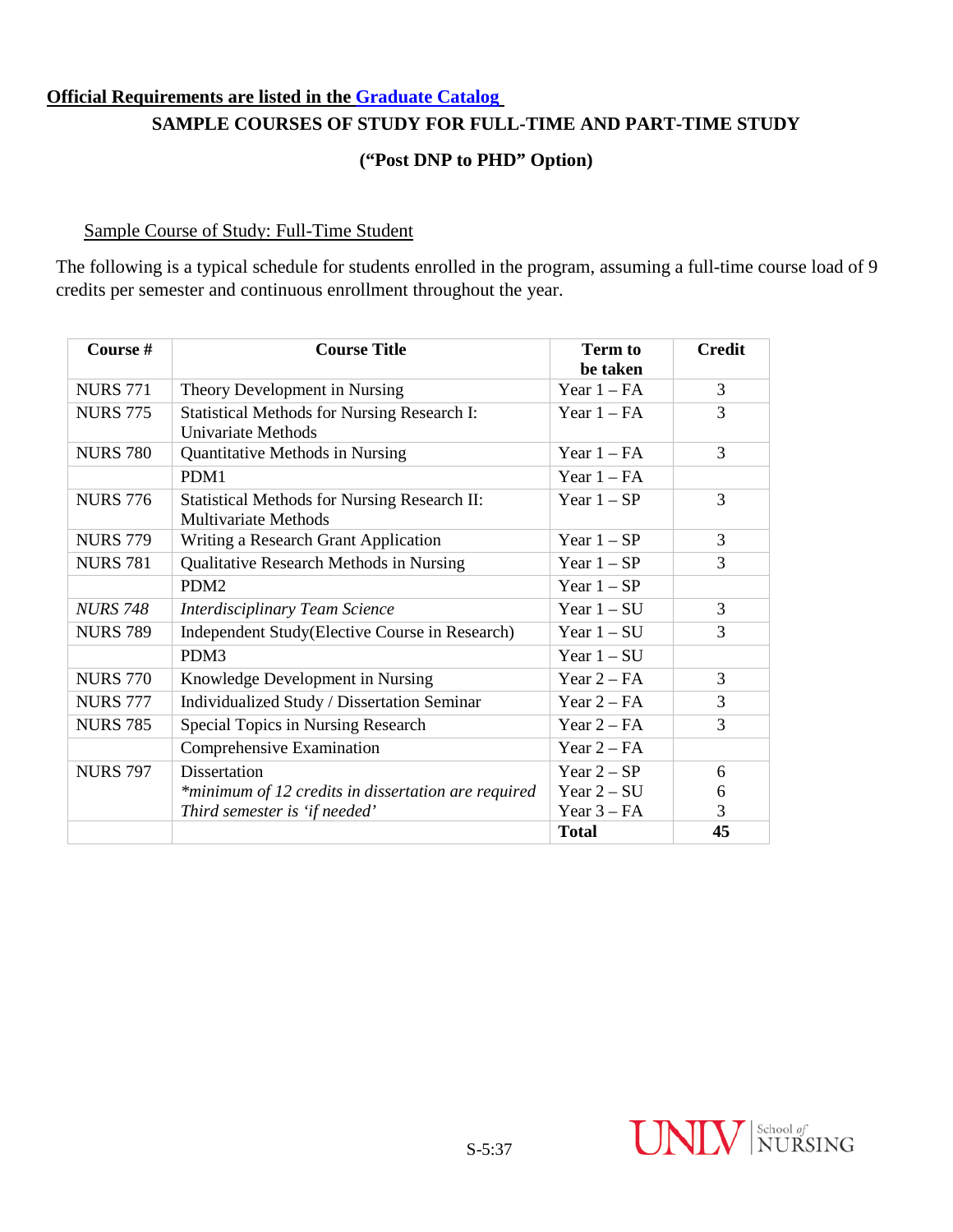**Official Requirements are listed in the Graduate Catalog**

## SAMPLE COURSES OF STUDY FOR FULL-TIME AND PART-TIME STUDY

## ("Post DNP to PHD" Option)

Sample Course of Study: Full-Time Student

The following is a typical schedule for students enrolled in the program, assuming a full-time course load of 9 credits per semester and continuous enrollment throughout the year.

| Course # | Course Title | Term to be taken | Credit |
|---|---|---|---|
| NURS 771 | Theory Development in Nursing | Year 1 – FA | 3 |
| NURS 775 | Statistical Methods for Nursing Research I: Univariate Methods | Year 1 – FA | 3 |
| NURS 780 | Quantitative Methods in Nursing | Year 1 – FA | 3 |
| | PDM1 | Year 1 – FA | |
| NURS 776 | Statistical Methods for Nursing Research II: Multivariate Methods | Year 1 – SP | 3 |
| NURS 779 | Writing a Research Grant Application | Year 1 – SP | 3 |
| NURS 781 | Qualitative Research Methods in Nursing | Year 1 – SP | 3 |
| | PDM2 | Year 1 – SP | |
| *NURS 748* | *Interdisciplinary Team Science* | Year 1 – SU | 3 |
| NURS 789 | Independent Study(Elective Course in Research) | Year 1 – SU | 3 |
| | PDM3 | Year 1 – SU | |
| NURS 770 | Knowledge Development in Nursing | Year 2 – FA | 3 |
| NURS 777 | Individualized Study / Dissertation Seminar | Year 2 – FA | 3 |
| NURS 785 | Special Topics in Nursing Research | Year 2 – FA | 3 |
| | Comprehensive Examination | Year 2 – FA | |
| NURS 797 | Dissertation<br>*\*minimum of 12 credits in dissertation are required Third semester is 'if needed'* | Year 2 – SP<br>Year 2 – SU<br>Year 3 – FA | 6<br>6<br>3 |
| | | **Total** | **45** |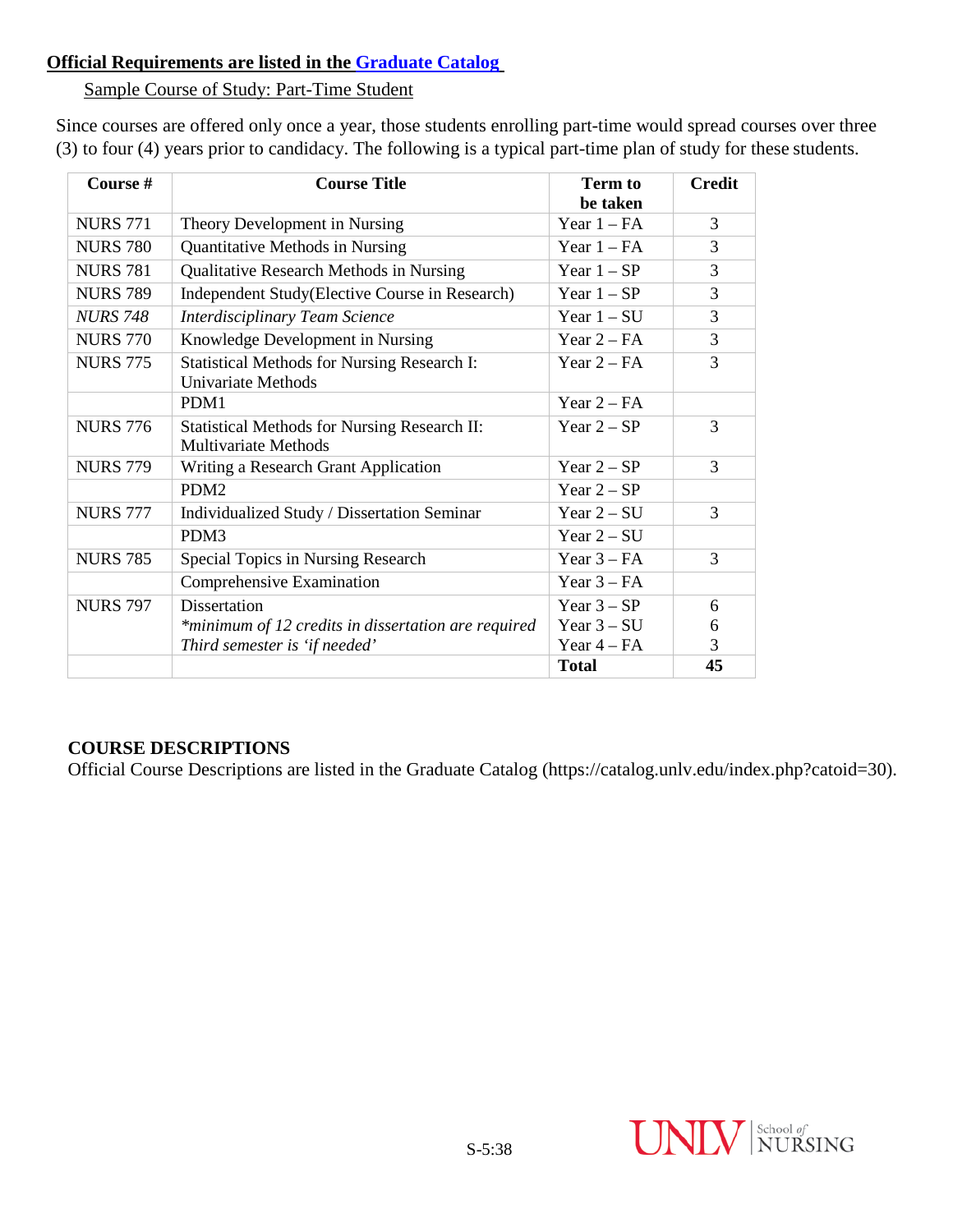**Official Requirements are listed in the Graduate Catalog**

Sample Course of Study: Part-Time Student

Since courses are offered only once a year, those students enrolling part-time would spread courses over three (3) to four (4) years prior to candidacy. The following is a typical part-time plan of study for these students.

| Course # | Course Title | Term to be taken | Credit |
|---|---|---|---|
| NURS 771 | Theory Development in Nursing | Year 1 – FA | 3 |
| NURS 780 | Quantitative Methods in Nursing | Year 1 – FA | 3 |
| NURS 781 | Qualitative Research Methods in Nursing | Year 1 – SP | 3 |
| NURS 789 | Independent Study(Elective Course in Research) | Year 1 – SP | 3 |
| *NURS 748* | *Interdisciplinary Team Science* | Year 1 – SU | 3 |
| NURS 770 | Knowledge Development in Nursing | Year 2 – FA | 3 |
| NURS 775 | Statistical Methods for Nursing Research I: Univariate Methods | Year 2 – FA | 3 |
| | PDM1 | Year 2 – FA | |
| NURS 776 | Statistical Methods for Nursing Research II: Multivariate Methods | Year 2 – SP | 3 |
| NURS 779 | Writing a Research Grant Application | Year 2 – SP | 3 |
| | PDM2 | Year 2 – SP | |
| NURS 777 | Individualized Study / Dissertation Seminar | Year 2 – SU | 3 |
| | PDM3 | Year 2 – SU | |
| NURS 785 | Special Topics in Nursing Research | Year 3 – FA | 3 |
| | Comprehensive Examination | Year 3 – FA | |
| NURS 797 | Dissertation<br>*\*minimum of 12 credits in dissertation are required*<br>*Third semester is 'if needed'* | Year 3 – SP<br>Year 3 – SU<br>Year 4 – FA | 6<br>6<br>3 |
| | | **Total** | **45** |

**COURSE DESCRIPTIONS**

Official Course Descriptions are listed in the Graduate Catalog (https://catalog.unlv.edu/index.php?catoid=30).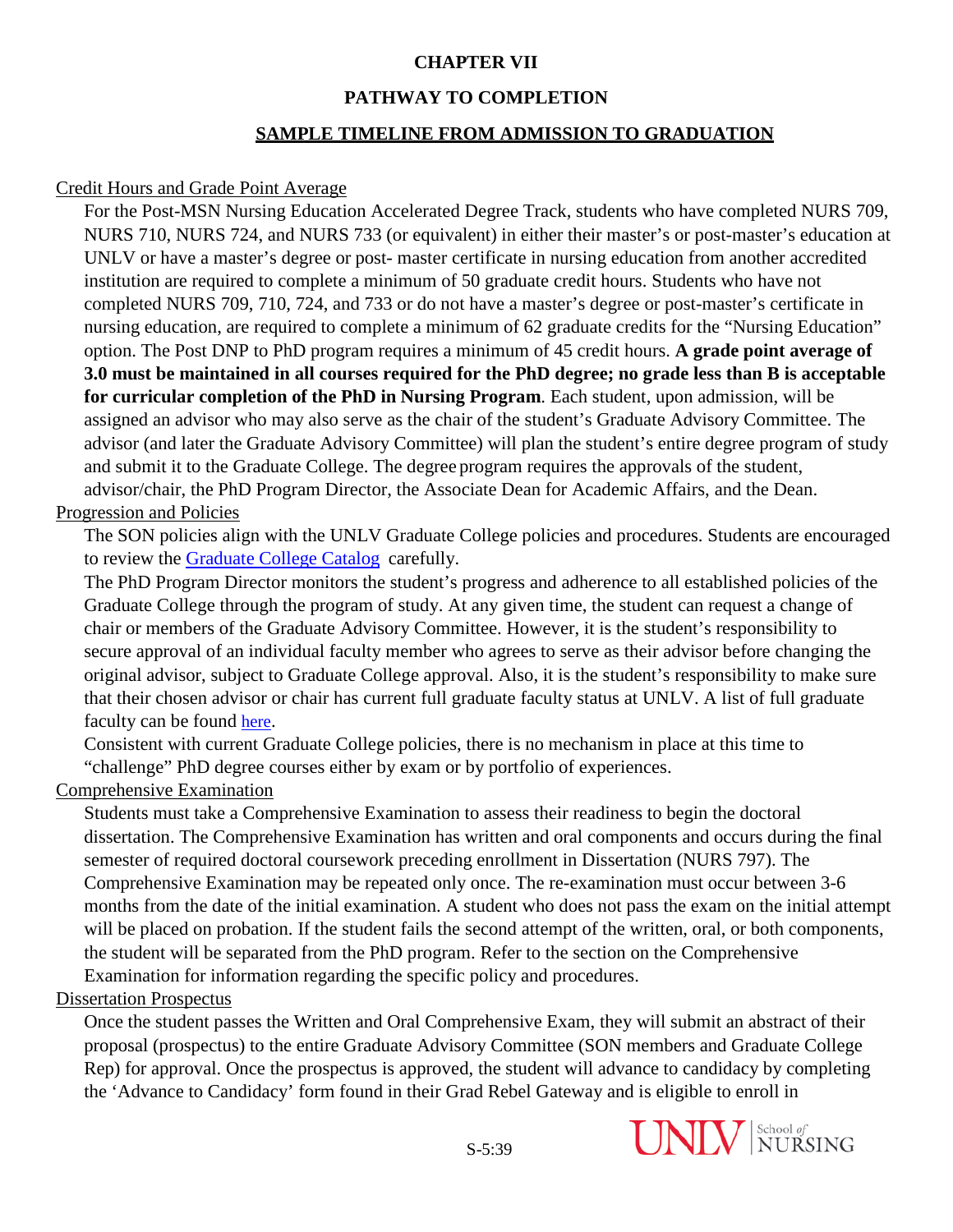# CHAPTER VII

## PATHWAY TO COMPLETION

### SAMPLE TIMELINE FROM ADMISSION TO GRADUATION

Credit Hours and Grade Point Average

For the Post-MSN Nursing Education Accelerated Degree Track, students who have completed NURS 709, NURS 710, NURS 724, and NURS 733 (or equivalent) in either their master's or post-master's education at UNLV or have a master's degree or post- master certificate in nursing education from another accredited institution are required to complete a minimum of 50 graduate credit hours. Students who have not completed NURS 709, 710, 724, and 733 or do not have a master's degree or post-master's certificate in nursing education, are required to complete a minimum of 62 graduate credits for the "Nursing Education" option. The Post DNP to PhD program requires a minimum of 45 credit hours. **A grade point average of 3.0 must be maintained in all courses required for the PhD degree; no grade less than B is acceptable for curricular completion of the PhD in Nursing Program**. Each student, upon admission, will be assigned an advisor who may also serve as the chair of the student's Graduate Advisory Committee. The advisor (and later the Graduate Advisory Committee) will plan the student's entire degree program of study and submit it to the Graduate College. The degree program requires the approvals of the student, advisor/chair, the PhD Program Director, the Associate Dean for Academic Affairs, and the Dean.

Progression and Policies

The SON policies align with the UNLV Graduate College policies and procedures. Students are encouraged to review the Graduate College Catalog carefully.

The PhD Program Director monitors the student's progress and adherence to all established policies of the Graduate College through the program of study. At any given time, the student can request a change of chair or members of the Graduate Advisory Committee. However, it is the student's responsibility to secure approval of an individual faculty member who agrees to serve as their advisor before changing the original advisor, subject to Graduate College approval. Also, it is the student's responsibility to make sure that their chosen advisor or chair has current full graduate faculty status at UNLV. A list of full graduate faculty can be found here.

Consistent with current Graduate College policies, there is no mechanism in place at this time to "challenge" PhD degree courses either by exam or by portfolio of experiences.

Comprehensive Examination

Students must take a Comprehensive Examination to assess their readiness to begin the doctoral dissertation. The Comprehensive Examination has written and oral components and occurs during the final semester of required doctoral coursework preceding enrollment in Dissertation (NURS 797). The Comprehensive Examination may be repeated only once. The re-examination must occur between 3-6 months from the date of the initial examination. A student who does not pass the exam on the initial attempt will be placed on probation. If the student fails the second attempt of the written, oral, or both components, the student will be separated from the PhD program. Refer to the section on the Comprehensive Examination for information regarding the specific policy and procedures.

Dissertation Prospectus

Once the student passes the Written and Oral Comprehensive Exam, they will submit an abstract of their proposal (prospectus) to the entire Graduate Advisory Committee (SON members and Graduate College Rep) for approval. Once the prospectus is approved, the student will advance to candidacy by completing the 'Advance to Candidacy' form found in their Grad Rebel Gateway and is eligible to enroll in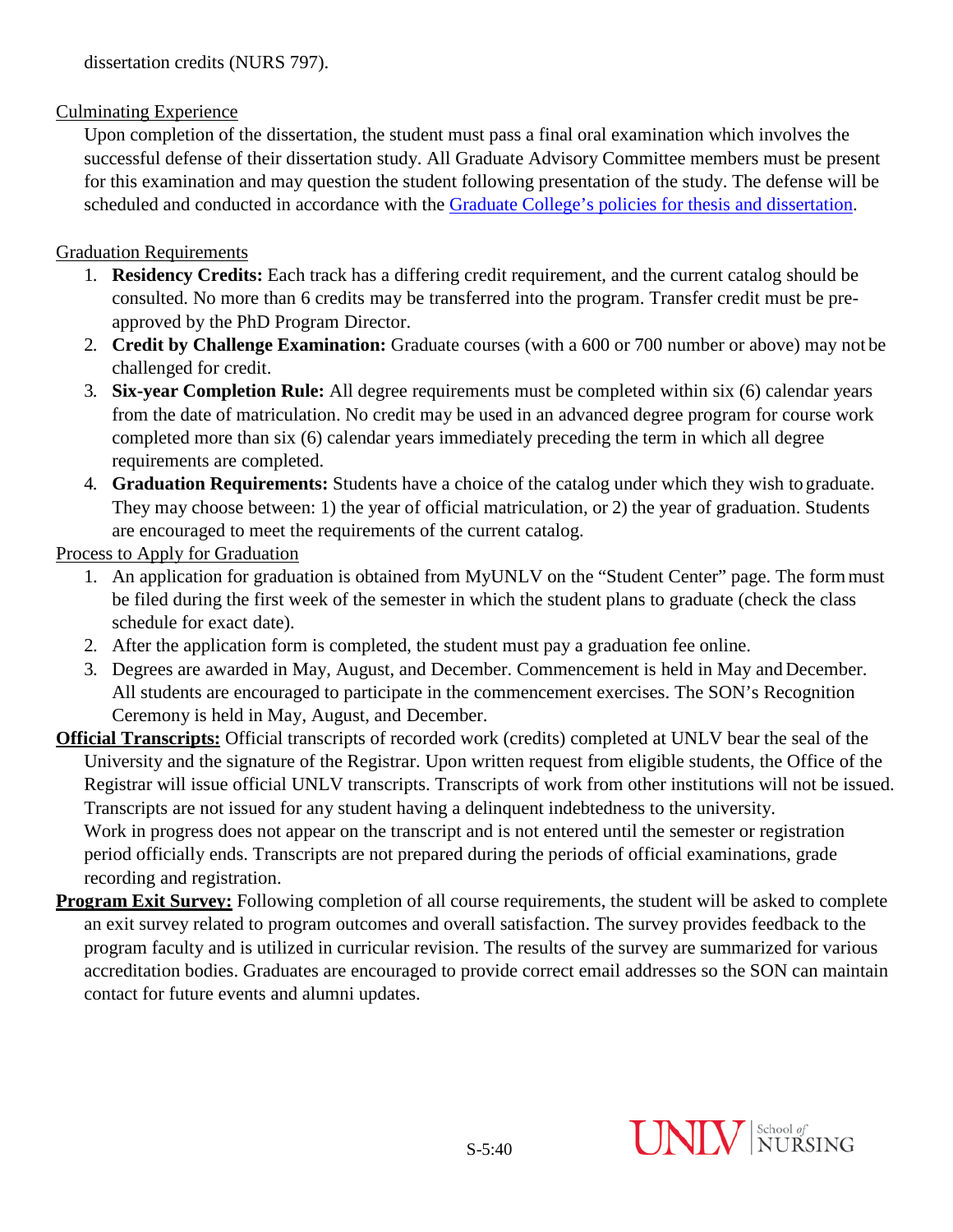dissertation credits (NURS 797).

Culminating Experience

Upon completion of the dissertation, the student must pass a final oral examination which involves the successful defense of their dissertation study. All Graduate Advisory Committee members must be present for this examination and may question the student following presentation of the study. The defense will be scheduled and conducted in accordance with the [Graduate College's policies for thesis and dissertation](#).

Graduation Requirements

1. **Residency Credits:** Each track has a differing credit requirement, and the current catalog should be consulted. No more than 6 credits may be transferred into the program. Transfer credit must be pre-approved by the PhD Program Director.
2. **Credit by Challenge Examination:** Graduate courses (with a 600 or 700 number or above) may not be challenged for credit.
3. **Six-year Completion Rule:** All degree requirements must be completed within six (6) calendar years from the date of matriculation. No credit may be used in an advanced degree program for course work completed more than six (6) calendar years immediately preceding the term in which all degree requirements are completed.
4. **Graduation Requirements:** Students have a choice of the catalog under which they wish to graduate. They may choose between: 1) the year of official matriculation, or 2) the year of graduation. Students are encouraged to meet the requirements of the current catalog.

Process to Apply for Graduation

1. An application for graduation is obtained from MyUNLV on the "Student Center" page. The form must be filed during the first week of the semester in which the student plans to graduate (check the class schedule for exact date).
2. After the application form is completed, the student must pay a graduation fee online.
3. Degrees are awarded in May, August, and December. Commencement is held in May and December. All students are encouraged to participate in the commencement exercises. The SON's Recognition Ceremony is held in May, August, and December.

**Official Transcripts:** Official transcripts of recorded work (credits) completed at UNLV bear the seal of the University and the signature of the Registrar. Upon written request from eligible students, the Office of the Registrar will issue official UNLV transcripts. Transcripts of work from other institutions will not be issued. Transcripts are not issued for any student having a delinquent indebtedness to the university. Work in progress does not appear on the transcript and is not entered until the semester or registration period officially ends. Transcripts are not prepared during the periods of official examinations, grade recording and registration.

**Program Exit Survey:** Following completion of all course requirements, the student will be asked to complete an exit survey related to program outcomes and overall satisfaction. The survey provides feedback to the program faculty and is utilized in curricular revision. The results of the survey are summarized for various accreditation bodies. Graduates are encouraged to provide correct email addresses so the SON can maintain contact for future events and alumni updates.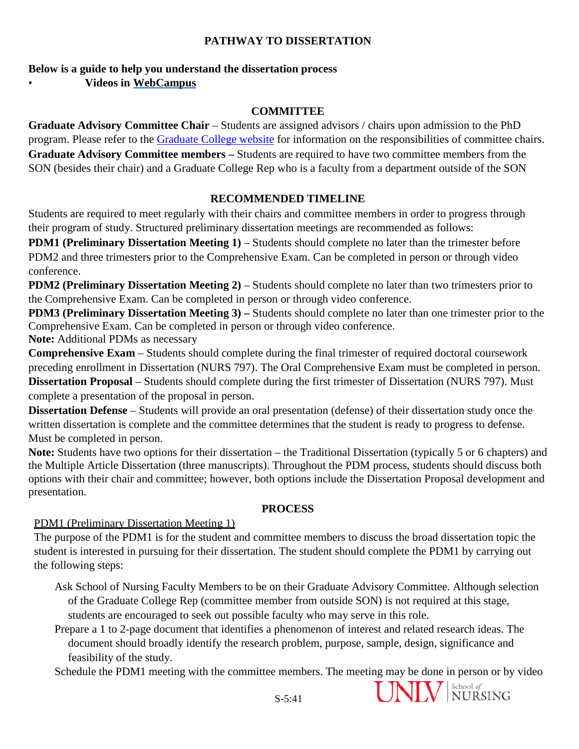# PATHWAY TO DISSERTATION

**Below is a guide to help you understand the dissertation process**

- **Videos in WebCampus**

## COMMITTEE

**Graduate Advisory Committee Chair** – Students are assigned advisors / chairs upon admission to the PhD program. Please refer to the Graduate College website for information on the responsibilities of committee chairs.

**Graduate Advisory Committee members –** Students are required to have two committee members from the SON (besides their chair) and a Graduate College Rep who is a faculty from a department outside of the SON

## RECOMMENDED TIMELINE

Students are required to meet regularly with their chairs and committee members in order to progress through their program of study. Structured preliminary dissertation meetings are recommended as follows:

**PDM1 (Preliminary Dissertation Meeting 1)** – Students should complete no later than the trimester before PDM2 and three trimesters prior to the Comprehensive Exam. Can be completed in person or through video conference.

**PDM2 (Preliminary Dissertation Meeting 2)** – Students should complete no later than two trimesters prior to the Comprehensive Exam. Can be completed in person or through video conference.

**PDM3 (Preliminary Dissertation Meeting 3) –** Students should complete no later than one trimester prior to the Comprehensive Exam. Can be completed in person or through video conference.

**Note:** Additional PDMs as necessary

**Comprehensive Exam** – Students should complete during the final trimester of required doctoral coursework preceding enrollment in Dissertation (NURS 797). The Oral Comprehensive Exam must be completed in person.

**Dissertation Proposal** – Students should complete during the first trimester of Dissertation (NURS 797). Must complete a presentation of the proposal in person.

**Dissertation Defense** – Students will provide an oral presentation (defense) of their dissertation study once the written dissertation is complete and the committee determines that the student is ready to progress to defense. Must be completed in person.

**Note:** Students have two options for their dissertation – the Traditional Dissertation (typically 5 or 6 chapters) and the Multiple Article Dissertation (three manuscripts). Throughout the PDM process, students should discuss both options with their chair and committee; however, both options include the Dissertation Proposal development and presentation.

## PROCESS

PDM1 (Preliminary Dissertation Meeting 1)

The purpose of the PDM1 is for the student and committee members to discuss the broad dissertation topic the student is interested in pursuing for their dissertation. The student should complete the PDM1 by carrying out the following steps:

- Ask School of Nursing Faculty Members to be on their Graduate Advisory Committee. Although selection of the Graduate College Rep (committee member from outside SON) is not required at this stage, students are encouraged to seek out possible faculty who may serve in this role.
- Prepare a 1 to 2-page document that identifies a phenomenon of interest and related research ideas. The document should broadly identify the research problem, purpose, sample, design, significance and feasibility of the study.
- Schedule the PDM1 meeting with the committee members. The meeting may be done in person or by video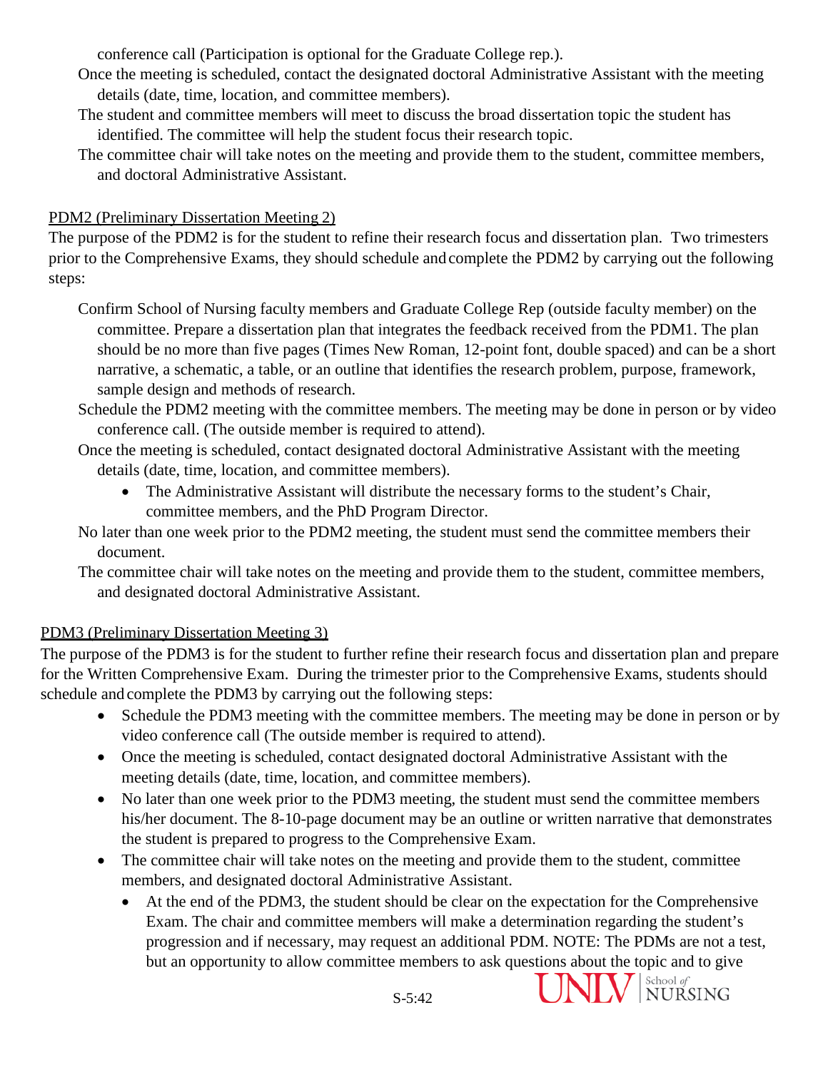conference call (Participation is optional for the Graduate College rep.).

- Once the meeting is scheduled, contact the designated doctoral Administrative Assistant with the meeting details (date, time, location, and committee members).
- The student and committee members will meet to discuss the broad dissertation topic the student has identified. The committee will help the student focus their research topic.
- The committee chair will take notes on the meeting and provide them to the student, committee members, and doctoral Administrative Assistant.

<u>PDM2 (Preliminary Dissertation Meeting 2)</u>

The purpose of the PDM2 is for the student to refine their research focus and dissertation plan. Two trimesters prior to the Comprehensive Exams, they should schedule and complete the PDM2 by carrying out the following steps:

- Confirm School of Nursing faculty members and Graduate College Rep (outside faculty member) on the committee. Prepare a dissertation plan that integrates the feedback received from the PDM1. The plan should be no more than five pages (Times New Roman, 12-point font, double spaced) and can be a short narrative, a schematic, a table, or an outline that identifies the research problem, purpose, framework, sample design and methods of research.
- Schedule the PDM2 meeting with the committee members. The meeting may be done in person or by video conference call. (The outside member is required to attend).
- Once the meeting is scheduled, contact designated doctoral Administrative Assistant with the meeting details (date, time, location, and committee members).
  - The Administrative Assistant will distribute the necessary forms to the student's Chair, committee members, and the PhD Program Director.
- No later than one week prior to the PDM2 meeting, the student must send the committee members their document.
- The committee chair will take notes on the meeting and provide them to the student, committee members, and designated doctoral Administrative Assistant.

<u>PDM3 (Preliminary Dissertation Meeting 3)</u>

The purpose of the PDM3 is for the student to further refine their research focus and dissertation plan and prepare for the Written Comprehensive Exam. During the trimester prior to the Comprehensive Exams, students should schedule and complete the PDM3 by carrying out the following steps:

- Schedule the PDM3 meeting with the committee members. The meeting may be done in person or by video conference call (The outside member is required to attend).
- Once the meeting is scheduled, contact designated doctoral Administrative Assistant with the meeting details (date, time, location, and committee members).
- No later than one week prior to the PDM3 meeting, the student must send the committee members his/her document. The 8-10-page document may be an outline or written narrative that demonstrates the student is prepared to progress to the Comprehensive Exam.
- The committee chair will take notes on the meeting and provide them to the student, committee members, and designated doctoral Administrative Assistant.
  - At the end of the PDM3, the student should be clear on the expectation for the Comprehensive Exam. The chair and committee members will make a determination regarding the student's progression and if necessary, may request an additional PDM. NOTE: The PDMs are not a test, but an opportunity to allow committee members to ask questions about the topic and to give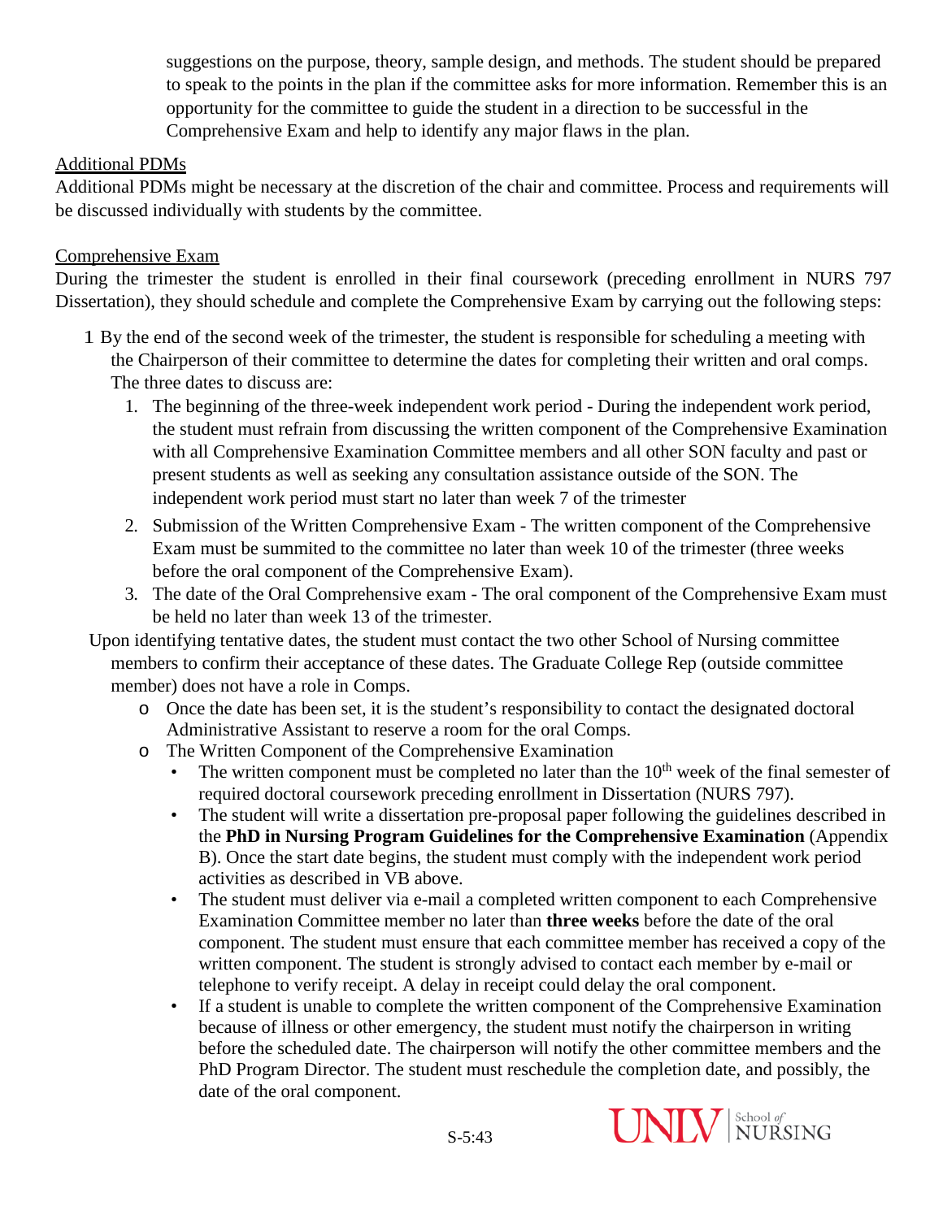suggestions on the purpose, theory, sample design, and methods. The student should be prepared to speak to the points in the plan if the committee asks for more information. Remember this is an opportunity for the committee to guide the student in a direction to be successful in the Comprehensive Exam and help to identify any major flaws in the plan.

Additional PDMs

Additional PDMs might be necessary at the discretion of the chair and committee. Process and requirements will be discussed individually with students by the committee.

Comprehensive Exam

During the trimester the student is enrolled in their final coursework (preceding enrollment in NURS 797 Dissertation), they should schedule and complete the Comprehensive Exam by carrying out the following steps:

1 By the end of the second week of the trimester, the student is responsible for scheduling a meeting with the Chairperson of their committee to determine the dates for completing their written and oral comps. The three dates to discuss are:

1. The beginning of the three-week independent work period - During the independent work period, the student must refrain from discussing the written component of the Comprehensive Examination with all Comprehensive Examination Committee members and all other SON faculty and past or present students as well as seeking any consultation assistance outside of the SON. The independent work period must start no later than week 7 of the trimester
2. Submission of the Written Comprehensive Exam - The written component of the Comprehensive Exam must be summited to the committee no later than week 10 of the trimester (three weeks before the oral component of the Comprehensive Exam).
3. The date of the Oral Comprehensive exam - The oral component of the Comprehensive Exam must be held no later than week 13 of the trimester.

Upon identifying tentative dates, the student must contact the two other School of Nursing committee members to confirm their acceptance of these dates. The Graduate College Rep (outside committee member) does not have a role in Comps.

- Once the date has been set, it is the student's responsibility to contact the designated doctoral Administrative Assistant to reserve a room for the oral Comps.
- The Written Component of the Comprehensive Examination
  - The written component must be completed no later than the 10th week of the final semester of required doctoral coursework preceding enrollment in Dissertation (NURS 797).
  - The student will write a dissertation pre-proposal paper following the guidelines described in the **PhD in Nursing Program Guidelines for the Comprehensive Examination** (Appendix B). Once the start date begins, the student must comply with the independent work period activities as described in VB above.
  - The student must deliver via e-mail a completed written component to each Comprehensive Examination Committee member no later than **three weeks** before the date of the oral component. The student must ensure that each committee member has received a copy of the written component. The student is strongly advised to contact each member by e-mail or telephone to verify receipt. A delay in receipt could delay the oral component.
  - If a student is unable to complete the written component of the Comprehensive Examination because of illness or other emergency, the student must notify the chairperson in writing before the scheduled date. The chairperson will notify the other committee members and the PhD Program Director. The student must reschedule the completion date, and possibly, the date of the oral component.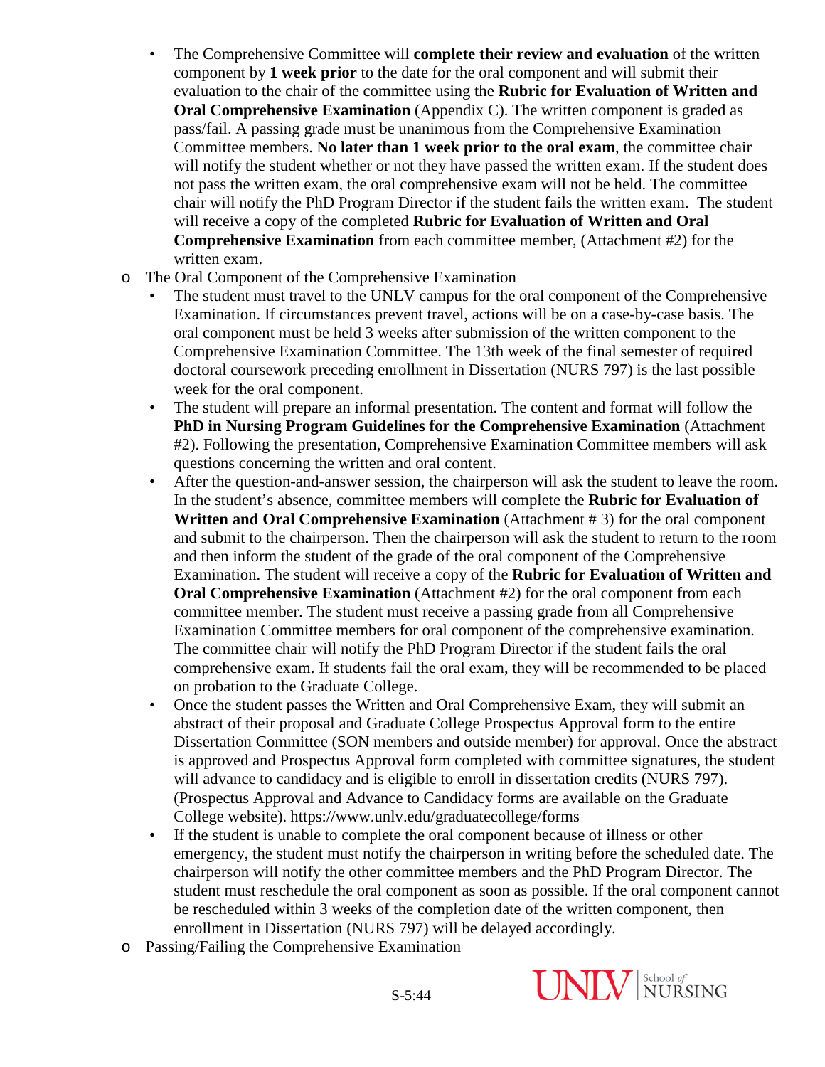- The Comprehensive Committee will **complete their review and evaluation** of the written component by **1 week prior** to the date for the oral component and will submit their evaluation to the chair of the committee using the **Rubric for Evaluation of Written and Oral Comprehensive Examination** (Appendix C). The written component is graded as pass/fail. A passing grade must be unanimous from the Comprehensive Examination Committee members. **No later than 1 week prior to the oral exam**, the committee chair will notify the student whether or not they have passed the written exam. If the student does not pass the written exam, the oral comprehensive exam will not be held. The committee chair will notify the PhD Program Director if the student fails the written exam. The student will receive a copy of the completed **Rubric for Evaluation of Written and Oral Comprehensive Examination** from each committee member, (Attachment #2) for the written exam.

- The Oral Component of the Comprehensive Examination
    - The student must travel to the UNLV campus for the oral component of the Comprehensive Examination. If circumstances prevent travel, actions will be on a case-by-case basis. The oral component must be held 3 weeks after submission of the written component to the Comprehensive Examination Committee. The 13th week of the final semester of required doctoral coursework preceding enrollment in Dissertation (NURS 797) is the last possible week for the oral component.
    - The student will prepare an informal presentation. The content and format will follow the **PhD in Nursing Program Guidelines for the Comprehensive Examination** (Attachment #2). Following the presentation, Comprehensive Examination Committee members will ask questions concerning the written and oral content.
    - After the question-and-answer session, the chairperson will ask the student to leave the room. In the student's absence, committee members will complete the **Rubric for Evaluation of Written and Oral Comprehensive Examination** (Attachment # 3) for the oral component and submit to the chairperson. Then the chairperson will ask the student to return to the room and then inform the student of the grade of the oral component of the Comprehensive Examination. The student will receive a copy of the **Rubric for Evaluation of Written and Oral Comprehensive Examination** (Attachment #2) for the oral component from each committee member. The student must receive a passing grade from all Comprehensive Examination Committee members for oral component of the comprehensive examination. The committee chair will notify the PhD Program Director if the student fails the oral comprehensive exam. If students fail the oral exam, they will be recommended to be placed on probation to the Graduate College.
    - Once the student passes the Written and Oral Comprehensive Exam, they will submit an abstract of their proposal and Graduate College Prospectus Approval form to the entire Dissertation Committee (SON members and outside member) for approval. Once the abstract is approved and Prospectus Approval form completed with committee signatures, the student will advance to candidacy and is eligible to enroll in dissertation credits (NURS 797). (Prospectus Approval and Advance to Candidacy forms are available on the Graduate College website). https://www.unlv.edu/graduatecollege/forms
    - If the student is unable to complete the oral component because of illness or other emergency, the student must notify the chairperson in writing before the scheduled date. The chairperson will notify the other committee members and the PhD Program Director. The student must reschedule the oral component as soon as possible. If the oral component cannot be rescheduled within 3 weeks of the completion date of the written component, then enrollment in Dissertation (NURS 797) will be delayed accordingly.

- Passing/Failing the Comprehensive Examination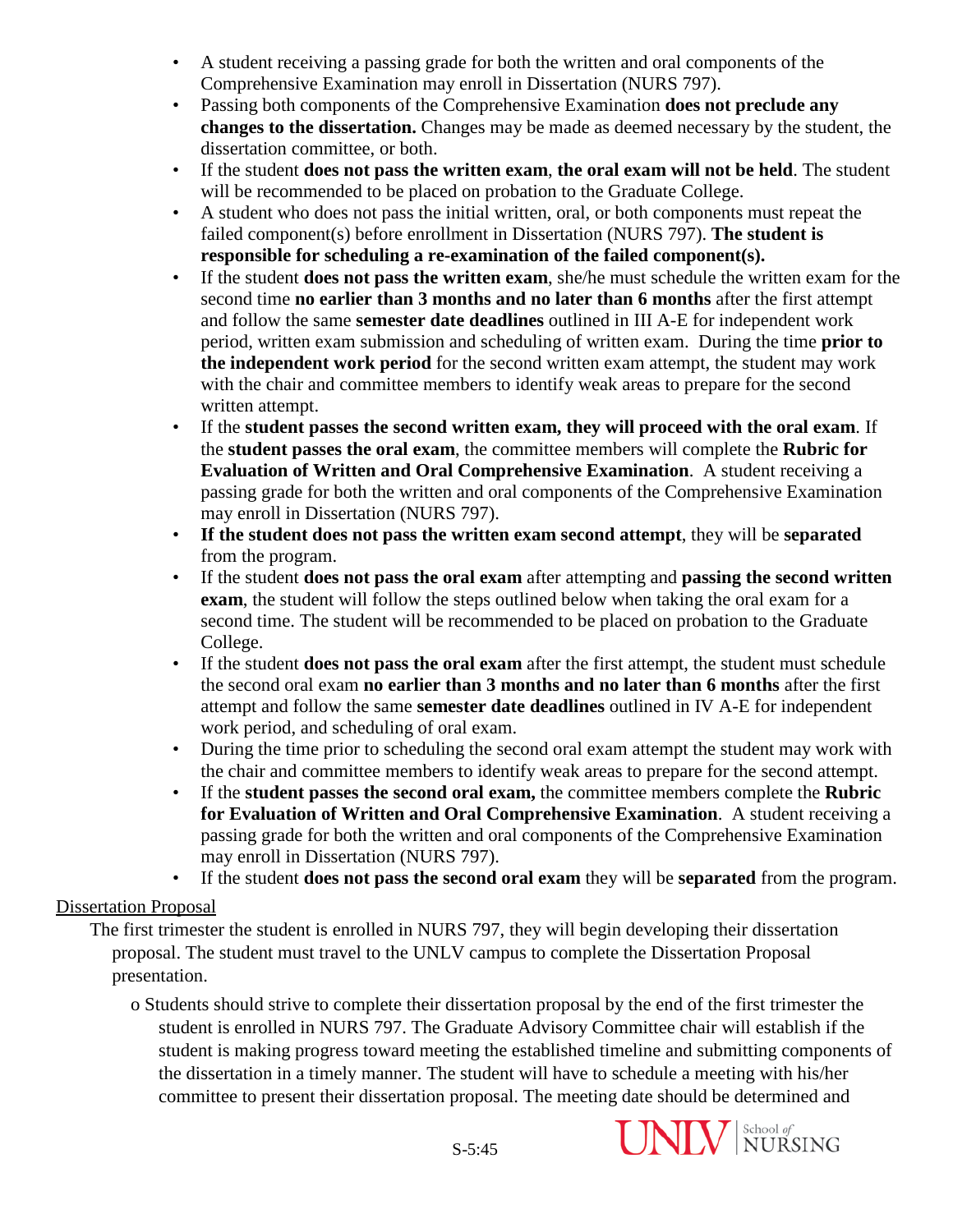- A student receiving a passing grade for both the written and oral components of the Comprehensive Examination may enroll in Dissertation (NURS 797).
- Passing both components of the Comprehensive Examination **does not preclude any changes to the dissertation.** Changes may be made as deemed necessary by the student, the dissertation committee, or both.
- If the student **does not pass the written exam**, **the oral exam will not be held**. The student will be recommended to be placed on probation to the Graduate College.
- A student who does not pass the initial written, oral, or both components must repeat the failed component(s) before enrollment in Dissertation (NURS 797). **The student is responsible for scheduling a re-examination of the failed component(s).**
- If the student **does not pass the written exam**, she/he must schedule the written exam for the second time **no earlier than 3 months and no later than 6 months** after the first attempt and follow the same **semester date deadlines** outlined in III A-E for independent work period, written exam submission and scheduling of written exam. During the time **prior to the independent work period** for the second written exam attempt, the student may work with the chair and committee members to identify weak areas to prepare for the second written attempt.
- If the **student passes the second written exam, they will proceed with the oral exam**. If the **student passes the oral exam**, the committee members will complete the **Rubric for Evaluation of Written and Oral Comprehensive Examination**. A student receiving a passing grade for both the written and oral components of the Comprehensive Examination may enroll in Dissertation (NURS 797).
- **If the student does not pass the written exam second attempt**, they will be **separated** from the program.
- If the student **does not pass the oral exam** after attempting and **passing the second written exam**, the student will follow the steps outlined below when taking the oral exam for a second time. The student will be recommended to be placed on probation to the Graduate College.
- If the student **does not pass the oral exam** after the first attempt, the student must schedule the second oral exam **no earlier than 3 months and no later than 6 months** after the first attempt and follow the same **semester date deadlines** outlined in IV A-E for independent work period, and scheduling of oral exam.
- During the time prior to scheduling the second oral exam attempt the student may work with the chair and committee members to identify weak areas to prepare for the second attempt.
- If the **student passes the second oral exam,** the committee members complete the **Rubric for Evaluation of Written and Oral Comprehensive Examination**. A student receiving a passing grade for both the written and oral components of the Comprehensive Examination may enroll in Dissertation (NURS 797).
- If the student **does not pass the second oral exam** they will be **separated** from the program.

Dissertation Proposal

The first trimester the student is enrolled in NURS 797, they will begin developing their dissertation proposal. The student must travel to the UNLV campus to complete the Dissertation Proposal presentation.

- Students should strive to complete their dissertation proposal by the end of the first trimester the student is enrolled in NURS 797. The Graduate Advisory Committee chair will establish if the student is making progress toward meeting the established timeline and submitting components of the dissertation in a timely manner. The student will have to schedule a meeting with his/her committee to present their dissertation proposal. The meeting date should be determined and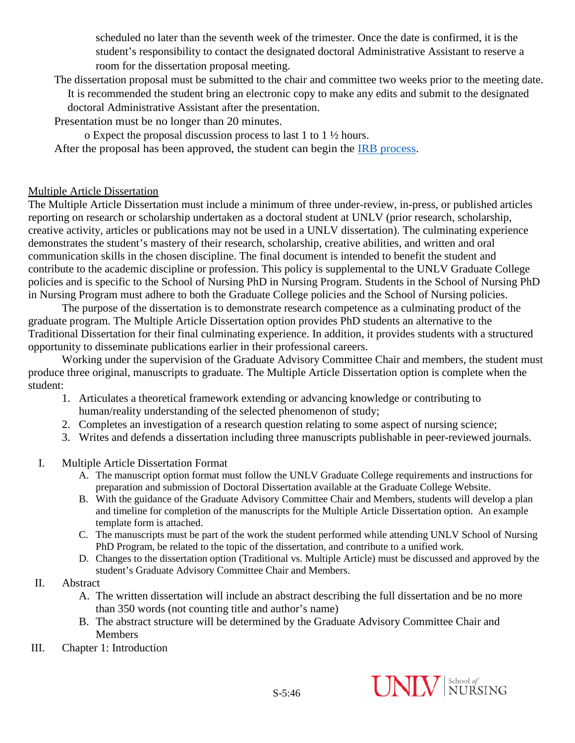scheduled no later than the seventh week of the trimester. Once the date is confirmed, it is the student's responsibility to contact the designated doctoral Administrative Assistant to reserve a room for the dissertation proposal meeting.

The dissertation proposal must be submitted to the chair and committee two weeks prior to the meeting date. It is recommended the student bring an electronic copy to make any edits and submit to the designated doctoral Administrative Assistant after the presentation.

Presentation must be no longer than 20 minutes.

- Expect the proposal discussion process to last 1 to 1 ½ hours.

After the proposal has been approved, the student can begin the IRB process.

## Multiple Article Dissertation

The Multiple Article Dissertation must include a minimum of three under-review, in-press, or published articles reporting on research or scholarship undertaken as a doctoral student at UNLV (prior research, scholarship, creative activity, articles or publications may not be used in a UNLV dissertation). The culminating experience demonstrates the student's mastery of their research, scholarship, creative abilities, and written and oral communication skills in the chosen discipline. The final document is intended to benefit the student and contribute to the academic discipline or profession. This policy is supplemental to the UNLV Graduate College policies and is specific to the School of Nursing PhD in Nursing Program. Students in the School of Nursing PhD in Nursing Program must adhere to both the Graduate College policies and the School of Nursing policies.

The purpose of the dissertation is to demonstrate research competence as a culminating product of the graduate program. The Multiple Article Dissertation option provides PhD students an alternative to the Traditional Dissertation for their final culminating experience. In addition, it provides students with a structured opportunity to disseminate publications earlier in their professional careers.

Working under the supervision of the Graduate Advisory Committee Chair and members, the student must produce three original, manuscripts to graduate. The Multiple Article Dissertation option is complete when the student:

1. Articulates a theoretical framework extending or advancing knowledge or contributing to human/reality understanding of the selected phenomenon of study;
2. Completes an investigation of a research question relating to some aspect of nursing science;
3. Writes and defends a dissertation including three manuscripts publishable in peer-reviewed journals.

I. Multiple Article Dissertation Format
   A. The manuscript option format must follow the UNLV Graduate College requirements and instructions for preparation and submission of Doctoral Dissertation available at the Graduate College Website.
   B. With the guidance of the Graduate Advisory Committee Chair and Members, students will develop a plan and timeline for completion of the manuscripts for the Multiple Article Dissertation option. An example template form is attached.
   C. The manuscripts must be part of the work the student performed while attending UNLV School of Nursing PhD Program, be related to the topic of the dissertation, and contribute to a unified work.
   D. Changes to the dissertation option (Traditional vs. Multiple Article) must be discussed and approved by the student's Graduate Advisory Committee Chair and Members.

II. Abstract
   A. The written dissertation will include an abstract describing the full dissertation and be no more than 350 words (not counting title and author's name)
   B. The abstract structure will be determined by the Graduate Advisory Committee Chair and Members

III. Chapter 1: Introduction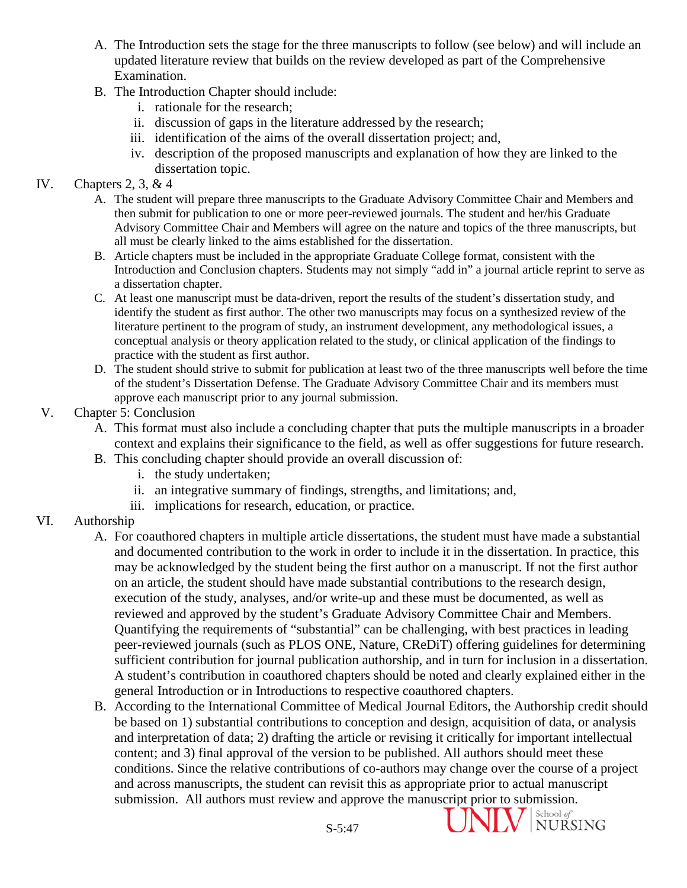A. The Introduction sets the stage for the three manuscripts to follow (see below) and will include an updated literature review that builds on the review developed as part of the Comprehensive Examination.

B. The Introduction Chapter should include:
   i. rationale for the research;
   ii. discussion of gaps in the literature addressed by the research;
   iii. identification of the aims of the overall dissertation project; and,
   iv. description of the proposed manuscripts and explanation of how they are linked to the dissertation topic.

IV. Chapters 2, 3, & 4

A. The student will prepare three manuscripts to the Graduate Advisory Committee Chair and Members and then submit for publication to one or more peer-reviewed journals. The student and her/his Graduate Advisory Committee Chair and Members will agree on the nature and topics of the three manuscripts, but all must be clearly linked to the aims established for the dissertation.

B. Article chapters must be included in the appropriate Graduate College format, consistent with the Introduction and Conclusion chapters. Students may not simply "add in" a journal article reprint to serve as a dissertation chapter.

C. At least one manuscript must be data-driven, report the results of the student's dissertation study, and identify the student as first author. The other two manuscripts may focus on a synthesized review of the literature pertinent to the program of study, an instrument development, any methodological issues, a conceptual analysis or theory application related to the study, or clinical application of the findings to practice with the student as first author.

D. The student should strive to submit for publication at least two of the three manuscripts well before the time of the student's Dissertation Defense. The Graduate Advisory Committee Chair and its members must approve each manuscript prior to any journal submission.

V. Chapter 5: Conclusion

A. This format must also include a concluding chapter that puts the multiple manuscripts in a broader context and explains their significance to the field, as well as offer suggestions for future research.

B. This concluding chapter should provide an overall discussion of:
   i. the study undertaken;
   ii. an integrative summary of findings, strengths, and limitations; and,
   iii. implications for research, education, or practice.

VI. Authorship

A. For coauthored chapters in multiple article dissertations, the student must have made a substantial and documented contribution to the work in order to include it in the dissertation. In practice, this may be acknowledged by the student being the first author on a manuscript. If not the first author on an article, the student should have made substantial contributions to the research design, execution of the study, analyses, and/or write-up and these must be documented, as well as reviewed and approved by the student's Graduate Advisory Committee Chair and Members. Quantifying the requirements of "substantial" can be challenging, with best practices in leading peer-reviewed journals (such as PLOS ONE, Nature, CReDiT) offering guidelines for determining sufficient contribution for journal publication authorship, and in turn for inclusion in a dissertation. A student's contribution in coauthored chapters should be noted and clearly explained either in the general Introduction or in Introductions to respective coauthored chapters.

B. According to the International Committee of Medical Journal Editors, the Authorship credit should be based on 1) substantial contributions to conception and design, acquisition of data, or analysis and interpretation of data; 2) drafting the article or revising it critically for important intellectual content; and 3) final approval of the version to be published. All authors should meet these conditions. Since the relative contributions of co-authors may change over the course of a project and across manuscripts, the student can revisit this as appropriate prior to actual manuscript submission. All authors must review and approve the manuscript prior to submission.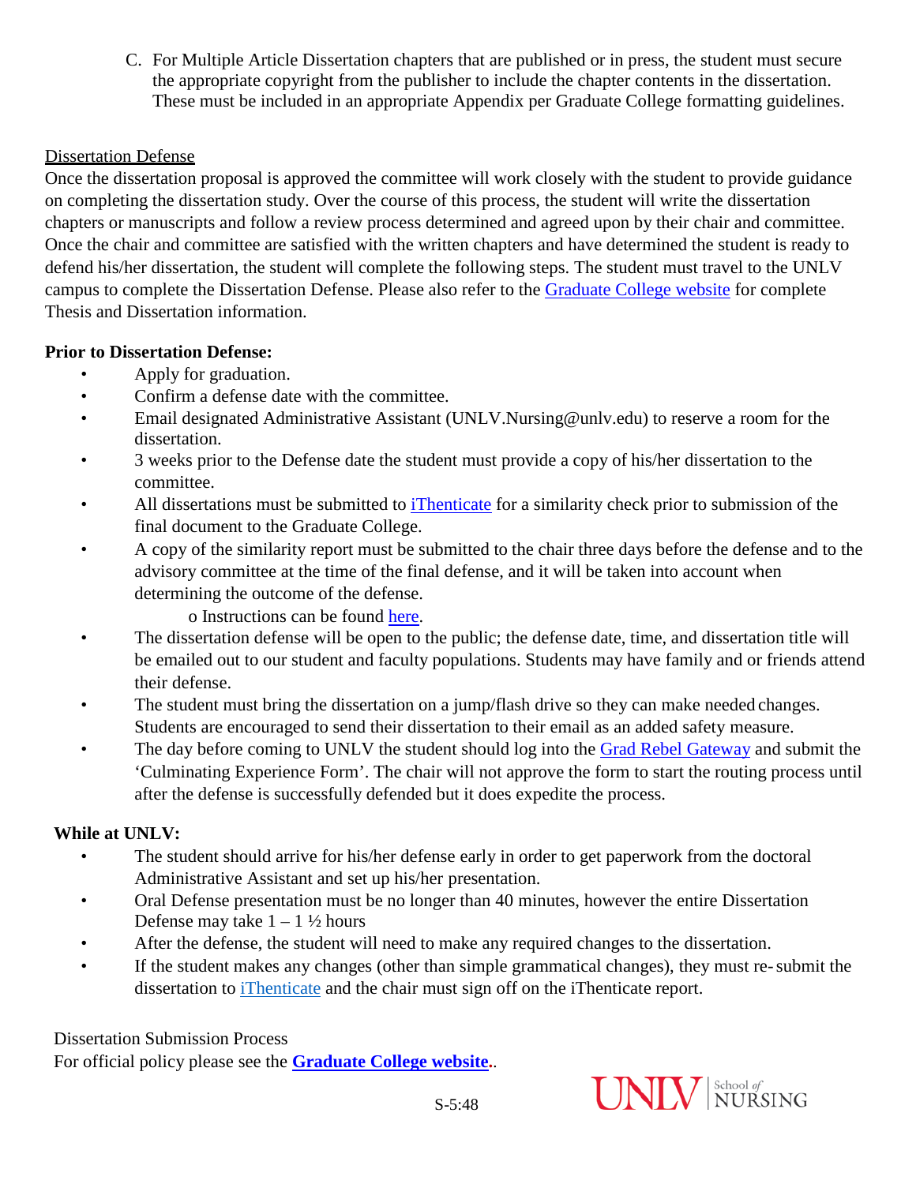C. For Multiple Article Dissertation chapters that are published or in press, the student must secure the appropriate copyright from the publisher to include the chapter contents in the dissertation. These must be included in an appropriate Appendix per Graduate College formatting guidelines.

Dissertation Defense

Once the dissertation proposal is approved the committee will work closely with the student to provide guidance on completing the dissertation study. Over the course of this process, the student will write the dissertation chapters or manuscripts and follow a review process determined and agreed upon by their chair and committee. Once the chair and committee are satisfied with the written chapters and have determined the student is ready to defend his/her dissertation, the student will complete the following steps. The student must travel to the UNLV campus to complete the Dissertation Defense. Please also refer to the Graduate College website for complete Thesis and Dissertation information.

**Prior to Dissertation Defense:**

- Apply for graduation.
- Confirm a defense date with the committee.
- Email designated Administrative Assistant (UNLV.Nursing@unlv.edu) to reserve a room for the dissertation.
- 3 weeks prior to the Defense date the student must provide a copy of his/her dissertation to the committee.
- All dissertations must be submitted to iThenticate for a similarity check prior to submission of the final document to the Graduate College.
- A copy of the similarity report must be submitted to the chair three days before the defense and to the advisory committee at the time of the final defense, and it will be taken into account when determining the outcome of the defense.
  - Instructions can be found here.
- The dissertation defense will be open to the public; the defense date, time, and dissertation title will be emailed out to our student and faculty populations. Students may have family and or friends attend their defense.
- The student must bring the dissertation on a jump/flash drive so they can make needed changes. Students are encouraged to send their dissertation to their email as an added safety measure.
- The day before coming to UNLV the student should log into the Grad Rebel Gateway and submit the 'Culminating Experience Form'. The chair will not approve the form to start the routing process until after the defense is successfully defended but it does expedite the process.

**While at UNLV:**

- The student should arrive for his/her defense early in order to get paperwork from the doctoral Administrative Assistant and set up his/her presentation.
- Oral Defense presentation must be no longer than 40 minutes, however the entire Dissertation Defense may take 1 – 1 ½ hours
- After the defense, the student will need to make any required changes to the dissertation.
- If the student makes any changes (other than simple grammatical changes), they must re-submit the dissertation to iThenticate and the chair must sign off on the iThenticate report.

Dissertation Submission Process

For official policy please see the **Graduate College website**..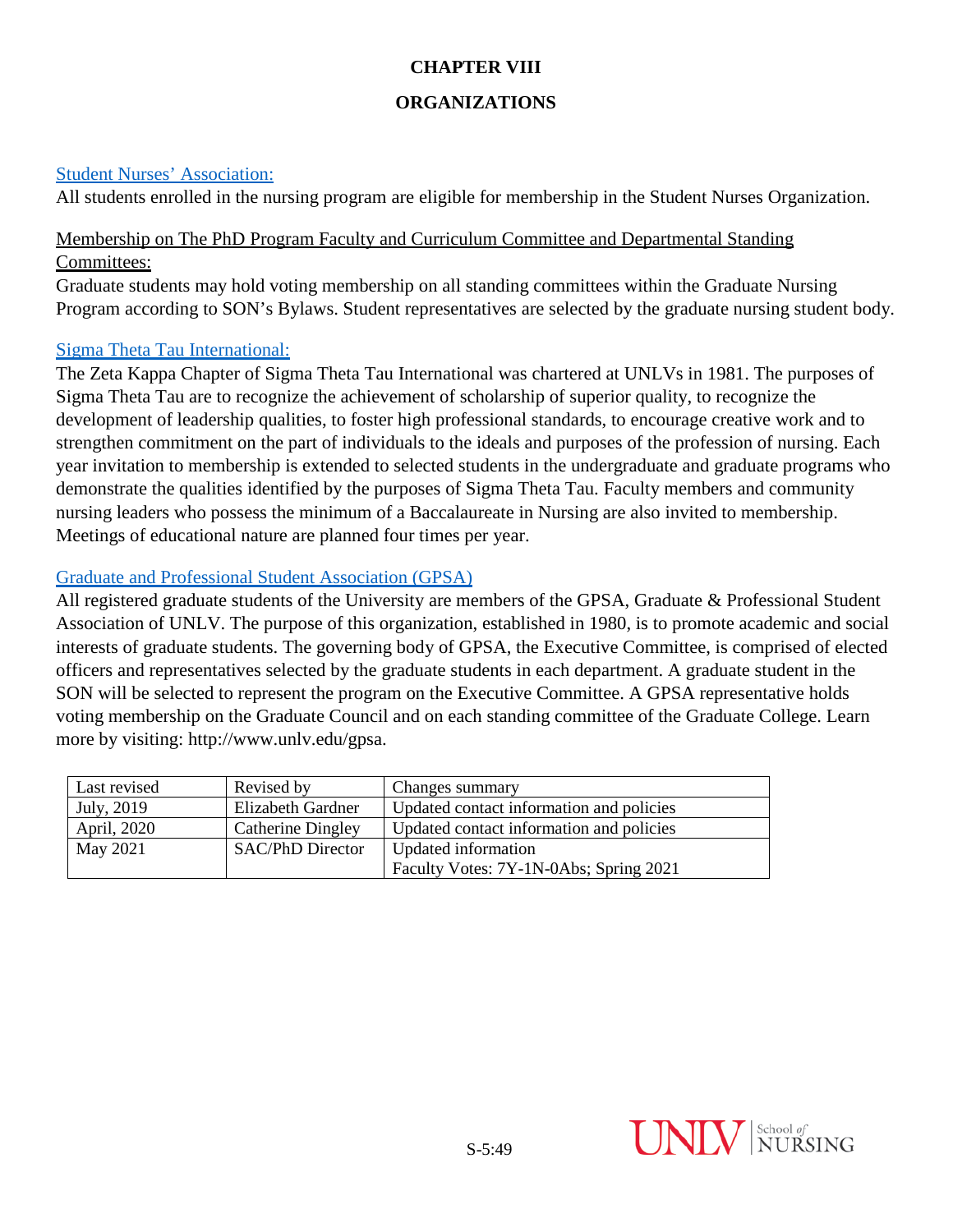# CHAPTER VIII

## ORGANIZATIONS

### Student Nurses' Association:

All students enrolled in the nursing program are eligible for membership in the Student Nurses Organization.

### Membership on The PhD Program Faculty and Curriculum Committee and Departmental Standing Committees:

Graduate students may hold voting membership on all standing committees within the Graduate Nursing Program according to SON's Bylaws. Student representatives are selected by the graduate nursing student body.

### Sigma Theta Tau International:

The Zeta Kappa Chapter of Sigma Theta Tau International was chartered at UNLVs in 1981. The purposes of Sigma Theta Tau are to recognize the achievement of scholarship of superior quality, to recognize the development of leadership qualities, to foster high professional standards, to encourage creative work and to strengthen commitment on the part of individuals to the ideals and purposes of the profession of nursing. Each year invitation to membership is extended to selected students in the undergraduate and graduate programs who demonstrate the qualities identified by the purposes of Sigma Theta Tau. Faculty members and community nursing leaders who possess the minimum of a Baccalaureate in Nursing are also invited to membership. Meetings of educational nature are planned four times per year.

### Graduate and Professional Student Association (GPSA)

All registered graduate students of the University are members of the GPSA, Graduate & Professional Student Association of UNLV. The purpose of this organization, established in 1980, is to promote academic and social interests of graduate students. The governing body of GPSA, the Executive Committee, is comprised of elected officers and representatives selected by the graduate students in each department. A graduate student in the SON will be selected to represent the program on the Executive Committee. A GPSA representative holds voting membership on the Graduate Council and on each standing committee of the Graduate College. Learn more by visiting: http://www.unlv.edu/gpsa.

| Last revised | Revised by | Changes summary |
|---|---|---|
| July, 2019 | Elizabeth Gardner | Updated contact information and policies |
| April, 2020 | Catherine Dingley | Updated contact information and policies |
| May 2021 | SAC/PhD Director | Updated information<br>Faculty Votes: 7Y-1N-0Abs; Spring 2021 |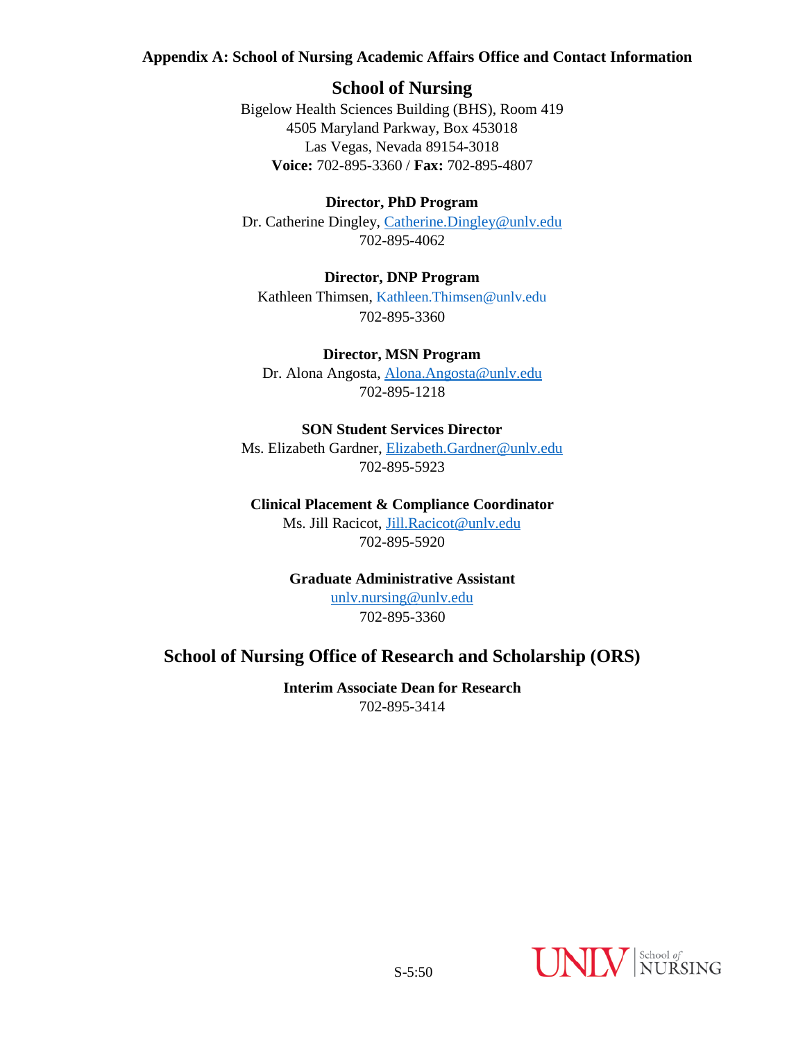**Appendix A: School of Nursing Academic Affairs Office and Contact Information**

## School of Nursing

Bigelow Health Sciences Building (BHS), Room 419
4505 Maryland Parkway, Box 453018
Las Vegas, Nevada 89154-3018
**Voice:** 702-895-3360 / **Fax:** 702-895-4807

**Director, PhD Program**
Dr. Catherine Dingley, Catherine.Dingley@unlv.edu
702-895-4062

**Director, DNP Program**
Kathleen Thimsen, Kathleen.Thimsen@unlv.edu
702-895-3360

**Director, MSN Program**
Dr. Alona Angosta, Alona.Angosta@unlv.edu
702-895-1218

**SON Student Services Director**
Ms. Elizabeth Gardner, Elizabeth.Gardner@unlv.edu
702-895-5923

**Clinical Placement & Compliance Coordinator**
Ms. Jill Racicot, Jill.Racicot@unlv.edu
702-895-5920

**Graduate Administrative Assistant**
unlv.nursing@unlv.edu
702-895-3360

## School of Nursing Office of Research and Scholarship (ORS)

**Interim Associate Dean for Research**
702-895-3414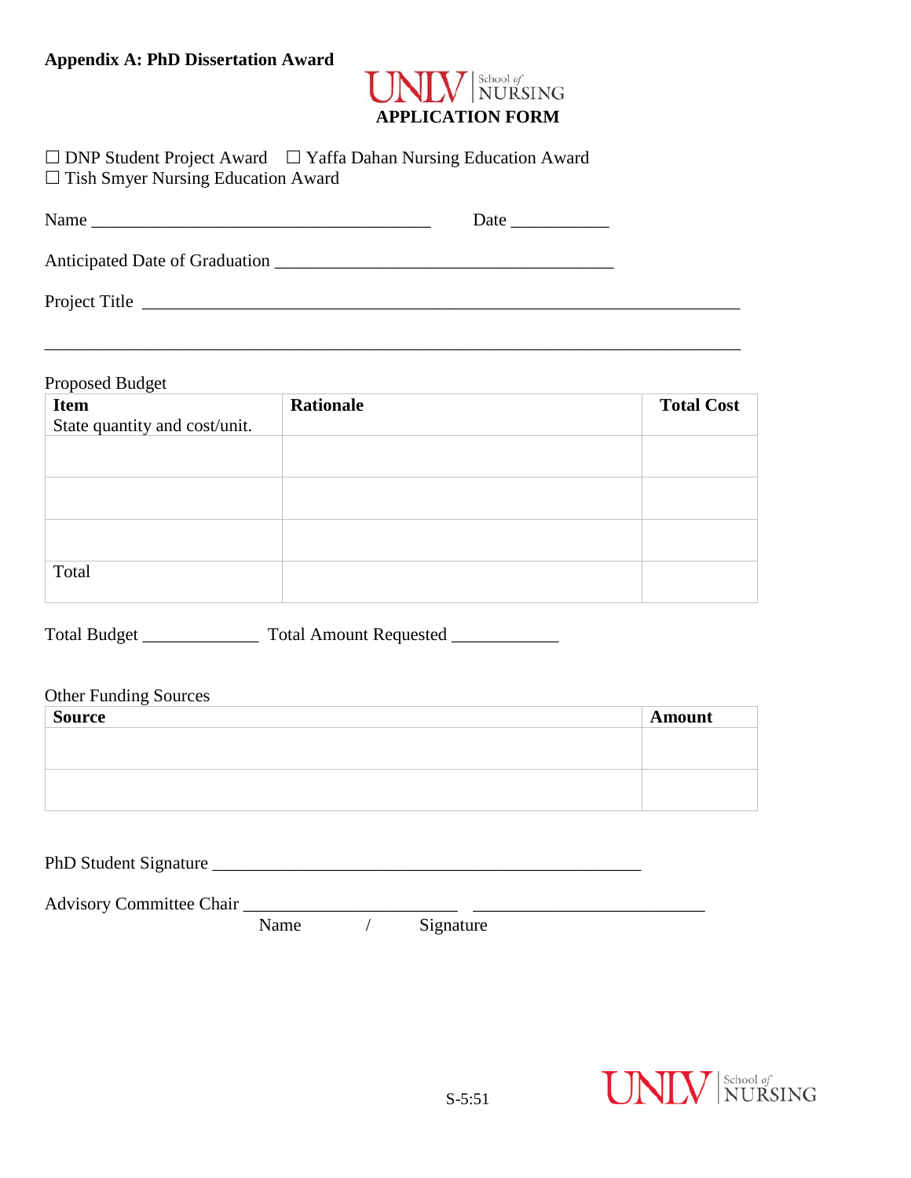**Appendix A: PhD Dissertation Award**

UNLV School of NURSING

**APPLICATION FORM**

☐ DNP Student Project Award ☐ Yaffa Dahan Nursing Education Award
☐ Tish Smyer Nursing Education Award

Name ______________________________________ Date ___________

Anticipated Date of Graduation ______________________________________

Project Title ___________________________________________________________________

___________________________________________________________________________

Proposed Budget

| **Item** State quantity and cost/unit. | **Rationale** | **Total Cost** |
|---|---|---|
| | | |
| | | |
| | | |
| Total | | |

Total Budget _____________ Total Amount Requested ___________

Other Funding Sources

| **Source** | **Amount** |
|---|---|
| | |
| | |

PhD Student Signature ________________________________________________

Advisory Committee Chair ________________________ ________________________
Name / Signature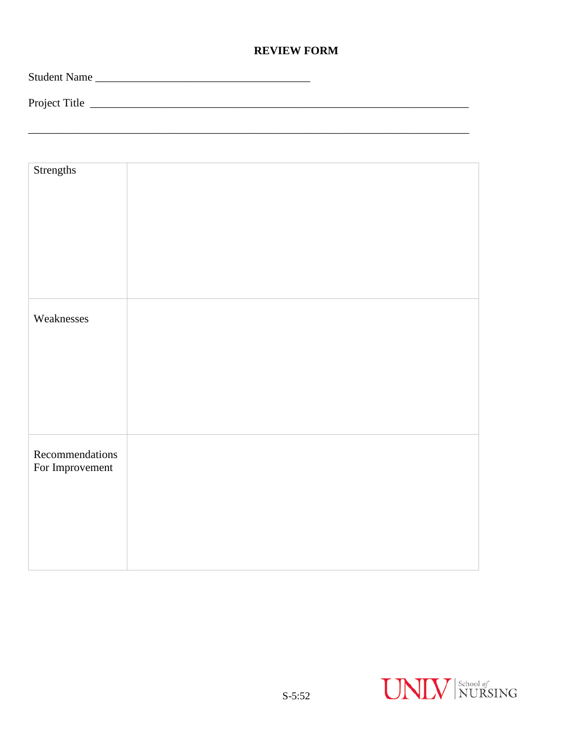# REVIEW FORM

Student Name ______________________________________

Project Title ___________________________________________________________________

_____________________________________________________________________________

| Strengths | |
|---|---|
| Weaknesses | |
| Recommendations For Improvement | |

S-5:52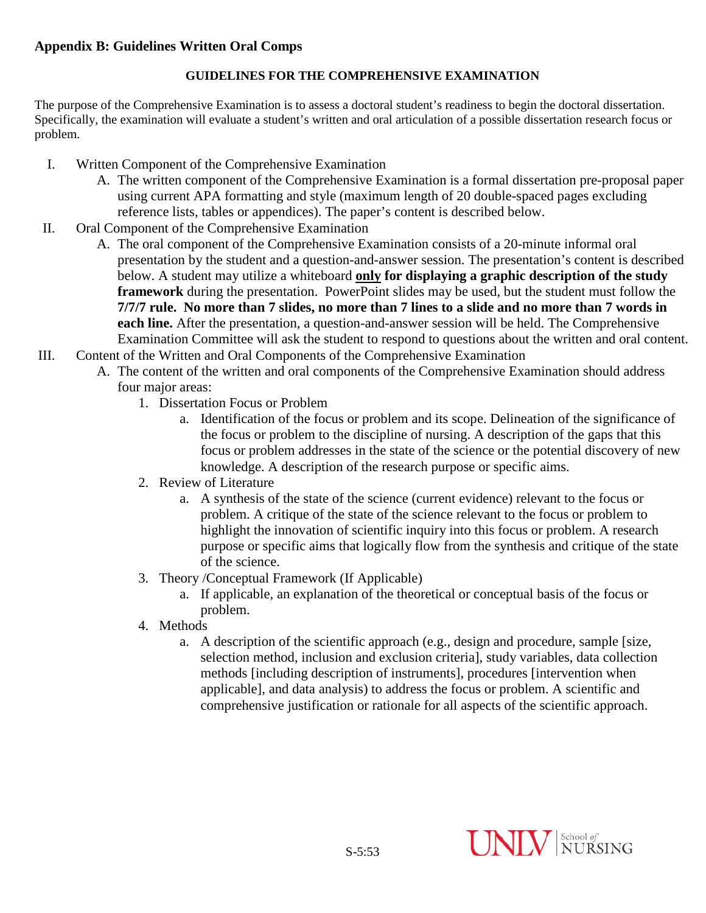**Appendix B: Guidelines Written Oral Comps**

**GUIDELINES FOR THE COMPREHENSIVE EXAMINATION**

The purpose of the Comprehensive Examination is to assess a doctoral student's readiness to begin the doctoral dissertation. Specifically, the examination will evaluate a student's written and oral articulation of a possible dissertation research focus or problem.

I. Written Component of the Comprehensive Examination
   A. The written component of the Comprehensive Examination is a formal dissertation pre-proposal paper using current APA formatting and style (maximum length of 20 double-spaced pages excluding reference lists, tables or appendices). The paper's content is described below.

II. Oral Component of the Comprehensive Examination
   A. The oral component of the Comprehensive Examination consists of a 20-minute informal oral presentation by the student and a question-and-answer session. The presentation's content is described below. A student may utilize a whiteboard **only for displaying a graphic description of the study framework** during the presentation. PowerPoint slides may be used, but the student must follow the **7/7/7 rule. No more than 7 slides, no more than 7 lines to a slide and no more than 7 words in each line.** After the presentation, a question-and-answer session will be held. The Comprehensive Examination Committee will ask the student to respond to questions about the written and oral content.

III. Content of the Written and Oral Components of the Comprehensive Examination
   A. The content of the written and oral components of the Comprehensive Examination should address four major areas:
      1. Dissertation Focus or Problem
         a. Identification of the focus or problem and its scope. Delineation of the significance of the focus or problem to the discipline of nursing. A description of the gaps that this focus or problem addresses in the state of the science or the potential discovery of new knowledge. A description of the research purpose or specific aims.
      2. Review of Literature
         a. A synthesis of the state of the science (current evidence) relevant to the focus or problem. A critique of the state of the science relevant to the focus or problem to highlight the innovation of scientific inquiry into this focus or problem. A research purpose or specific aims that logically flow from the synthesis and critique of the state of the science.
      3. Theory /Conceptual Framework (If Applicable)
         a. If applicable, an explanation of the theoretical or conceptual basis of the focus or problem.
      4. Methods
         a. A description of the scientific approach (e.g., design and procedure, sample [size, selection method, inclusion and exclusion criteria], study variables, data collection methods [including description of instruments], procedures [intervention when applicable], and data analysis) to address the focus or problem. A scientific and comprehensive justification or rationale for all aspects of the scientific approach.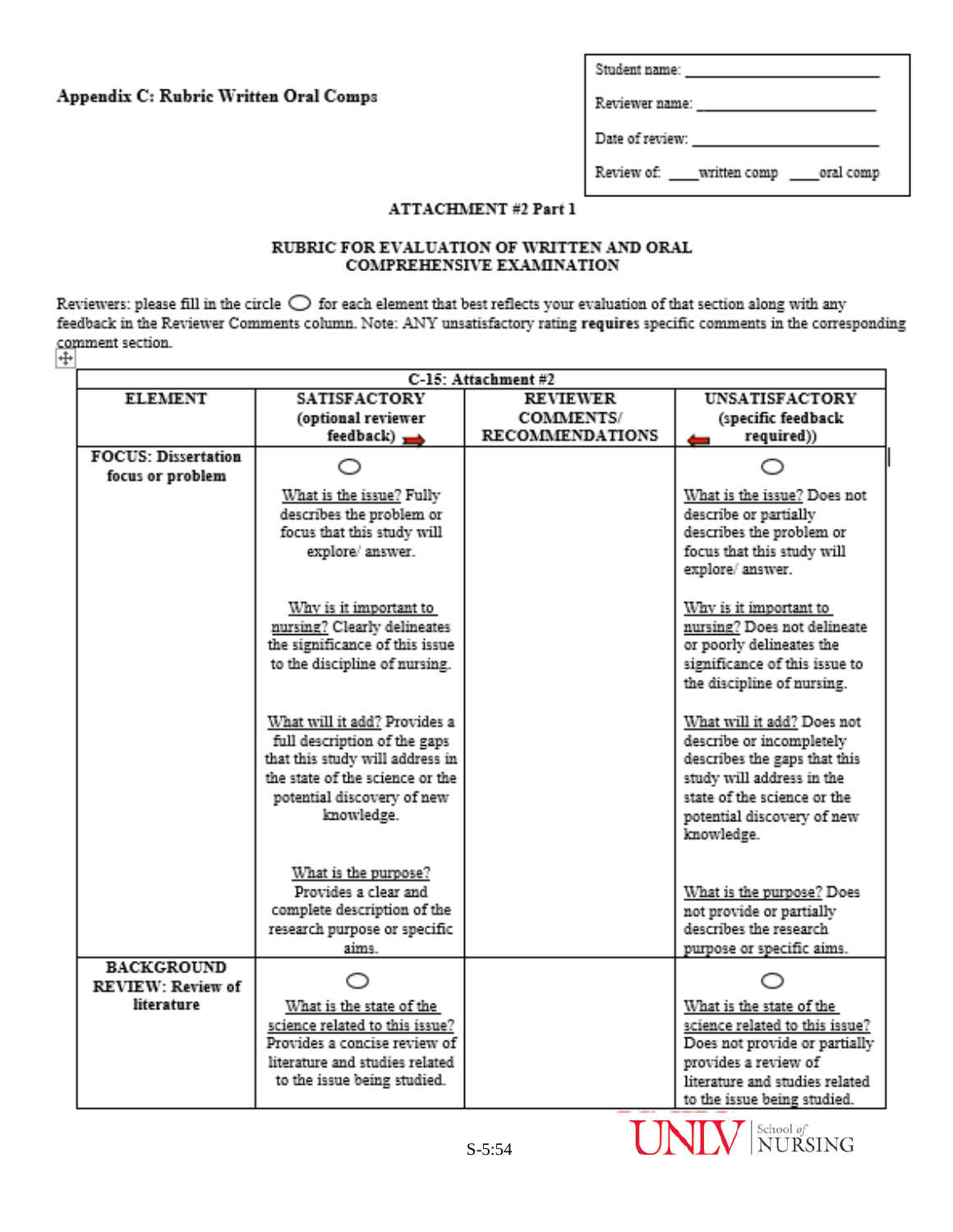**Appendix C: Rubric Written Oral Comps**

Student name: ______________________

Reviewer name: ______________________

Date of review: ______________________

Review of: ____written comp ____oral comp

**ATTACHMENT #2 Part 1**

**RUBRIC FOR EVALUATION OF WRITTEN AND ORAL COMPREHENSIVE EXAMINATION**

Reviewers: please fill in the circle ◯ for each element that best reflects your evaluation of that section along with any feedback in the Reviewer Comments column. Note: ANY unsatisfactory rating **requires** specific comments in the corresponding comment section.

| C-15: Attachment #2 | | | |
|---|---|---|---|
| **ELEMENT** | **SATISFACTORY (optional reviewer feedback)** ➡ | **REVIEWER COMMENTS/ RECOMMENDATIONS** | ⬅ **UNSATISFACTORY (specific feedback required))** |
| **FOCUS: Dissertation focus or problem** | ◯<br><br>What is the issue? Fully describes the problem or focus that this study will explore/ answer.<br><br>Why is it important to nursing? Clearly delineates the significance of this issue to the discipline of nursing.<br><br>What will it add? Provides a full description of the gaps that this study will address in the state of the science or the potential discovery of new knowledge.<br><br>What is the purpose? Provides a clear and complete description of the research purpose or specific aims. | | ◯<br><br>What is the issue? Does not describe or partially describes the problem or focus that this study will explore/ answer.<br><br>Why is it important to nursing? Does not delineate or poorly delineates the significance of this issue to the discipline of nursing.<br><br>What will it add? Does not describe or incompletely describes the gaps that this study will address in the state of the science or the potential discovery of new knowledge.<br><br>What is the purpose? Does not provide or partially describes the research purpose or specific aims. |
| **BACKGROUND REVIEW: Review of literature** | ◯<br><br>What is the state of the science related to this issue? Provides a concise review of literature and studies related to the issue being studied. | | ◯<br><br>What is the state of the science related to this issue? Does not provide or partially provides a review of literature and studies related to the issue being studied. |

S-5:54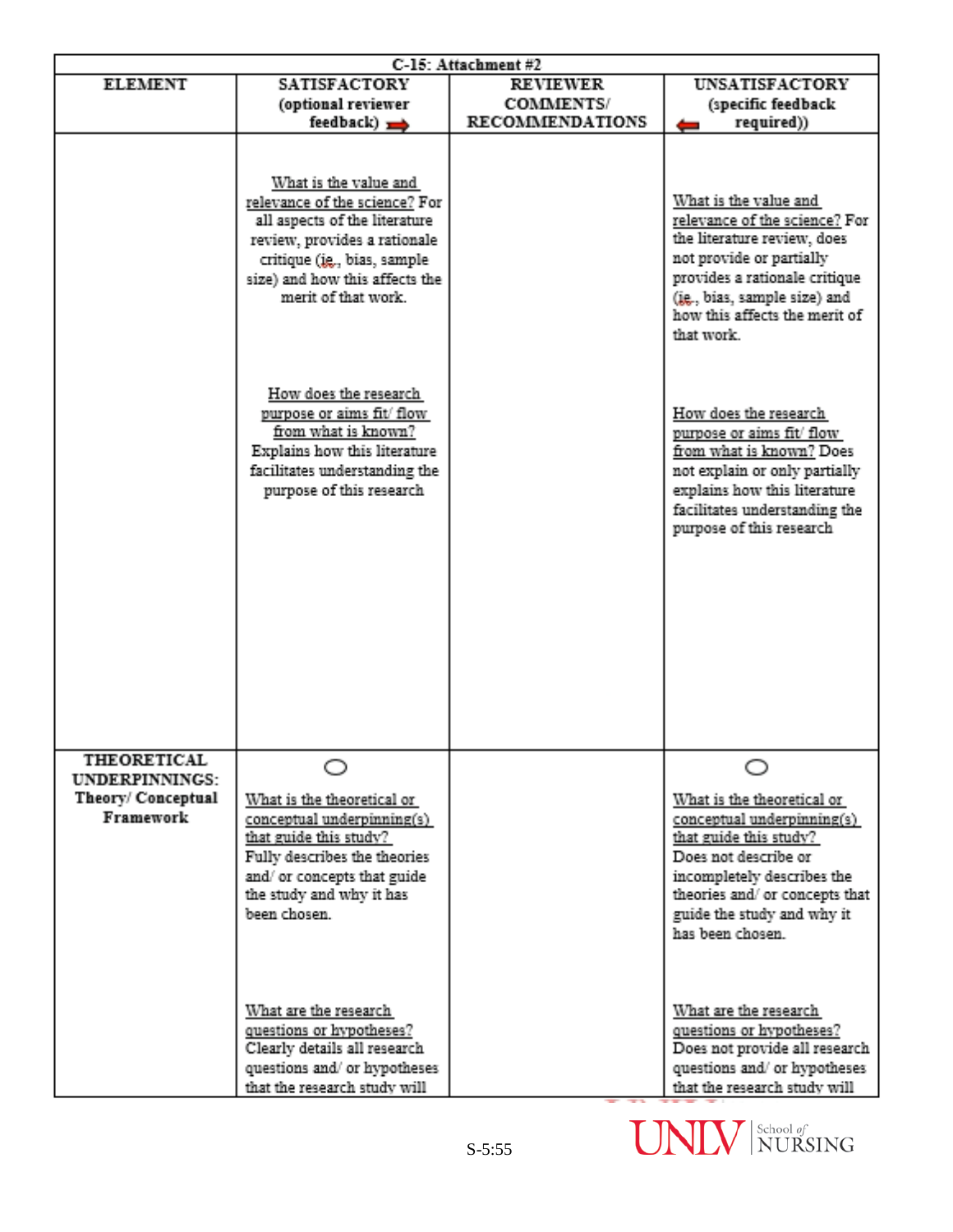| C-15: Attachment #2 | | | |
|---|---|---|---|
| **ELEMENT** | **SATISFACTORY (optional reviewer feedback)** ➡ | **REVIEWER COMMENTS/ RECOMMENDATIONS** | ⬅ **UNSATISFACTORY (specific feedback required))** |
| | What is the value and relevance of the science? For all aspects of the literature review, provides a rationale critique (ie., bias, sample size) and how this affects the merit of that work.<br><br>How does the research purpose or aims fit/ flow from what is known? Explains how this literature facilitates understanding the purpose of this research | | What is the value and relevance of the science? For the literature review, does not provide or partially provides a rationale critique (ie., bias, sample size) and how this affects the merit of that work.<br><br>How does the research purpose or aims fit/ flow from what is known? Does not explain or only partially explains how this literature facilitates understanding the purpose of this research |
| **THEORETICAL UNDERPINNINGS: Theory/ Conceptual Framework** | ○<br>What is the theoretical or conceptual underpinning(s) that guide this study? Fully describes the theories and/ or concepts that guide the study and why it has been chosen.<br><br>What are the research questions or hypotheses? Clearly details all research questions and/ or hypotheses that the research study will | | ○<br>What is the theoretical or conceptual underpinning(s) that guide this study? Does not describe or incompletely describes the theories and/ or concepts that guide the study and why it has been chosen.<br><br>What are the research questions or hypotheses? Does not provide all research questions and/ or hypotheses that the research study will |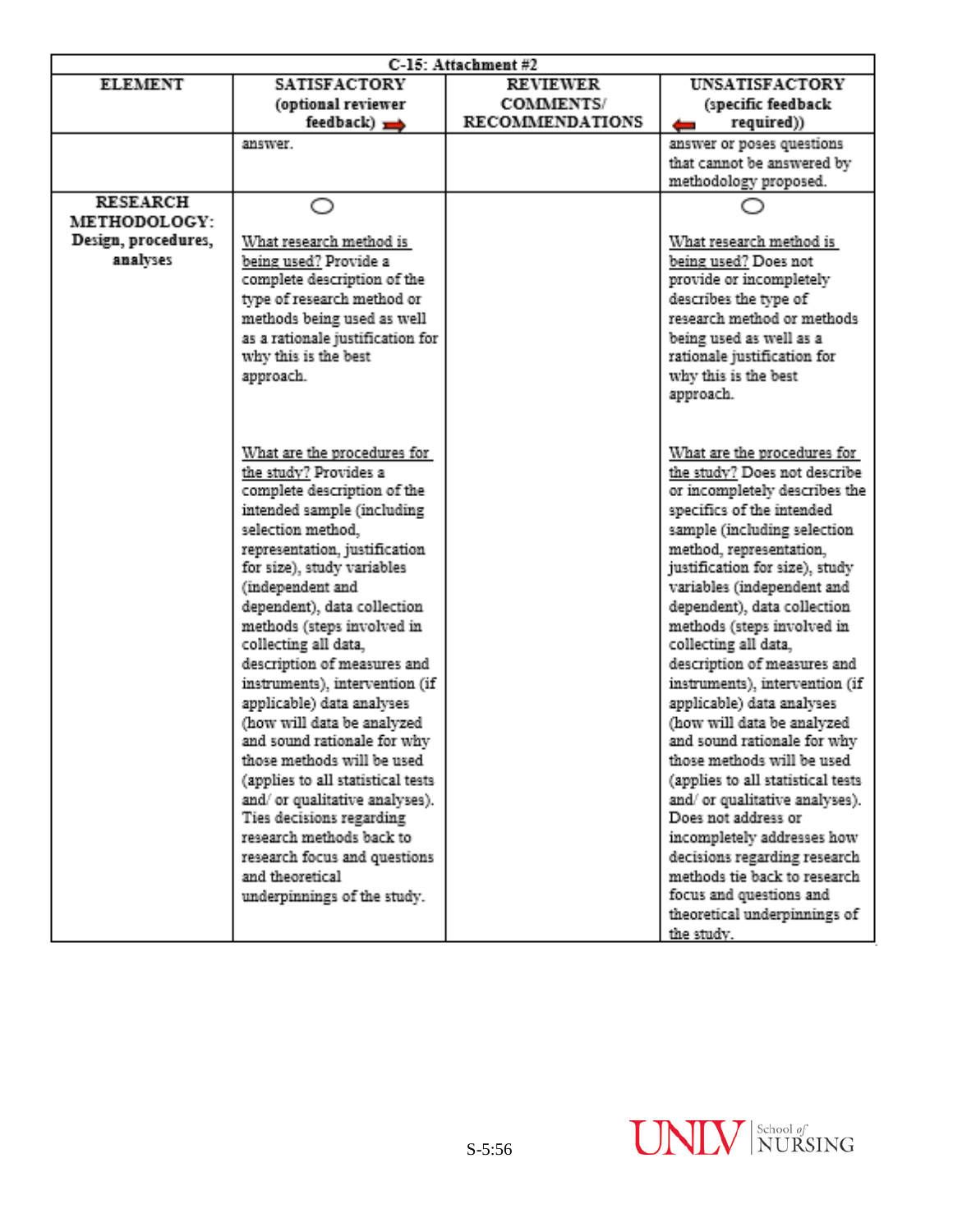| C-15: Attachment #2 | | | |
|---|---|---|---|
| **ELEMENT** | **SATISFACTORY (optional reviewer feedback)** ➡ | **REVIEWER COMMENTS/ RECOMMENDATIONS** | ⬅ **UNSATISFACTORY (specific feedback required))** |
| | answer. | | answer or poses questions that cannot be answered by methodology proposed. |
| **RESEARCH METHODOLOGY: Design, procedures, analyses** | ○<br><br>What research method is being used? Provide a complete description of the type of research method or methods being used as well as a rationale justification for why this is the best approach.<br><br>What are the procedures for the study? Provides a complete description of the intended sample (including selection method, representation, justification for size), study variables (independent and dependent), data collection methods (steps involved in collecting all data, description of measures and instruments), intervention (if applicable) data analyses (how will data be analyzed and sound rationale for why those methods will be used (applies to all statistical tests and/ or qualitative analyses). Ties decisions regarding research methods back to research focus and questions and theoretical underpinnings of the study. | | ○<br><br>What research method is being used? Does not provide or incompletely describes the type of research method or methods being used as well as a rationale justification for why this is the best approach.<br><br>What are the procedures for the study? Does not describe or incompletely describes the specifics of the intended sample (including selection method, representation, justification for size), study variables (independent and dependent), data collection methods (steps involved in collecting all data, description of measures and instruments), intervention (if applicable) data analyses (how will data be analyzed and sound rationale for why those methods will be used (applies to all statistical tests and/ or qualitative analyses). Does not address or incompletely addresses how decisions regarding research methods tie back to research focus and questions and theoretical underpinnings of the study. |

S-5:56